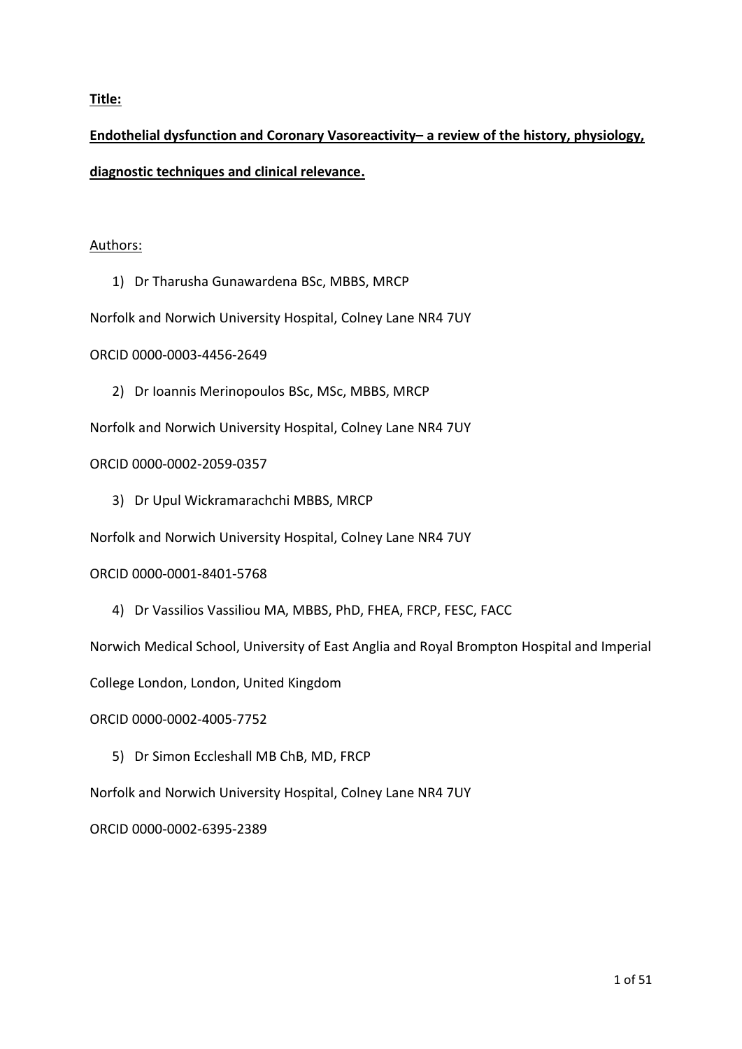**Title:**

**Endothelial dysfunction and Coronary Vasoreactivity– a review of the history, physiology, diagnostic techniques and clinical relevance.**

Authors:

1) Dr Tharusha Gunawardena BSc, MBBS, MRCP

Norfolk and Norwich University Hospital, Colney Lane NR4 7UY

ORCID 0000-0003-4456-2649

2) Dr Ioannis Merinopoulos BSc, MSc, MBBS, MRCP

Norfolk and Norwich University Hospital, Colney Lane NR4 7UY

ORCID 0000-0002-2059-0357

3) Dr Upul Wickramarachchi MBBS, MRCP

Norfolk and Norwich University Hospital, Colney Lane NR4 7UY

ORCID 0000-0001-8401-5768

4) Dr Vassilios Vassiliou MA, MBBS, PhD, FHEA, FRCP, FESC, FACC

Norwich Medical School, University of East Anglia and Royal Brompton Hospital and Imperial College London, London, United Kingdom

ORCID 0000-0002-4005-7752

5) Dr Simon Eccleshall MB ChB, MD, FRCP

Norfolk and Norwich University Hospital, Colney Lane NR4 7UY

ORCID 0000-0002-6395-2389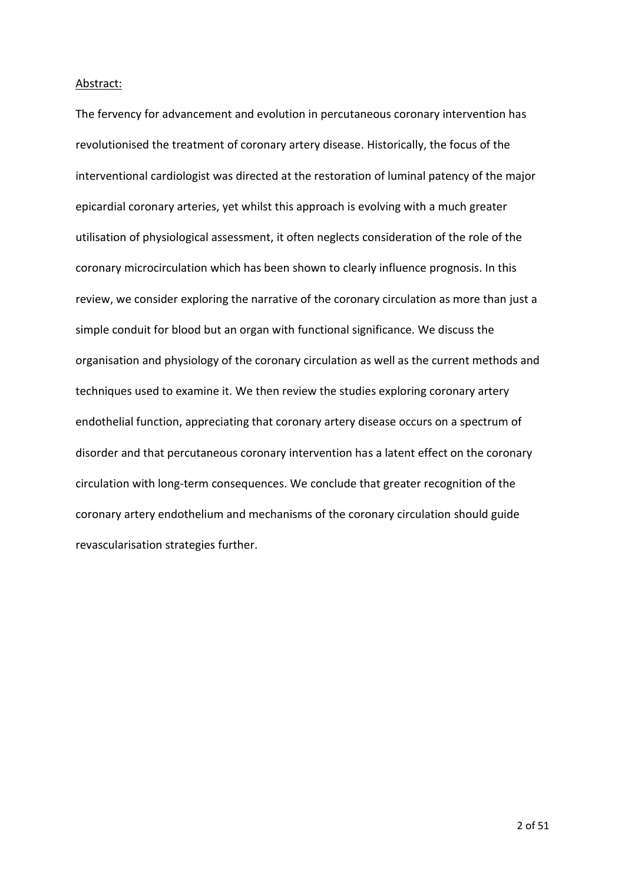Abstract:

The fervency for advancement and evolution in percutaneous coronary intervention has revolutionised the treatment of coronary artery disease. Historically, the focus of the interventional cardiologist was directed at the restoration of luminal patency of the major epicardial coronary arteries, yet whilst this approach is evolving with a much greater utilisation of physiological assessment, it often neglects consideration of the role of the coronary microcirculation which has been shown to clearly influence prognosis. In this review, we consider exploring the narrative of the coronary circulation as more than just a simple conduit for blood but an organ with functional significance. We discuss the organisation and physiology of the coronary circulation as well as the current methods and techniques used to examine it. We then review the studies exploring coronary artery endothelial function, appreciating that coronary artery disease occurs on a spectrum of disorder and that percutaneous coronary intervention has a latent effect on the coronary circulation with long-term consequences. We conclude that greater recognition of the coronary artery endothelium and mechanisms of the coronary circulation should guide revascularisation strategies further.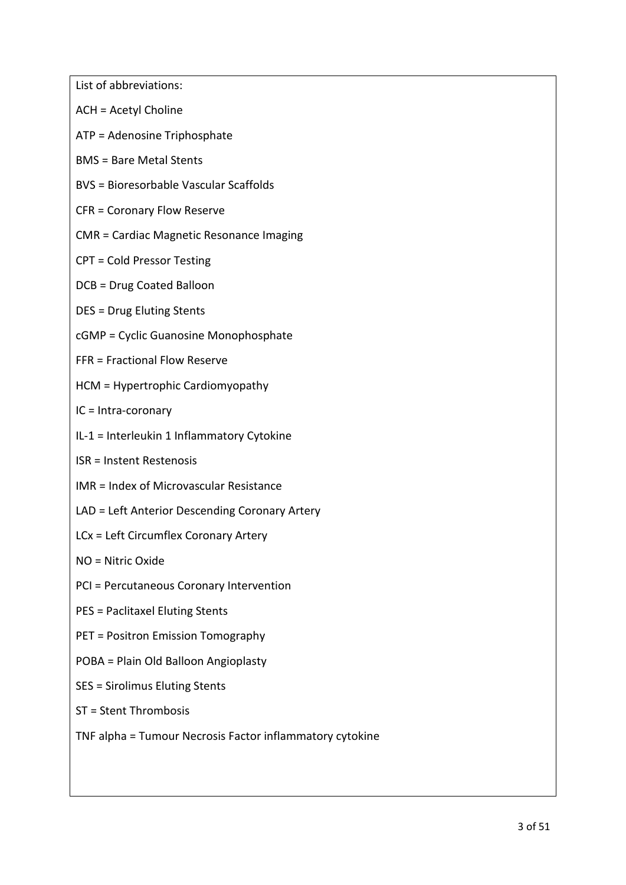List of abbreviations:

ACH = Acetyl Choline

ATP = Adenosine Triphosphate

BMS = Bare Metal Stents

BVS = Bioresorbable Vascular Scaffolds

CFR = Coronary Flow Reserve

CMR = Cardiac Magnetic Resonance Imaging

CPT = Cold Pressor Testing

DCB = Drug Coated Balloon

DES = Drug Eluting Stents

cGMP = Cyclic Guanosine Monophosphate

FFR = Fractional Flow Reserve

HCM = Hypertrophic Cardiomyopathy

IC = Intra-coronary

IL-1 = Interleukin 1 Inflammatory Cytokine

ISR = Instent Restenosis

IMR = Index of Microvascular Resistance

LAD = Left Anterior Descending Coronary Artery

LCx = Left Circumflex Coronary Artery

NO = Nitric Oxide

PCI = Percutaneous Coronary Intervention

PES = Paclitaxel Eluting Stents

PET = Positron Emission Tomography

POBA = Plain Old Balloon Angioplasty

SES = Sirolimus Eluting Stents

ST = Stent Thrombosis

TNF alpha = Tumour Necrosis Factor inflammatory cytokine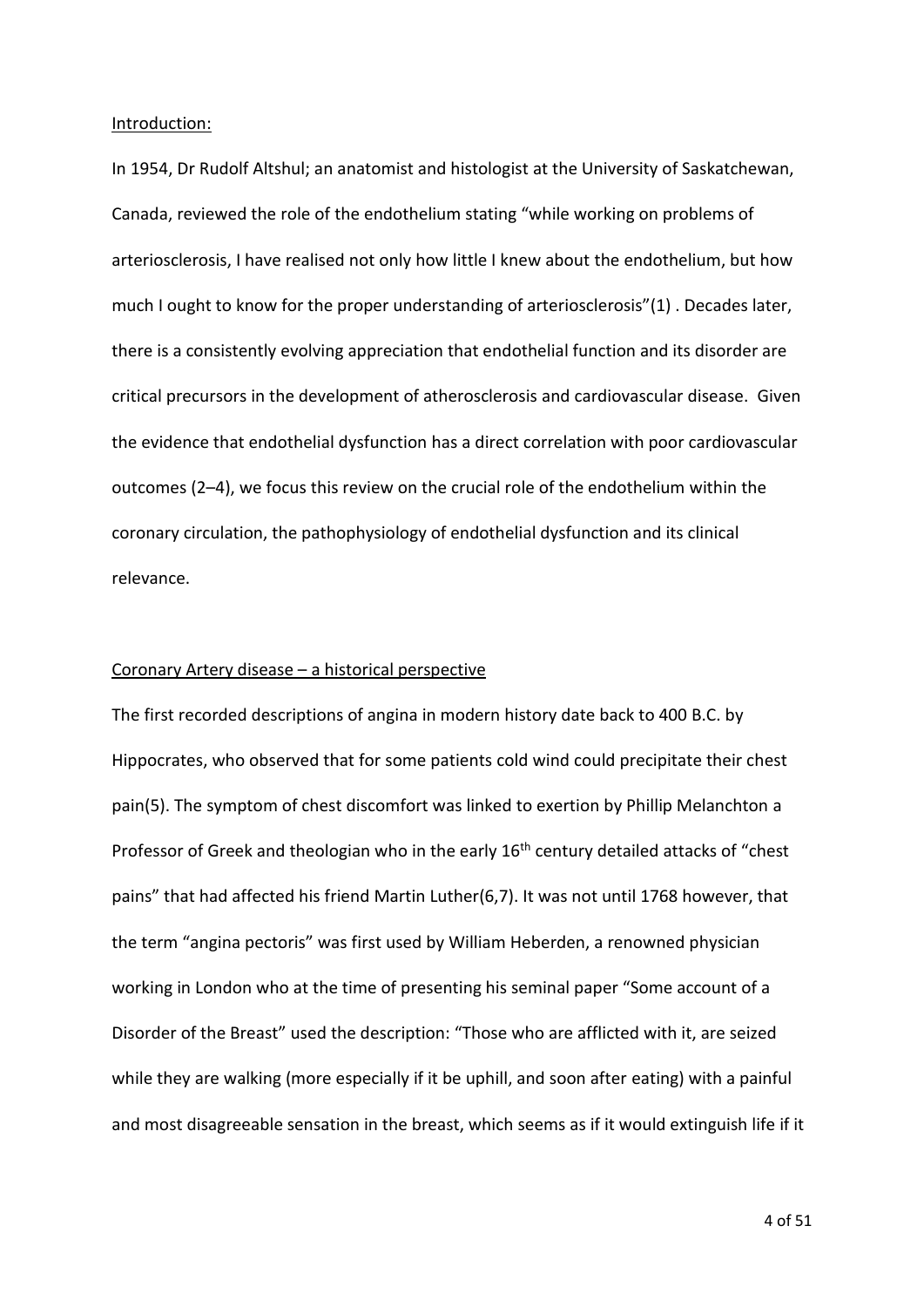## Introduction:

In 1954, Dr Rudolf Altshul; an anatomist and histologist at the University of Saskatchewan, Canada, reviewed the role of the endothelium stating "while working on problems of arteriosclerosis, I have realised not only how little I knew about the endothelium, but how much I ought to know for the proper understanding of arteriosclerosis"(1) . Decades later, there is a consistently evolving appreciation that endothelial function and its disorder are critical precursors in the development of atherosclerosis and cardiovascular disease. Given the evidence that endothelial dysfunction has a direct correlation with poor cardiovascular outcomes (2–4), we focus this review on the crucial role of the endothelium within the coronary circulation, the pathophysiology of endothelial dysfunction and its clinical relevance.

## Coronary Artery disease – a historical perspective

The first recorded descriptions of angina in modern history date back to 400 B.C. by Hippocrates, who observed that for some patients cold wind could precipitate their chest pain(5). The symptom of chest discomfort was linked to exertion by Phillip Melanchton a Professor of Greek and theologian who in the early 16th century detailed attacks of "chest pains" that had affected his friend Martin Luther(6,7). It was not until 1768 however, that the term "angina pectoris" was first used by William Heberden, a renowned physician working in London who at the time of presenting his seminal paper "Some account of a Disorder of the Breast" used the description: "Those who are afflicted with it, are seized while they are walking (more especially if it be uphill, and soon after eating) with a painful and most disagreeable sensation in the breast, which seems as if it would extinguish life if it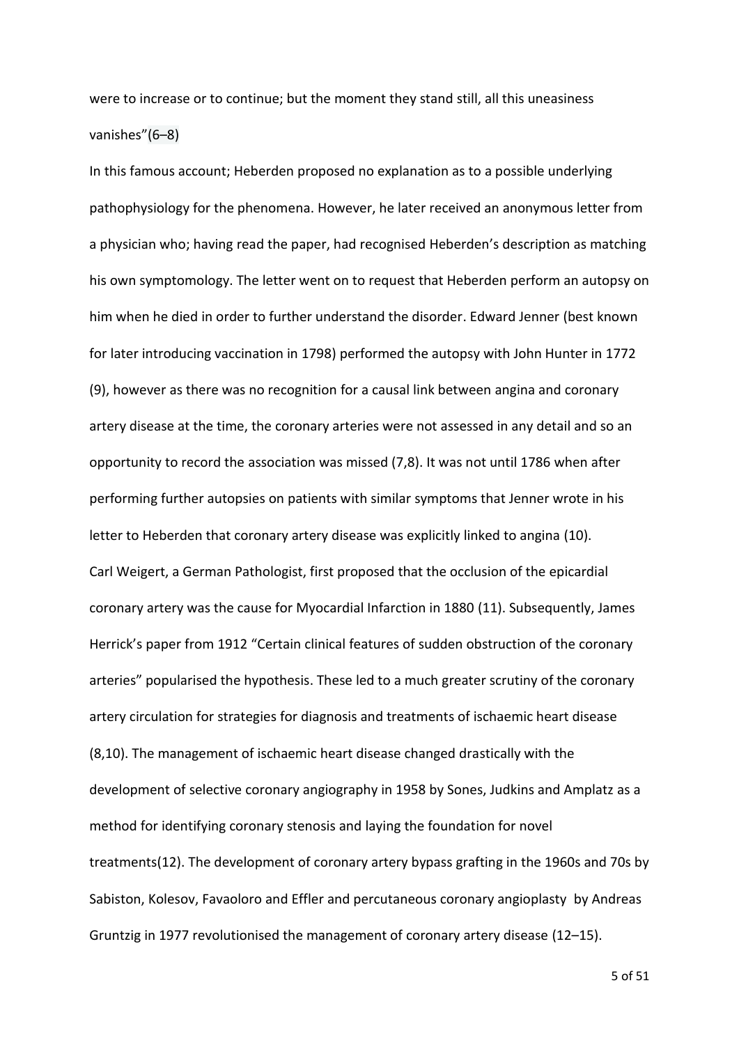were to increase or to continue; but the moment they stand still, all this uneasiness vanishes"(6–8)

In this famous account; Heberden proposed no explanation as to a possible underlying pathophysiology for the phenomena. However, he later received an anonymous letter from a physician who; having read the paper, had recognised Heberden's description as matching his own symptomology. The letter went on to request that Heberden perform an autopsy on him when he died in order to further understand the disorder. Edward Jenner (best known for later introducing vaccination in 1798) performed the autopsy with John Hunter in 1772 (9), however as there was no recognition for a causal link between angina and coronary artery disease at the time, the coronary arteries were not assessed in any detail and so an opportunity to record the association was missed (7,8). It was not until 1786 when after performing further autopsies on patients with similar symptoms that Jenner wrote in his letter to Heberden that coronary artery disease was explicitly linked to angina (10).

Carl Weigert, a German Pathologist, first proposed that the occlusion of the epicardial coronary artery was the cause for Myocardial Infarction in 1880 (11). Subsequently, James Herrick's paper from 1912 "Certain clinical features of sudden obstruction of the coronary arteries" popularised the hypothesis. These led to a much greater scrutiny of the coronary artery circulation for strategies for diagnosis and treatments of ischaemic heart disease (8,10). The management of ischaemic heart disease changed drastically with the development of selective coronary angiography in 1958 by Sones, Judkins and Amplatz as a method for identifying coronary stenosis and laying the foundation for novel treatments(12). The development of coronary artery bypass grafting in the 1960s and 70s by Sabiston, Kolesov, Favaoloro and Effler and percutaneous coronary angioplasty by Andreas Gruntzig in 1977 revolutionised the management of coronary artery disease (12–15).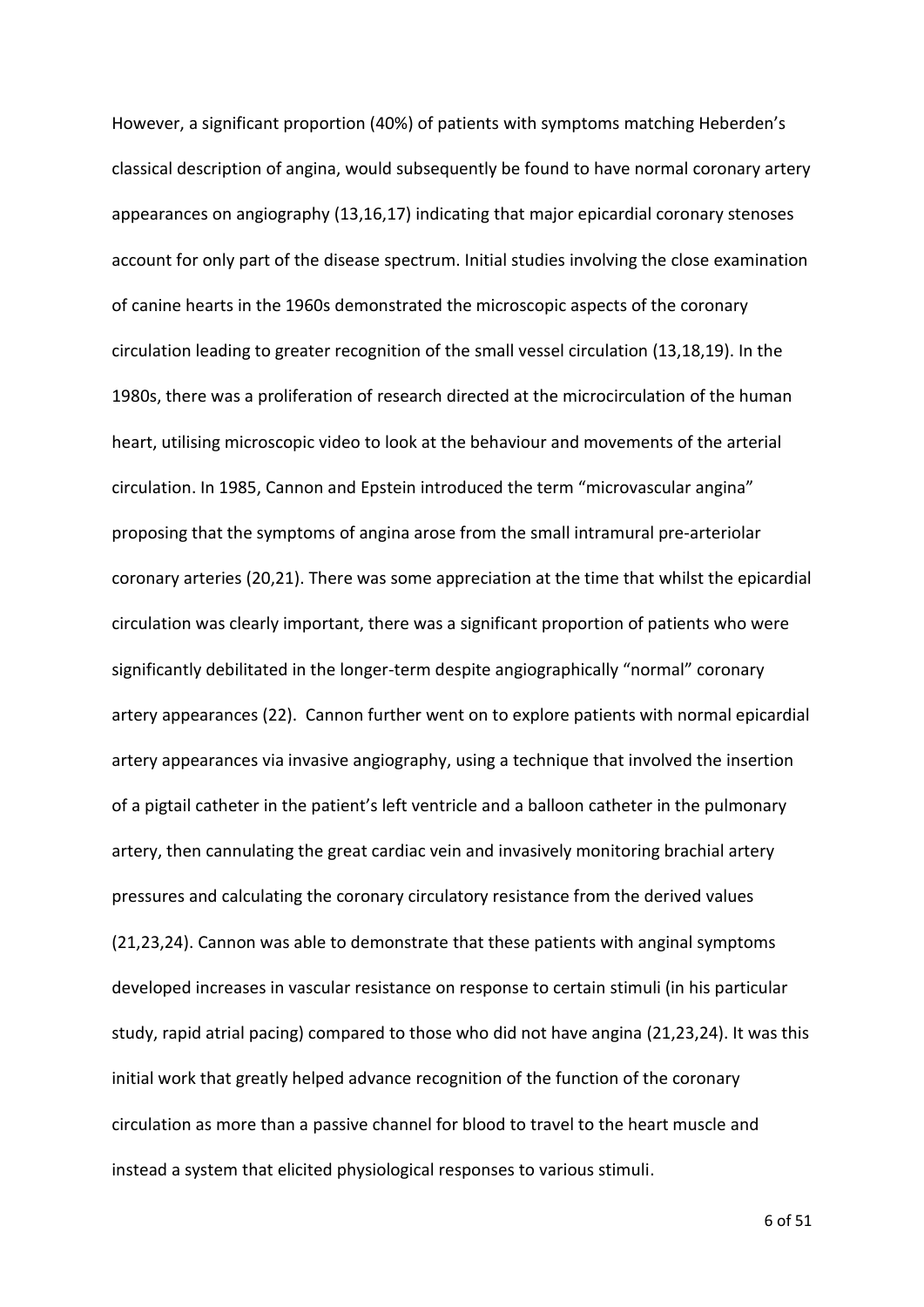However, a significant proportion (40%) of patients with symptoms matching Heberden's classical description of angina, would subsequently be found to have normal coronary artery appearances on angiography (13,16,17) indicating that major epicardial coronary stenoses account for only part of the disease spectrum. Initial studies involving the close examination of canine hearts in the 1960s demonstrated the microscopic aspects of the coronary circulation leading to greater recognition of the small vessel circulation (13,18,19). In the 1980s, there was a proliferation of research directed at the microcirculation of the human heart, utilising microscopic video to look at the behaviour and movements of the arterial circulation. In 1985, Cannon and Epstein introduced the term "microvascular angina" proposing that the symptoms of angina arose from the small intramural pre-arteriolar coronary arteries (20,21). There was some appreciation at the time that whilst the epicardial circulation was clearly important, there was a significant proportion of patients who were significantly debilitated in the longer-term despite angiographically "normal" coronary artery appearances (22). Cannon further went on to explore patients with normal epicardial artery appearances via invasive angiography, using a technique that involved the insertion of a pigtail catheter in the patient's left ventricle and a balloon catheter in the pulmonary artery, then cannulating the great cardiac vein and invasively monitoring brachial artery pressures and calculating the coronary circulatory resistance from the derived values (21,23,24). Cannon was able to demonstrate that these patients with anginal symptoms developed increases in vascular resistance on response to certain stimuli (in his particular study, rapid atrial pacing) compared to those who did not have angina (21,23,24). It was this initial work that greatly helped advance recognition of the function of the coronary circulation as more than a passive channel for blood to travel to the heart muscle and instead a system that elicited physiological responses to various stimuli.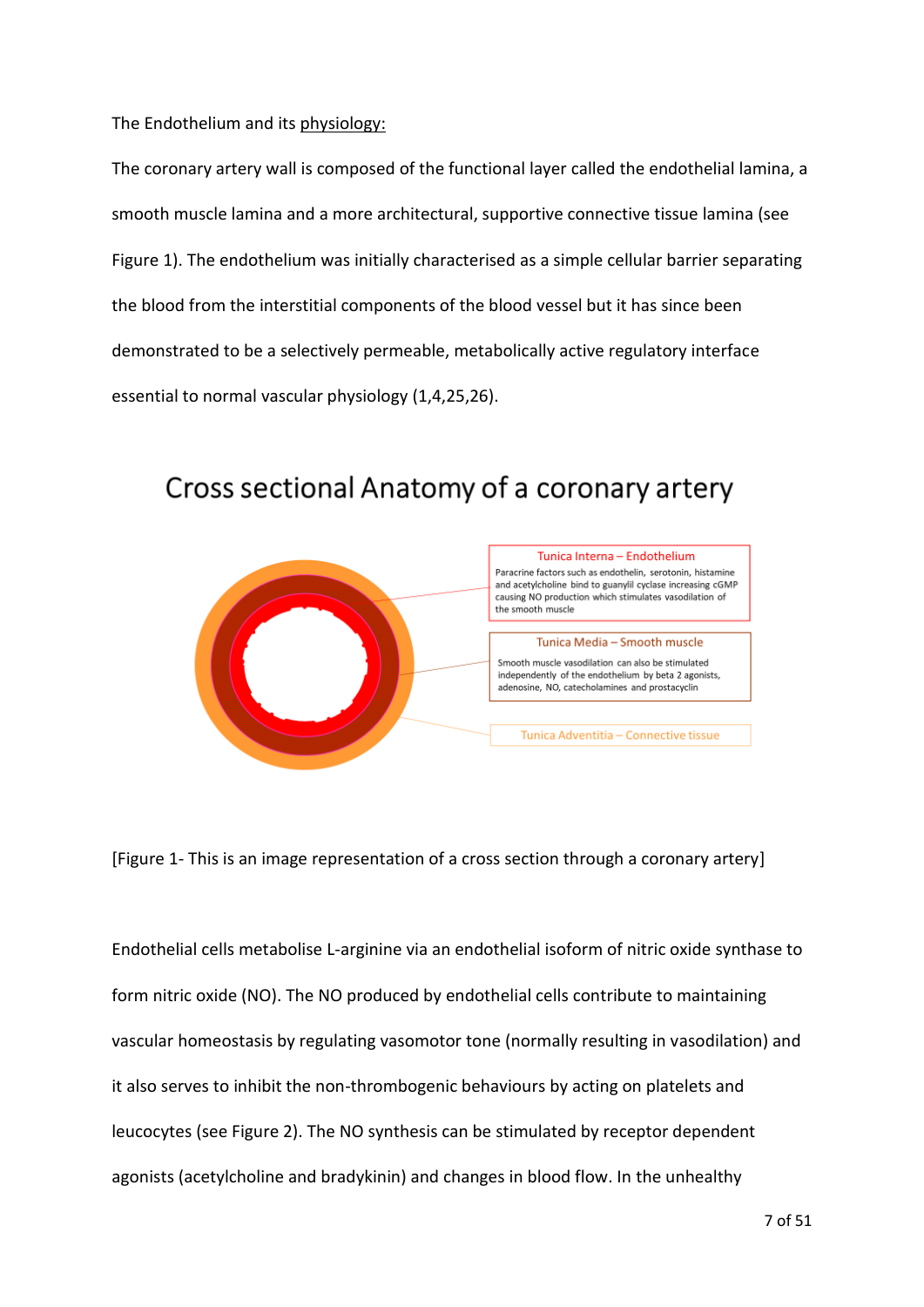The Endothelium and its physiology:

The coronary artery wall is composed of the functional layer called the endothelial lamina, a smooth muscle lamina and a more architectural, supportive connective tissue lamina (see Figure 1). The endothelium was initially characterised as a simple cellular barrier separating the blood from the interstitial components of the blood vessel but it has since been demonstrated to be a selectively permeable, metabolically active regulatory interface essential to normal vascular physiology (1,4,25,26).

Cross sectional Anatomy of a coronary artery

Tunica Interna – Endothelium
Paracrine factors such as endothelin, serotonin, histamine and acetylcholine bind to guanylil cyclase increasing cGMP causing NO production which stimulates vasodilation of the smooth muscle

Tunica Media – Smooth muscle
Smooth muscle vasodilation can also be stimulated independently of the endothelium by beta 2 agonists, adenosine, NO, catecholamines and prostacyclin

Tunica Adventitia – Connective tissue

[Figure 1- This is an image representation of a cross section through a coronary artery]

Endothelial cells metabolise L-arginine via an endothelial isoform of nitric oxide synthase to form nitric oxide (NO). The NO produced by endothelial cells contribute to maintaining vascular homeostasis by regulating vasomotor tone (normally resulting in vasodilation) and it also serves to inhibit the non-thrombogenic behaviours by acting on platelets and leucocytes (see Figure 2). The NO synthesis can be stimulated by receptor dependent agonists (acetylcholine and bradykinin) and changes in blood flow. In the unhealthy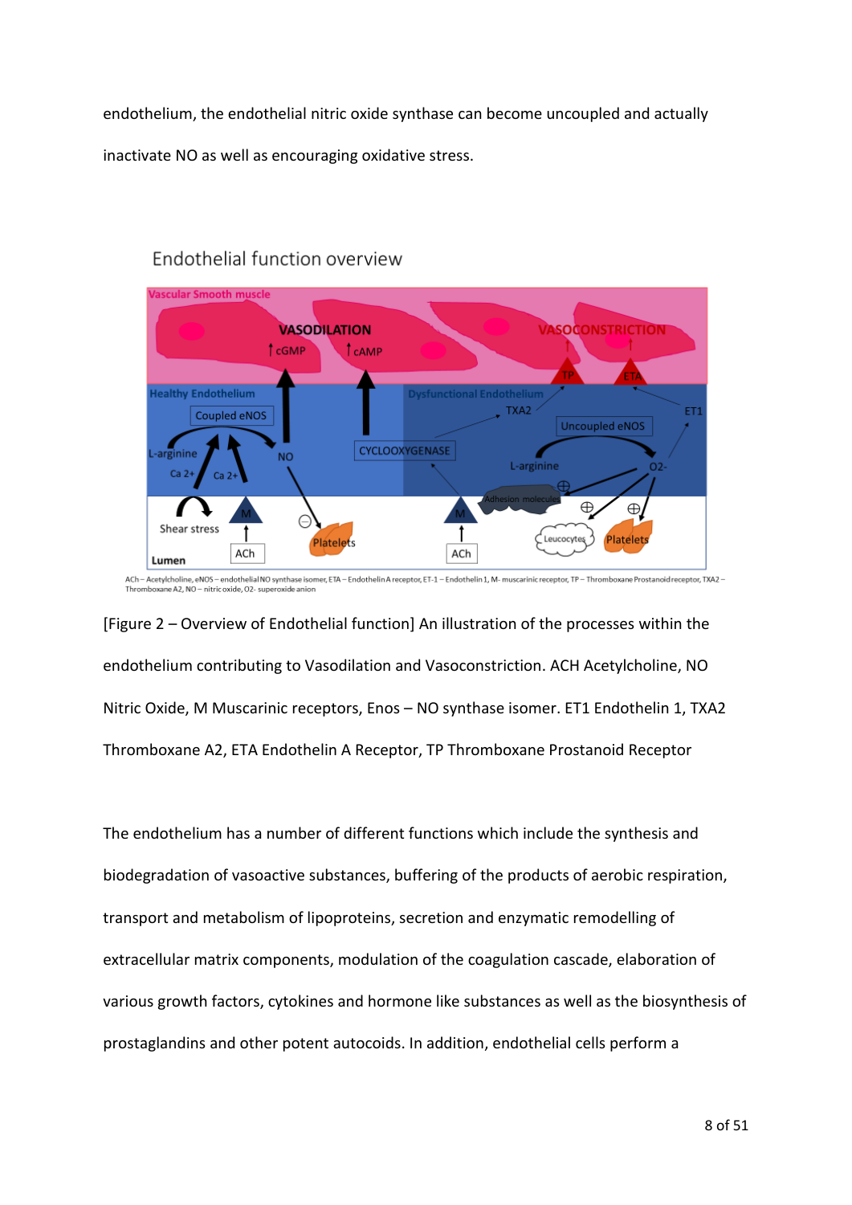endothelium, the endothelial nitric oxide synthase can become uncoupled and actually inactivate NO as well as encouraging oxidative stress.

Endothelial function overview

ACh – Acetylcholine, eNOS – endothelial NO synthase isomer, ETA – Endothelin A receptor, ET-1 – Endothelin 1, M- muscarinic receptor, TP – Thromboxane Prostanoid receptor, TXA2 – Thromboxane A2, NO – nitric oxide, O2- superoxide anion

[Figure 2 – Overview of Endothelial function] An illustration of the processes within the endothelium contributing to Vasodilation and Vasoconstriction. ACH Acetylcholine, NO Nitric Oxide, M Muscarinic receptors, Enos – NO synthase isomer. ET1 Endothelin 1, TXA2 Thromboxane A2, ETA Endothelin A Receptor, TP Thromboxane Prostanoid Receptor

The endothelium has a number of different functions which include the synthesis and biodegradation of vasoactive substances, buffering of the products of aerobic respiration, transport and metabolism of lipoproteins, secretion and enzymatic remodelling of extracellular matrix components, modulation of the coagulation cascade, elaboration of various growth factors, cytokines and hormone like substances as well as the biosynthesis of prostaglandins and other potent autocoids. In addition, endothelial cells perform a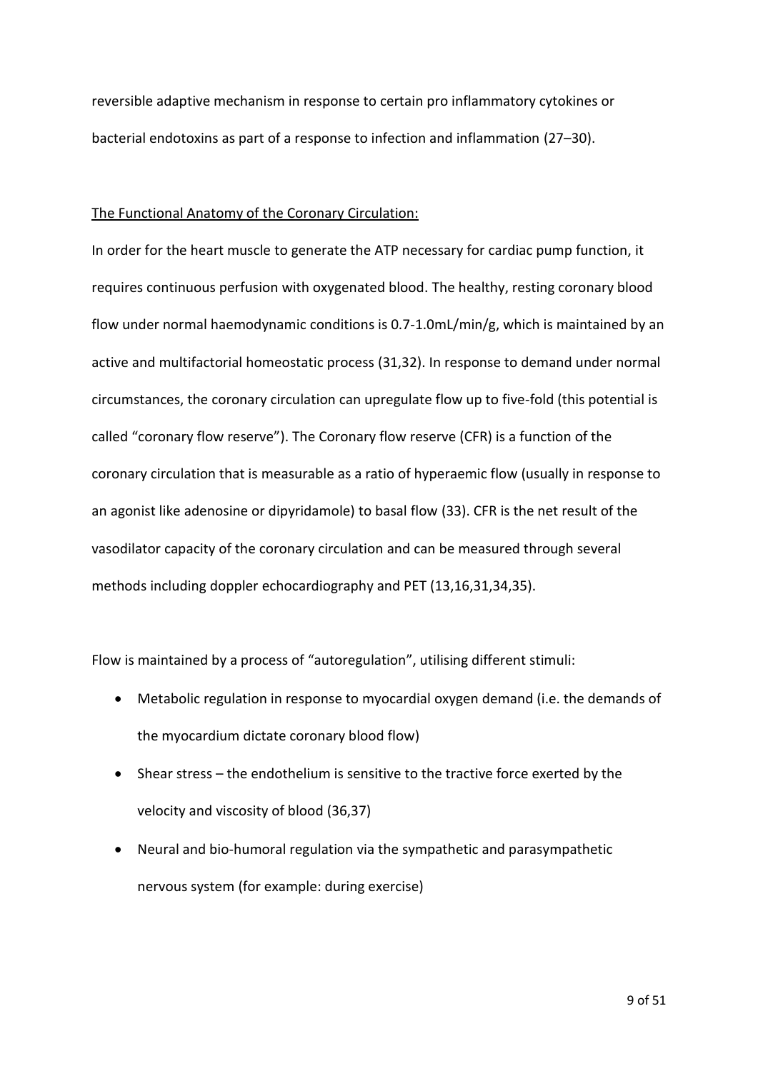reversible adaptive mechanism in response to certain pro inflammatory cytokines or bacterial endotoxins as part of a response to infection and inflammation (27–30).

<u>The Functional Anatomy of the Coronary Circulation:</u>

In order for the heart muscle to generate the ATP necessary for cardiac pump function, it requires continuous perfusion with oxygenated blood. The healthy, resting coronary blood flow under normal haemodynamic conditions is 0.7-1.0mL/min/g, which is maintained by an active and multifactorial homeostatic process (31,32). In response to demand under normal circumstances, the coronary circulation can upregulate flow up to five-fold (this potential is called "coronary flow reserve"). The Coronary flow reserve (CFR) is a function of the coronary circulation that is measurable as a ratio of hyperaemic flow (usually in response to an agonist like adenosine or dipyridamole) to basal flow (33). CFR is the net result of the vasodilator capacity of the coronary circulation and can be measured through several methods including doppler echocardiography and PET (13,16,31,34,35).

Flow is maintained by a process of "autoregulation", utilising different stimuli:

- Metabolic regulation in response to myocardial oxygen demand (i.e. the demands of the myocardium dictate coronary blood flow)
- Shear stress – the endothelium is sensitive to the tractive force exerted by the velocity and viscosity of blood (36,37)
- Neural and bio-humoral regulation via the sympathetic and parasympathetic nervous system (for example: during exercise)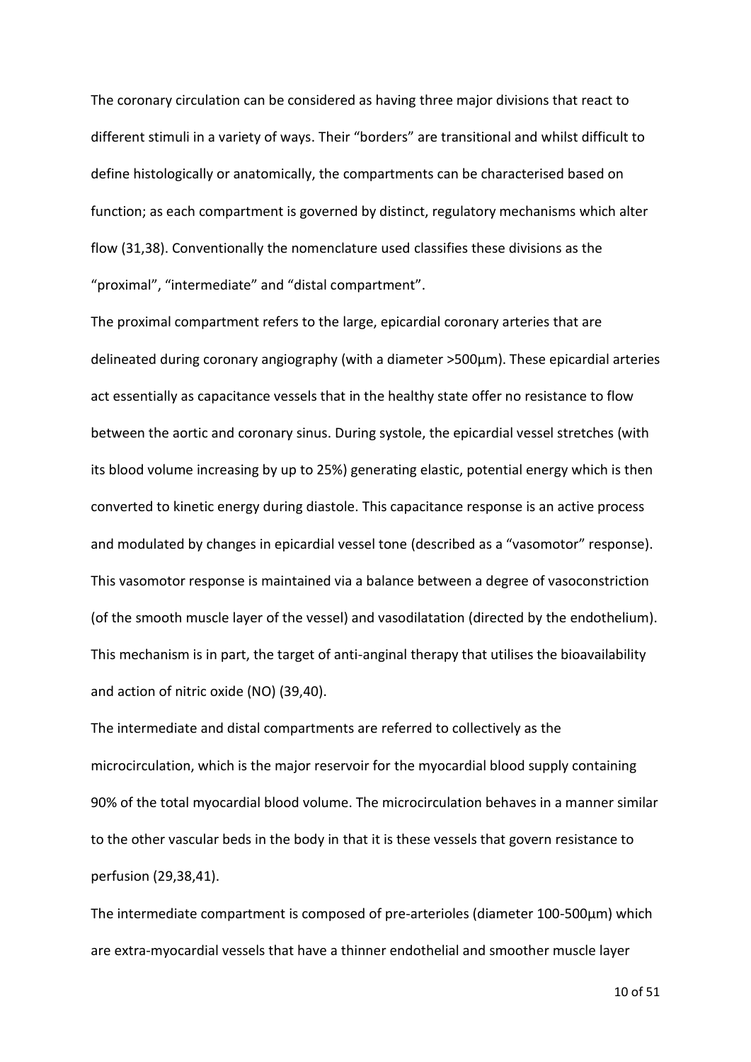The coronary circulation can be considered as having three major divisions that react to different stimuli in a variety of ways. Their "borders" are transitional and whilst difficult to define histologically or anatomically, the compartments can be characterised based on function; as each compartment is governed by distinct, regulatory mechanisms which alter flow (31,38). Conventionally the nomenclature used classifies these divisions as the "proximal", "intermediate" and "distal compartment".

The proximal compartment refers to the large, epicardial coronary arteries that are delineated during coronary angiography (with a diameter >500µm). These epicardial arteries act essentially as capacitance vessels that in the healthy state offer no resistance to flow between the aortic and coronary sinus. During systole, the epicardial vessel stretches (with its blood volume increasing by up to 25%) generating elastic, potential energy which is then converted to kinetic energy during diastole. This capacitance response is an active process and modulated by changes in epicardial vessel tone (described as a "vasomotor" response). This vasomotor response is maintained via a balance between a degree of vasoconstriction (of the smooth muscle layer of the vessel) and vasodilatation (directed by the endothelium). This mechanism is in part, the target of anti-anginal therapy that utilises the bioavailability and action of nitric oxide (NO) (39,40).

The intermediate and distal compartments are referred to collectively as the microcirculation, which is the major reservoir for the myocardial blood supply containing 90% of the total myocardial blood volume. The microcirculation behaves in a manner similar to the other vascular beds in the body in that it is these vessels that govern resistance to perfusion (29,38,41).

The intermediate compartment is composed of pre-arterioles (diameter 100-500µm) which are extra-myocardial vessels that have a thinner endothelial and smoother muscle layer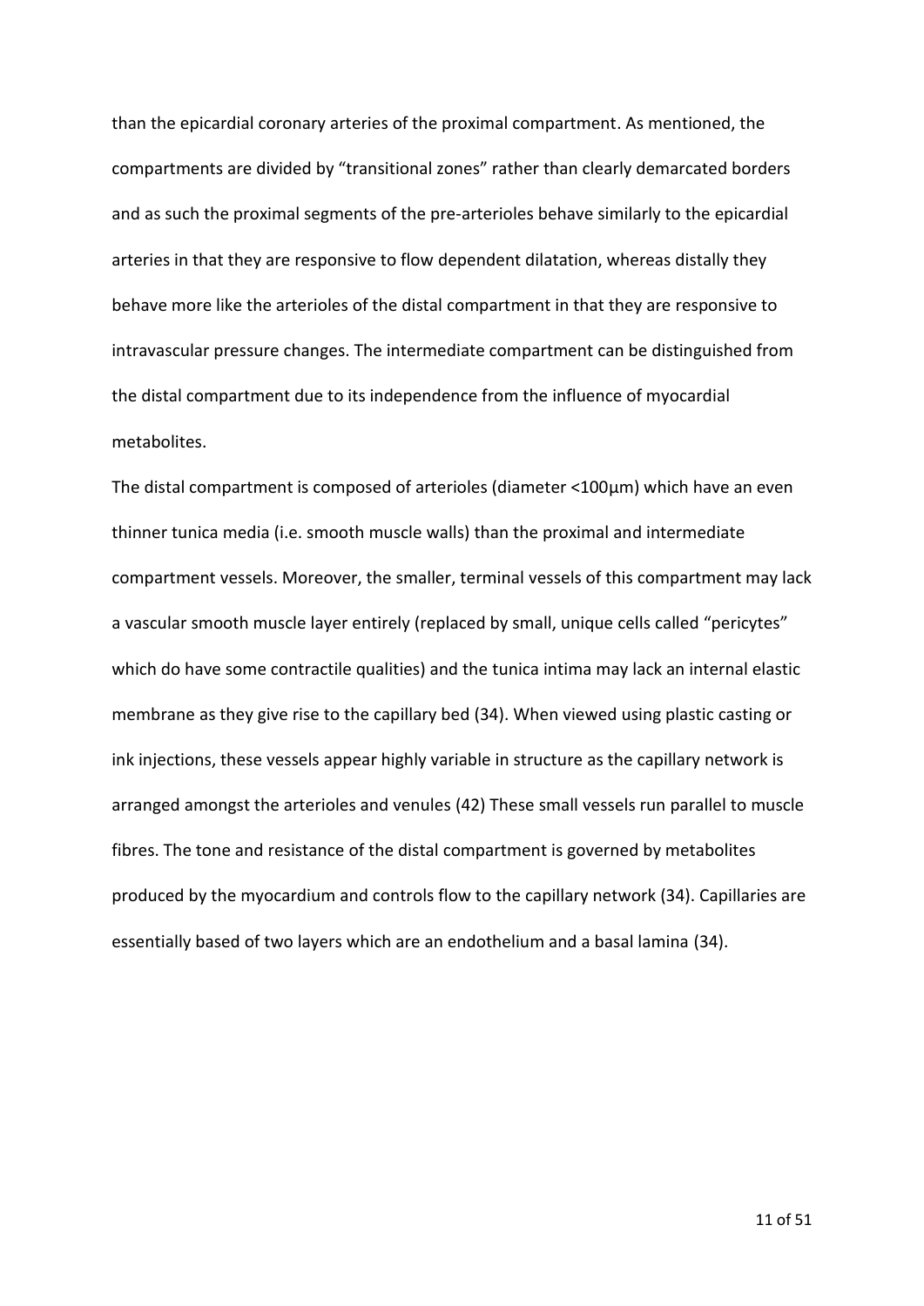than the epicardial coronary arteries of the proximal compartment. As mentioned, the compartments are divided by "transitional zones" rather than clearly demarcated borders and as such the proximal segments of the pre-arterioles behave similarly to the epicardial arteries in that they are responsive to flow dependent dilatation, whereas distally they behave more like the arterioles of the distal compartment in that they are responsive to intravascular pressure changes. The intermediate compartment can be distinguished from the distal compartment due to its independence from the influence of myocardial metabolites.

The distal compartment is composed of arterioles (diameter <100µm) which have an even thinner tunica media (i.e. smooth muscle walls) than the proximal and intermediate compartment vessels. Moreover, the smaller, terminal vessels of this compartment may lack a vascular smooth muscle layer entirely (replaced by small, unique cells called "pericytes" which do have some contractile qualities) and the tunica intima may lack an internal elastic membrane as they give rise to the capillary bed (34). When viewed using plastic casting or ink injections, these vessels appear highly variable in structure as the capillary network is arranged amongst the arterioles and venules (42) These small vessels run parallel to muscle fibres. The tone and resistance of the distal compartment is governed by metabolites produced by the myocardium and controls flow to the capillary network (34). Capillaries are essentially based of two layers which are an endothelium and a basal lamina (34).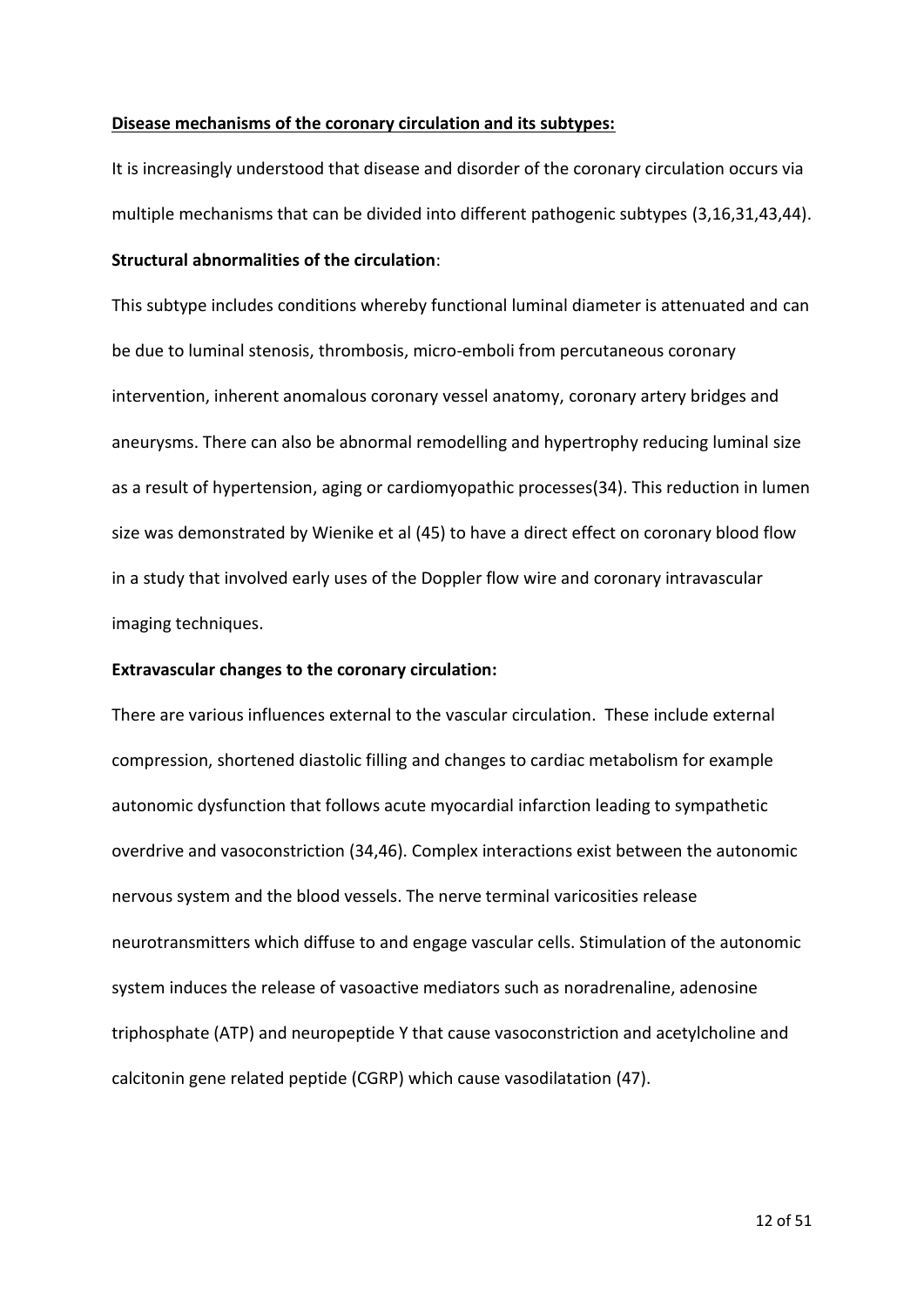## Disease mechanisms of the coronary circulation and its subtypes:

It is increasingly understood that disease and disorder of the coronary circulation occurs via multiple mechanisms that can be divided into different pathogenic subtypes (3,16,31,43,44).

### Structural abnormalities of the circulation:

This subtype includes conditions whereby functional luminal diameter is attenuated and can be due to luminal stenosis, thrombosis, micro-emboli from percutaneous coronary intervention, inherent anomalous coronary vessel anatomy, coronary artery bridges and aneurysms. There can also be abnormal remodelling and hypertrophy reducing luminal size as a result of hypertension, aging or cardiomyopathic processes(34). This reduction in lumen size was demonstrated by Wienike et al (45) to have a direct effect on coronary blood flow in a study that involved early uses of the Doppler flow wire and coronary intravascular imaging techniques.

### Extravascular changes to the coronary circulation:

There are various influences external to the vascular circulation. These include external compression, shortened diastolic filling and changes to cardiac metabolism for example autonomic dysfunction that follows acute myocardial infarction leading to sympathetic overdrive and vasoconstriction (34,46). Complex interactions exist between the autonomic nervous system and the blood vessels. The nerve terminal varicosities release neurotransmitters which diffuse to and engage vascular cells. Stimulation of the autonomic system induces the release of vasoactive mediators such as noradrenaline, adenosine triphosphate (ATP) and neuropeptide Y that cause vasoconstriction and acetylcholine and calcitonin gene related peptide (CGRP) which cause vasodilatation (47).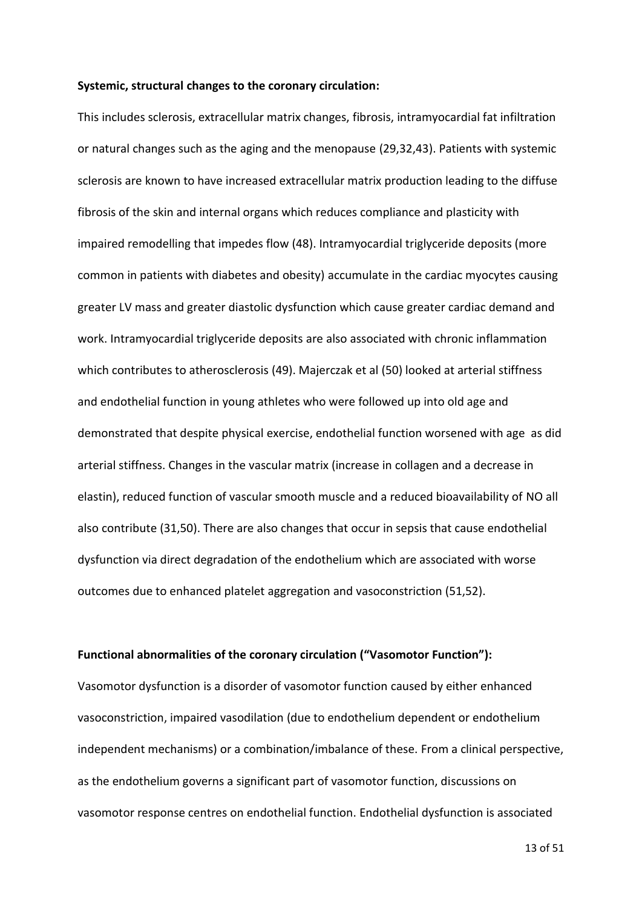**Systemic, structural changes to the coronary circulation:**

This includes sclerosis, extracellular matrix changes, fibrosis, intramyocardial fat infiltration or natural changes such as the aging and the menopause (29,32,43). Patients with systemic sclerosis are known to have increased extracellular matrix production leading to the diffuse fibrosis of the skin and internal organs which reduces compliance and plasticity with impaired remodelling that impedes flow (48). Intramyocardial triglyceride deposits (more common in patients with diabetes and obesity) accumulate in the cardiac myocytes causing greater LV mass and greater diastolic dysfunction which cause greater cardiac demand and work. Intramyocardial triglyceride deposits are also associated with chronic inflammation which contributes to atherosclerosis (49). Majerczak et al (50) looked at arterial stiffness and endothelial function in young athletes who were followed up into old age and demonstrated that despite physical exercise, endothelial function worsened with age as did arterial stiffness. Changes in the vascular matrix (increase in collagen and a decrease in elastin), reduced function of vascular smooth muscle and a reduced bioavailability of NO all also contribute (31,50). There are also changes that occur in sepsis that cause endothelial dysfunction via direct degradation of the endothelium which are associated with worse outcomes due to enhanced platelet aggregation and vasoconstriction (51,52).

**Functional abnormalities of the coronary circulation ("Vasomotor Function"):**

Vasomotor dysfunction is a disorder of vasomotor function caused by either enhanced vasoconstriction, impaired vasodilation (due to endothelium dependent or endothelium independent mechanisms) or a combination/imbalance of these. From a clinical perspective, as the endothelium governs a significant part of vasomotor function, discussions on vasomotor response centres on endothelial function. Endothelial dysfunction is associated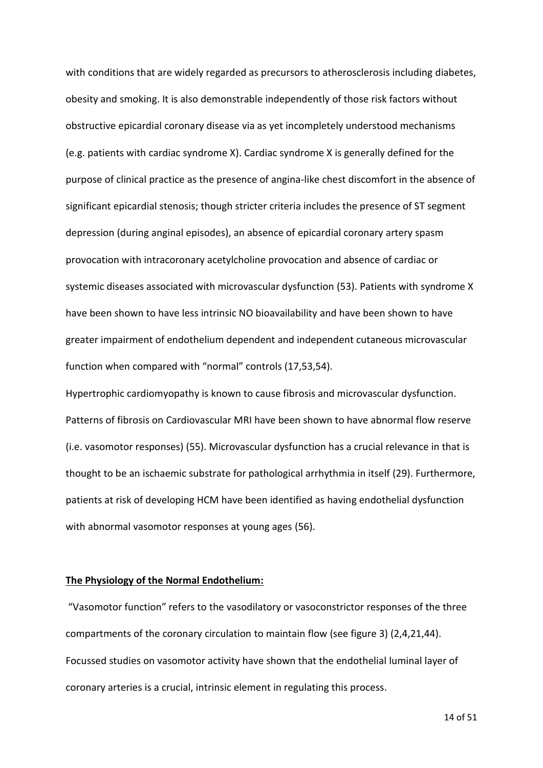with conditions that are widely regarded as precursors to atherosclerosis including diabetes, obesity and smoking. It is also demonstrable independently of those risk factors without obstructive epicardial coronary disease via as yet incompletely understood mechanisms (e.g. patients with cardiac syndrome X). Cardiac syndrome X is generally defined for the purpose of clinical practice as the presence of angina-like chest discomfort in the absence of significant epicardial stenosis; though stricter criteria includes the presence of ST segment depression (during anginal episodes), an absence of epicardial coronary artery spasm provocation with intracoronary acetylcholine provocation and absence of cardiac or systemic diseases associated with microvascular dysfunction (53). Patients with syndrome X have been shown to have less intrinsic NO bioavailability and have been shown to have greater impairment of endothelium dependent and independent cutaneous microvascular function when compared with "normal" controls (17,53,54).

Hypertrophic cardiomyopathy is known to cause fibrosis and microvascular dysfunction. Patterns of fibrosis on Cardiovascular MRI have been shown to have abnormal flow reserve (i.e. vasomotor responses) (55). Microvascular dysfunction has a crucial relevance in that is thought to be an ischaemic substrate for pathological arrhythmia in itself (29). Furthermore, patients at risk of developing HCM have been identified as having endothelial dysfunction with abnormal vasomotor responses at young ages (56).

## The Physiology of the Normal Endothelium:

"Vasomotor function" refers to the vasodilatory or vasoconstrictor responses of the three compartments of the coronary circulation to maintain flow (see figure 3) (2,4,21,44). Focussed studies on vasomotor activity have shown that the endothelial luminal layer of coronary arteries is a crucial, intrinsic element in regulating this process.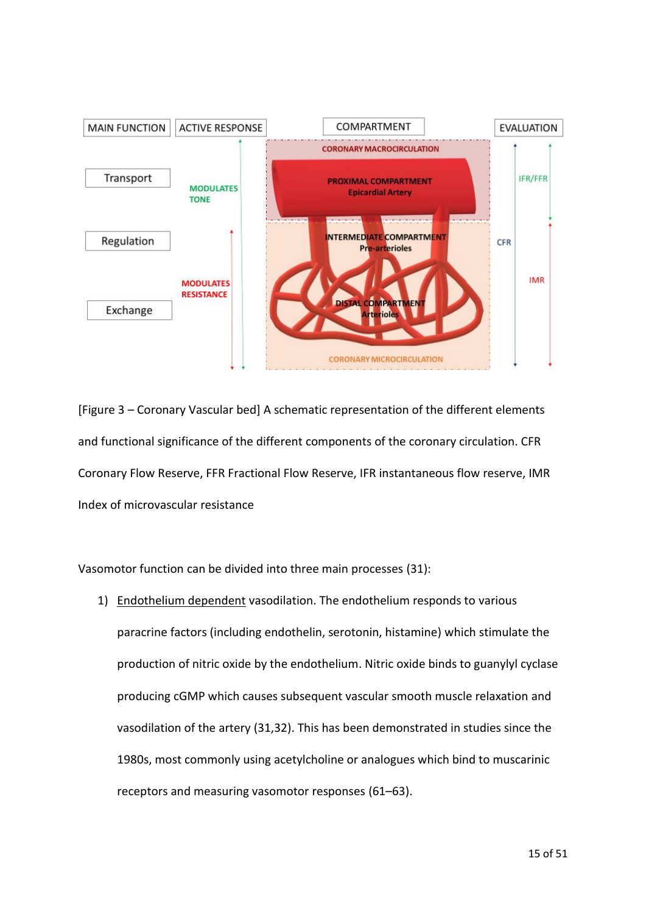[Figure 3 – Coronary Vascular bed] A schematic representation of the different elements and functional significance of the different components of the coronary circulation. CFR Coronary Flow Reserve, FFR Fractional Flow Reserve, IFR instantaneous flow reserve, IMR Index of microvascular resistance

Vasomotor function can be divided into three main processes (31):

1) Endothelium dependent vasodilation. The endothelium responds to various paracrine factors (including endothelin, serotonin, histamine) which stimulate the production of nitric oxide by the endothelium. Nitric oxide binds to guanylyl cyclase producing cGMP which causes subsequent vascular smooth muscle relaxation and vasodilation of the artery (31,32). This has been demonstrated in studies since the 1980s, most commonly using acetylcholine or analogues which bind to muscarinic receptors and measuring vasomotor responses (61–63).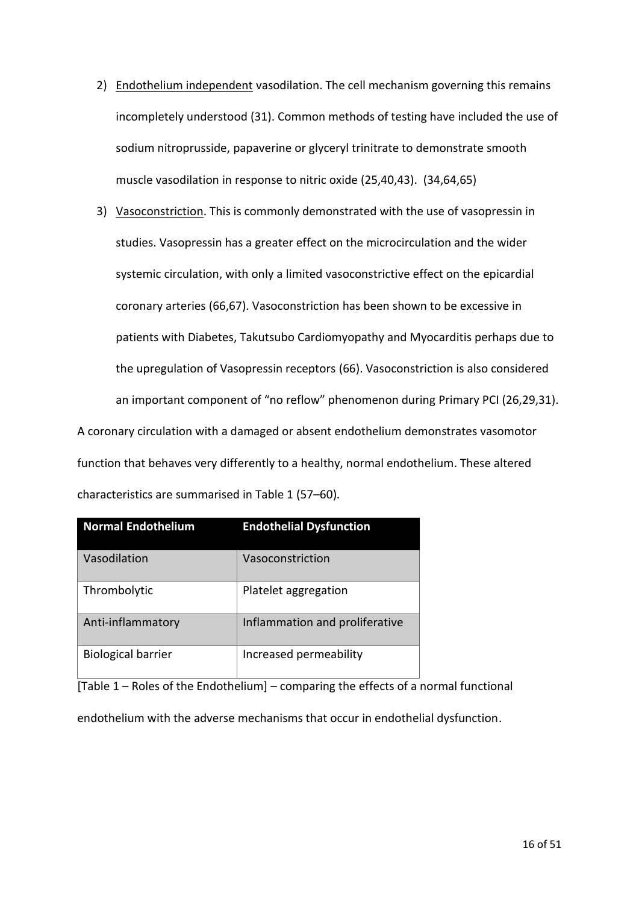2) Endothelium independent vasodilation. The cell mechanism governing this remains incompletely understood (31). Common methods of testing have included the use of sodium nitroprusside, papaverine or glyceryl trinitrate to demonstrate smooth muscle vasodilation in response to nitric oxide (25,40,43). (34,64,65)

3) Vasoconstriction. This is commonly demonstrated with the use of vasopressin in studies. Vasopressin has a greater effect on the microcirculation and the wider systemic circulation, with only a limited vasoconstrictive effect on the epicardial coronary arteries (66,67). Vasoconstriction has been shown to be excessive in patients with Diabetes, Takutsubo Cardiomyopathy and Myocarditis perhaps due to the upregulation of Vasopressin receptors (66). Vasoconstriction is also considered an important component of "no reflow" phenomenon during Primary PCI (26,29,31).

A coronary circulation with a damaged or absent endothelium demonstrates vasomotor function that behaves very differently to a healthy, normal endothelium. These altered characteristics are summarised in Table 1 (57–60).

| Normal Endothelium | Endothelial Dysfunction |
| --- | --- |
| Vasodilation | Vasoconstriction |
| Thrombolytic | Platelet aggregation |
| Anti-inflammatory | Inflammation and proliferative |
| Biological barrier | Increased permeability |

[Table 1 – Roles of the Endothelium] – comparing the effects of a normal functional endothelium with the adverse mechanisms that occur in endothelial dysfunction.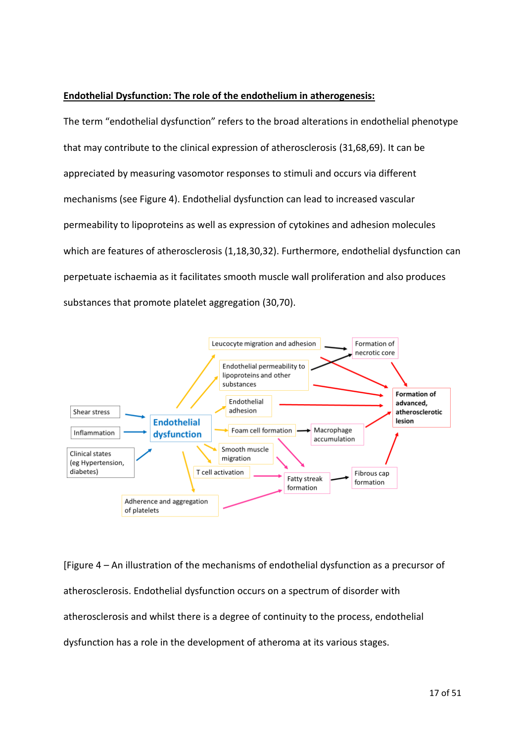**Endothelial Dysfunction: The role of the endothelium in atherogenesis:**

The term “endothelial dysfunction” refers to the broad alterations in endothelial phenotype that may contribute to the clinical expression of atherosclerosis (31,68,69). It can be appreciated by measuring vasomotor responses to stimuli and occurs via different mechanisms (see Figure 4). Endothelial dysfunction can lead to increased vascular permeability to lipoproteins as well as expression of cytokines and adhesion molecules which are features of atherosclerosis (1,18,30,32). Furthermore, endothelial dysfunction can perpetuate ischaemia as it facilitates smooth muscle wall proliferation and also produces substances that promote platelet aggregation (30,70).

Shear stress → Endothelial dysfunction
Inflammation → Endothelial dysfunction
Clinical states (eg Hypertension, diabetes) → Endothelial dysfunction

Endothelial dysfunction → Leucocyte migration and adhesion → Formation of necrotic core
Endothelial dysfunction → Endothelial permeability to lipoproteins and other substances → Formation of necrotic core
Endothelial dysfunction → Endothelial adhesion
Endothelial dysfunction → Foam cell formation → Macrophage accumulation
Endothelial dysfunction → Smooth muscle migration
Endothelial dysfunction → T cell activation → Fatty streak formation
Endothelial dysfunction → Adherence and aggregation of platelets → Fatty streak formation
Foam cell formation → Fatty streak formation
Smooth muscle migration → Fatty streak formation
Fatty streak formation → Fibrous cap formation

Leucocyte migration and adhesion, Endothelial permeability to lipoproteins and other substances, Endothelial adhesion, Formation of necrotic core, Macrophage accumulation, Fibrous cap formation → **Formation of advanced, atherosclerotic lesion**

[Figure 4 – An illustration of the mechanisms of endothelial dysfunction as a precursor of atherosclerosis. Endothelial dysfunction occurs on a spectrum of disorder with atherosclerosis and whilst there is a degree of continuity to the process, endothelial dysfunction has a role in the development of atheroma at its various stages.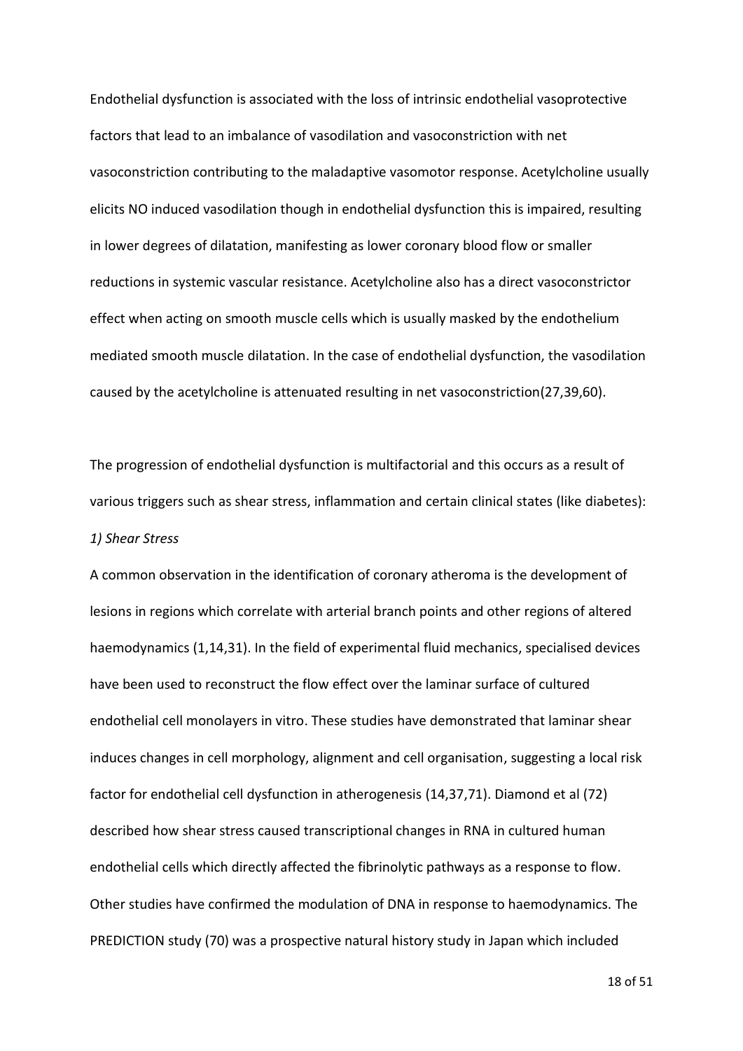Endothelial dysfunction is associated with the loss of intrinsic endothelial vasoprotective factors that lead to an imbalance of vasodilation and vasoconstriction with net vasoconstriction contributing to the maladaptive vasomotor response. Acetylcholine usually elicits NO induced vasodilation though in endothelial dysfunction this is impaired, resulting in lower degrees of dilatation, manifesting as lower coronary blood flow or smaller reductions in systemic vascular resistance. Acetylcholine also has a direct vasoconstrictor effect when acting on smooth muscle cells which is usually masked by the endothelium mediated smooth muscle dilatation. In the case of endothelial dysfunction, the vasodilation caused by the acetylcholine is attenuated resulting in net vasoconstriction(27,39,60).

The progression of endothelial dysfunction is multifactorial and this occurs as a result of various triggers such as shear stress, inflammation and certain clinical states (like diabetes):

*1) Shear Stress*

A common observation in the identification of coronary atheroma is the development of lesions in regions which correlate with arterial branch points and other regions of altered haemodynamics (1,14,31). In the field of experimental fluid mechanics, specialised devices have been used to reconstruct the flow effect over the laminar surface of cultured endothelial cell monolayers in vitro. These studies have demonstrated that laminar shear induces changes in cell morphology, alignment and cell organisation, suggesting a local risk factor for endothelial cell dysfunction in atherogenesis (14,37,71). Diamond et al (72) described how shear stress caused transcriptional changes in RNA in cultured human endothelial cells which directly affected the fibrinolytic pathways as a response to flow. Other studies have confirmed the modulation of DNA in response to haemodynamics. The PREDICTION study (70) was a prospective natural history study in Japan which included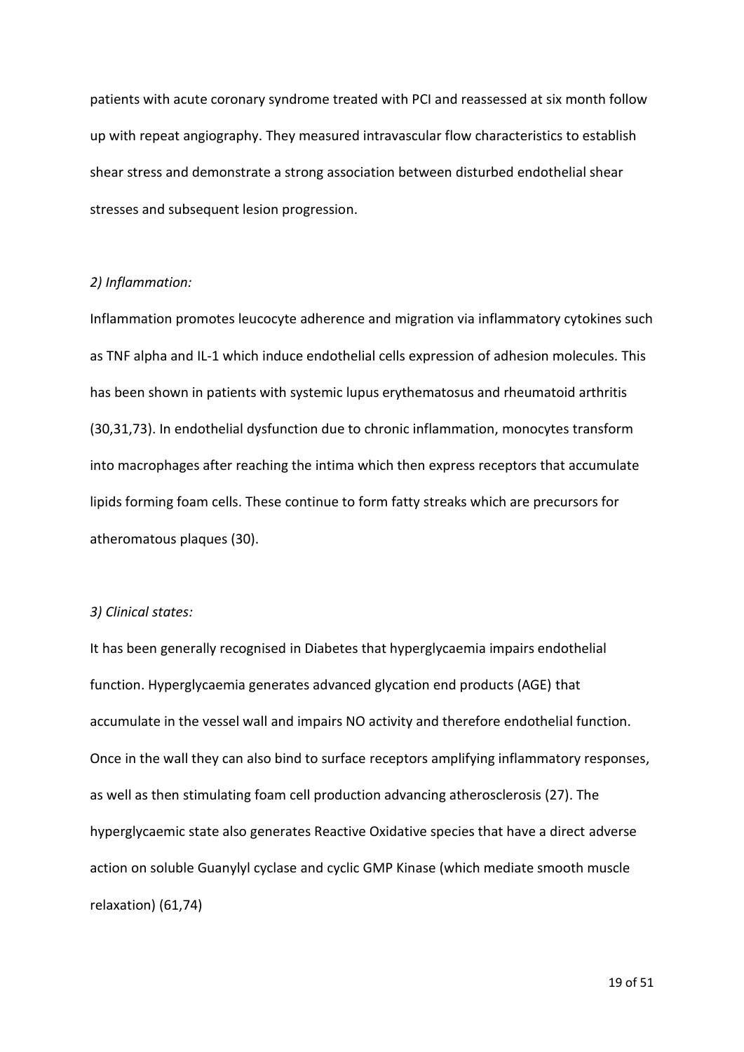patients with acute coronary syndrome treated with PCI and reassessed at six month follow up with repeat angiography. They measured intravascular flow characteristics to establish shear stress and demonstrate a strong association between disturbed endothelial shear stresses and subsequent lesion progression.

*2) Inflammation:*

Inflammation promotes leucocyte adherence and migration via inflammatory cytokines such as TNF alpha and IL-1 which induce endothelial cells expression of adhesion molecules. This has been shown in patients with systemic lupus erythematosus and rheumatoid arthritis (30,31,73). In endothelial dysfunction due to chronic inflammation, monocytes transform into macrophages after reaching the intima which then express receptors that accumulate lipids forming foam cells. These continue to form fatty streaks which are precursors for atheromatous plaques (30).

*3) Clinical states:*

It has been generally recognised in Diabetes that hyperglycaemia impairs endothelial function. Hyperglycaemia generates advanced glycation end products (AGE) that accumulate in the vessel wall and impairs NO activity and therefore endothelial function. Once in the wall they can also bind to surface receptors amplifying inflammatory responses, as well as then stimulating foam cell production advancing atherosclerosis (27). The hyperglycaemic state also generates Reactive Oxidative species that have a direct adverse action on soluble Guanylyl cyclase and cyclic GMP Kinase (which mediate smooth muscle relaxation) (61,74)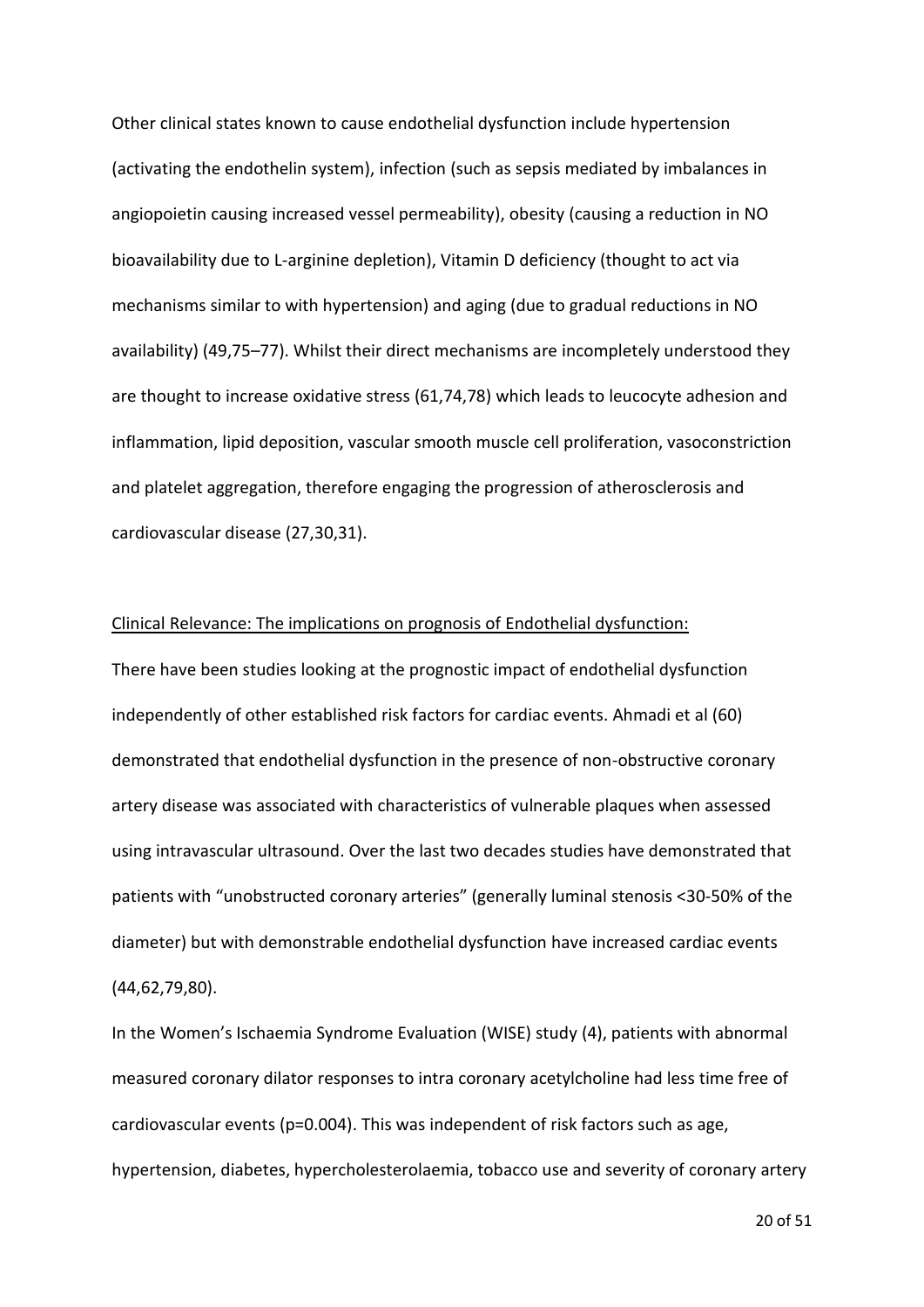Other clinical states known to cause endothelial dysfunction include hypertension (activating the endothelin system), infection (such as sepsis mediated by imbalances in angiopoietin causing increased vessel permeability), obesity (causing a reduction in NO bioavailability due to L-arginine depletion), Vitamin D deficiency (thought to act via mechanisms similar to with hypertension) and aging (due to gradual reductions in NO availability) (49,75–77). Whilst their direct mechanisms are incompletely understood they are thought to increase oxidative stress (61,74,78) which leads to leucocyte adhesion and inflammation, lipid deposition, vascular smooth muscle cell proliferation, vasoconstriction and platelet aggregation, therefore engaging the progression of atherosclerosis and cardiovascular disease (27,30,31).

<u>Clinical Relevance: The implications on prognosis of Endothelial dysfunction:</u>

There have been studies looking at the prognostic impact of endothelial dysfunction independently of other established risk factors for cardiac events. Ahmadi et al (60) demonstrated that endothelial dysfunction in the presence of non-obstructive coronary artery disease was associated with characteristics of vulnerable plaques when assessed using intravascular ultrasound. Over the last two decades studies have demonstrated that patients with "unobstructed coronary arteries" (generally luminal stenosis <30-50% of the diameter) but with demonstrable endothelial dysfunction have increased cardiac events (44,62,79,80).

In the Women's Ischaemia Syndrome Evaluation (WISE) study (4), patients with abnormal measured coronary dilator responses to intra coronary acetylcholine had less time free of cardiovascular events ($p=0.004$). This was independent of risk factors such as age, hypertension, diabetes, hypercholesterolaemia, tobacco use and severity of coronary artery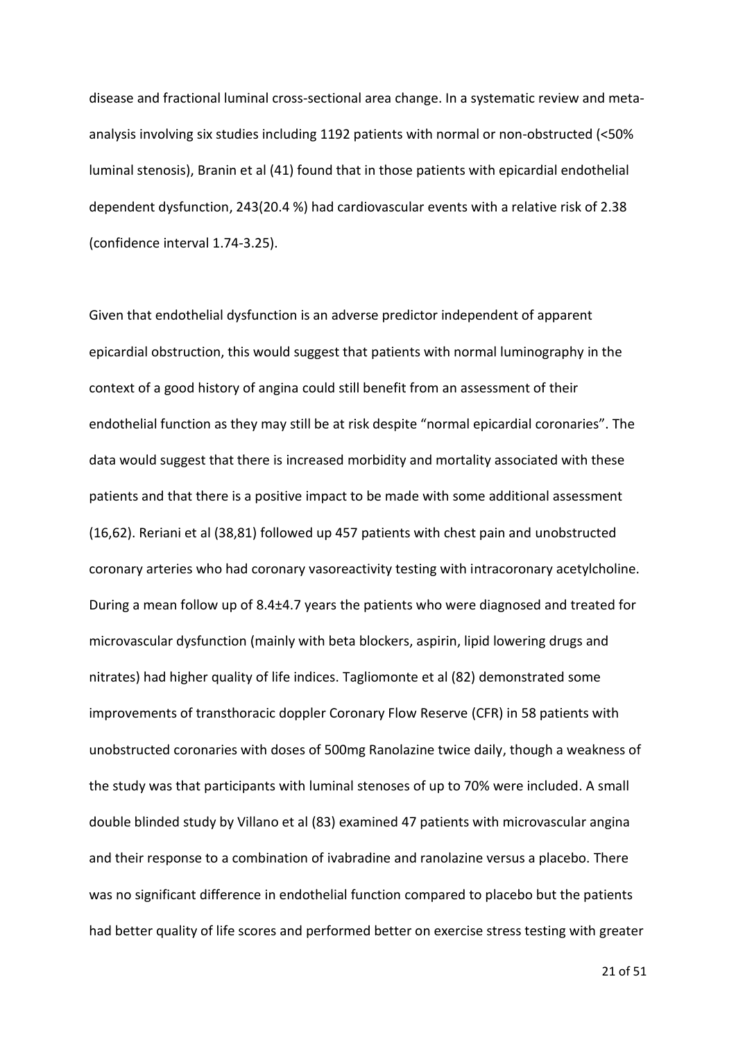disease and fractional luminal cross-sectional area change. In a systematic review and meta-analysis involving six studies including 1192 patients with normal or non-obstructed (<50% luminal stenosis), Branin et al (41) found that in those patients with epicardial endothelial dependent dysfunction, 243(20.4 %) had cardiovascular events with a relative risk of 2.38 (confidence interval 1.74-3.25).

Given that endothelial dysfunction is an adverse predictor independent of apparent epicardial obstruction, this would suggest that patients with normal luminography in the context of a good history of angina could still benefit from an assessment of their endothelial function as they may still be at risk despite “normal epicardial coronaries”. The data would suggest that there is increased morbidity and mortality associated with these patients and that there is a positive impact to be made with some additional assessment (16,62). Reriani et al (38,81) followed up 457 patients with chest pain and unobstructed coronary arteries who had coronary vasoreactivity testing with intracoronary acetylcholine. During a mean follow up of 8.4±4.7 years the patients who were diagnosed and treated for microvascular dysfunction (mainly with beta blockers, aspirin, lipid lowering drugs and nitrates) had higher quality of life indices. Tagliomonte et al (82) demonstrated some improvements of transthoracic doppler Coronary Flow Reserve (CFR) in 58 patients with unobstructed coronaries with doses of 500mg Ranolazine twice daily, though a weakness of the study was that participants with luminal stenoses of up to 70% were included. A small double blinded study by Villano et al (83) examined 47 patients with microvascular angina and their response to a combination of ivabradine and ranolazine versus a placebo. There was no significant difference in endothelial function compared to placebo but the patients had better quality of life scores and performed better on exercise stress testing with greater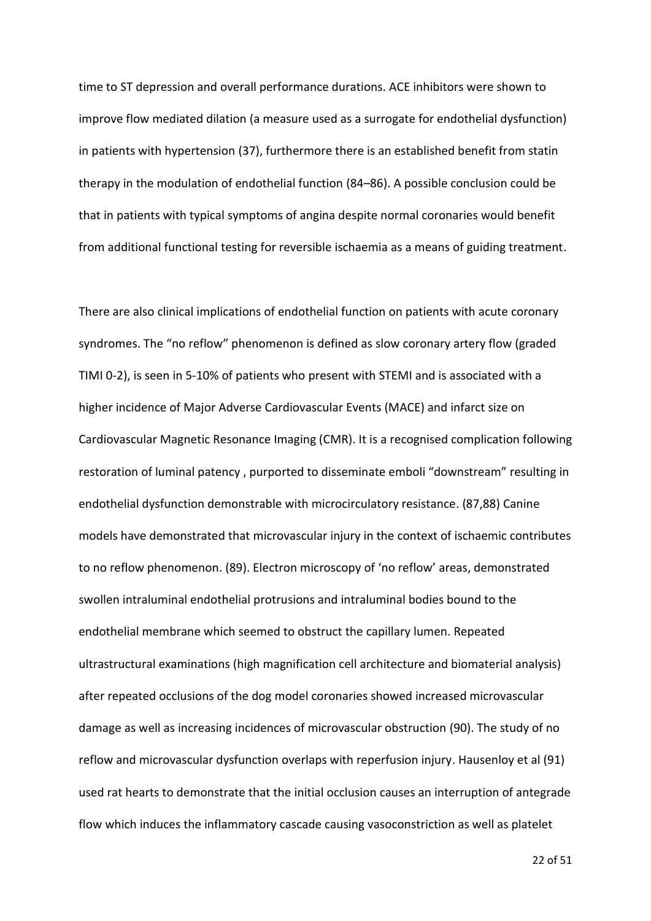time to ST depression and overall performance durations. ACE inhibitors were shown to improve flow mediated dilation (a measure used as a surrogate for endothelial dysfunction) in patients with hypertension (37), furthermore there is an established benefit from statin therapy in the modulation of endothelial function (84–86). A possible conclusion could be that in patients with typical symptoms of angina despite normal coronaries would benefit from additional functional testing for reversible ischaemia as a means of guiding treatment.

There are also clinical implications of endothelial function on patients with acute coronary syndromes. The "no reflow" phenomenon is defined as slow coronary artery flow (graded TIMI 0-2), is seen in 5-10% of patients who present with STEMI and is associated with a higher incidence of Major Adverse Cardiovascular Events (MACE) and infarct size on Cardiovascular Magnetic Resonance Imaging (CMR). It is a recognised complication following restoration of luminal patency , purported to disseminate emboli "downstream" resulting in endothelial dysfunction demonstrable with microcirculatory resistance. (87,88) Canine models have demonstrated that microvascular injury in the context of ischaemic contributes to no reflow phenomenon. (89). Electron microscopy of 'no reflow' areas, demonstrated swollen intraluminal endothelial protrusions and intraluminal bodies bound to the endothelial membrane which seemed to obstruct the capillary lumen. Repeated ultrastructural examinations (high magnification cell architecture and biomaterial analysis) after repeated occlusions of the dog model coronaries showed increased microvascular damage as well as increasing incidences of microvascular obstruction (90). The study of no reflow and microvascular dysfunction overlaps with reperfusion injury. Hausenloy et al (91) used rat hearts to demonstrate that the initial occlusion causes an interruption of antegrade flow which induces the inflammatory cascade causing vasoconstriction as well as platelet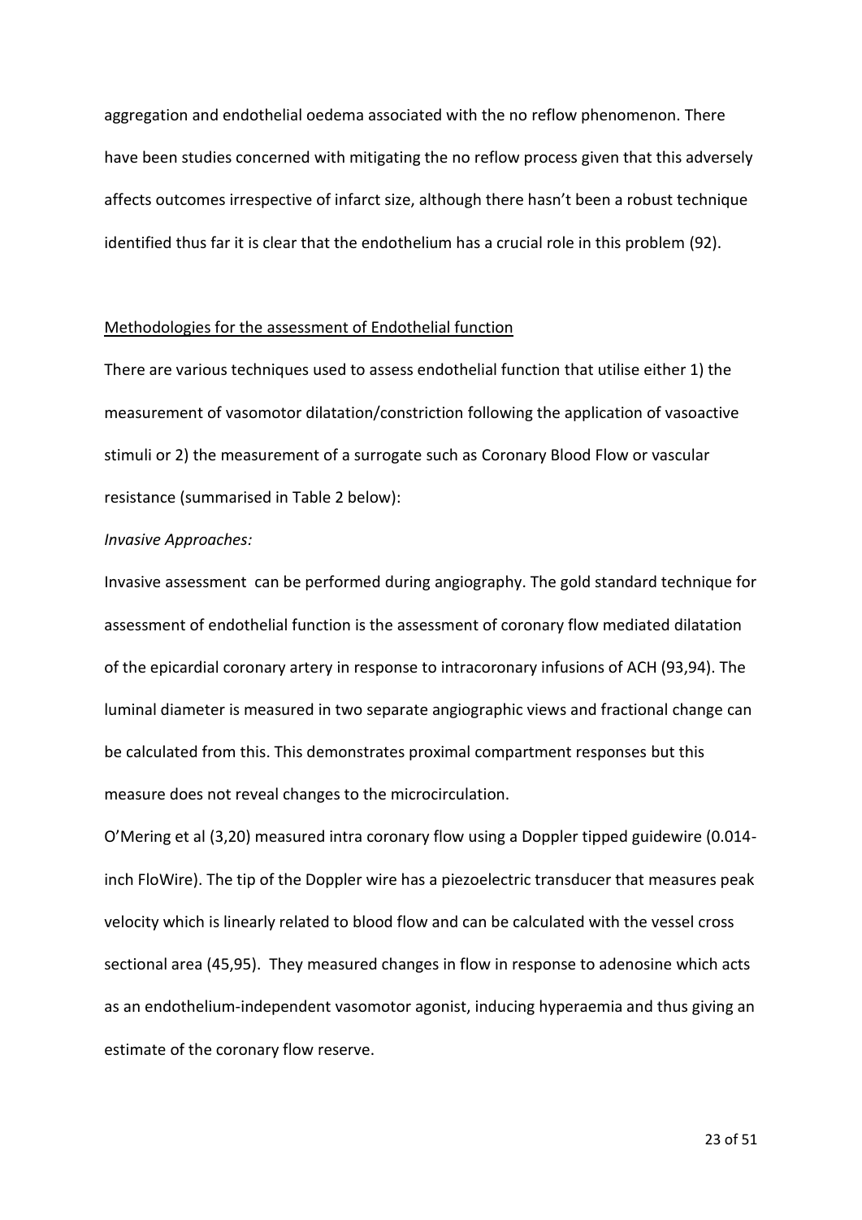aggregation and endothelial oedema associated with the no reflow phenomenon. There have been studies concerned with mitigating the no reflow process given that this adversely affects outcomes irrespective of infarct size, although there hasn't been a robust technique identified thus far it is clear that the endothelium has a crucial role in this problem (92).

<u>Methodologies for the assessment of Endothelial function</u>

There are various techniques used to assess endothelial function that utilise either 1) the measurement of vasomotor dilatation/constriction following the application of vasoactive stimuli or 2) the measurement of a surrogate such as Coronary Blood Flow or vascular resistance (summarised in Table 2 below):

*Invasive Approaches:*

Invasive assessment can be performed during angiography. The gold standard technique for assessment of endothelial function is the assessment of coronary flow mediated dilatation of the epicardial coronary artery in response to intracoronary infusions of ACH (93,94). The luminal diameter is measured in two separate angiographic views and fractional change can be calculated from this. This demonstrates proximal compartment responses but this measure does not reveal changes to the microcirculation.

O'Mering et al (3,20) measured intra coronary flow using a Doppler tipped guidewire (0.014-inch FloWire). The tip of the Doppler wire has a piezoelectric transducer that measures peak velocity which is linearly related to blood flow and can be calculated with the vessel cross sectional area (45,95). They measured changes in flow in response to adenosine which acts as an endothelium-independent vasomotor agonist, inducing hyperaemia and thus giving an estimate of the coronary flow reserve.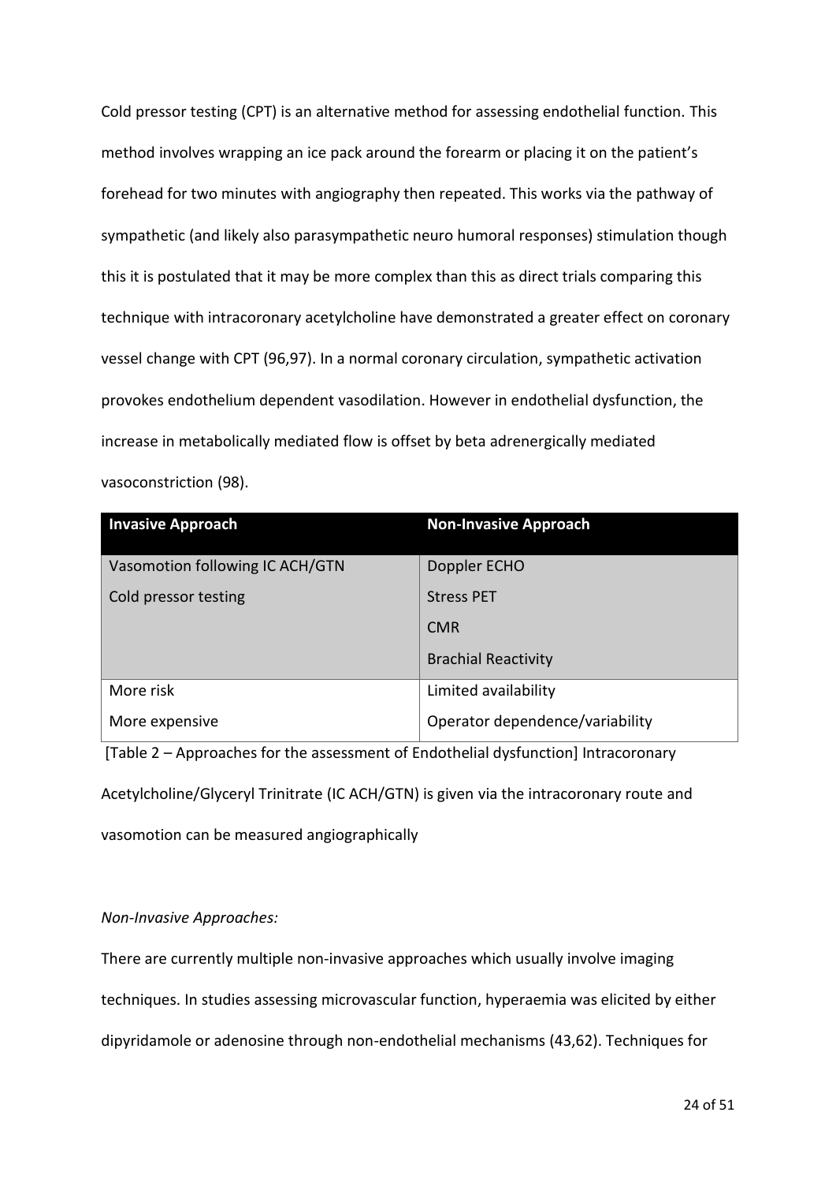Cold pressor testing (CPT) is an alternative method for assessing endothelial function. This method involves wrapping an ice pack around the forearm or placing it on the patient's forehead for two minutes with angiography then repeated. This works via the pathway of sympathetic (and likely also parasympathetic neuro humoral responses) stimulation though this it is postulated that it may be more complex than this as direct trials comparing this technique with intracoronary acetylcholine have demonstrated a greater effect on coronary vessel change with CPT (96,97). In a normal coronary circulation, sympathetic activation provokes endothelium dependent vasodilation. However in endothelial dysfunction, the increase in metabolically mediated flow is offset by beta adrenergically mediated vasoconstriction (98).

| **Invasive Approach** | **Non-Invasive Approach** |
|---|---|
| Vasomotion following IC ACH/GTN | Doppler ECHO |
| Cold pressor testing | Stress PET |
| | CMR |
| | Brachial Reactivity |
| More risk | Limited availability |
| More expensive | Operator dependence/variability |

[Table 2 – Approaches for the assessment of Endothelial dysfunction] Intracoronary Acetylcholine/Glyceryl Trinitrate (IC ACH/GTN) is given via the intracoronary route and vasomotion can be measured angiographically

*Non-Invasive Approaches:*

There are currently multiple non-invasive approaches which usually involve imaging techniques. In studies assessing microvascular function, hyperaemia was elicited by either dipyridamole or adenosine through non-endothelial mechanisms (43,62). Techniques for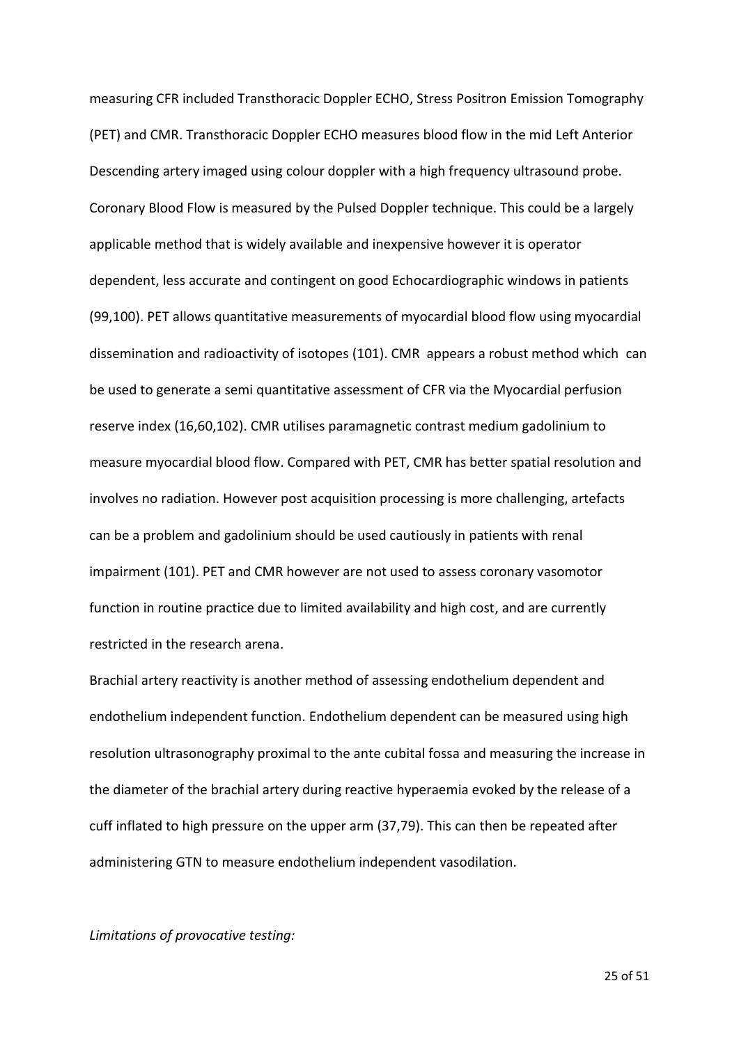measuring CFR included Transthoracic Doppler ECHO, Stress Positron Emission Tomography (PET) and CMR. Transthoracic Doppler ECHO measures blood flow in the mid Left Anterior Descending artery imaged using colour doppler with a high frequency ultrasound probe. Coronary Blood Flow is measured by the Pulsed Doppler technique. This could be a largely applicable method that is widely available and inexpensive however it is operator dependent, less accurate and contingent on good Echocardiographic windows in patients (99,100). PET allows quantitative measurements of myocardial blood flow using myocardial dissemination and radioactivity of isotopes (101). CMR appears a robust method which can be used to generate a semi quantitative assessment of CFR via the Myocardial perfusion reserve index (16,60,102). CMR utilises paramagnetic contrast medium gadolinium to measure myocardial blood flow. Compared with PET, CMR has better spatial resolution and involves no radiation. However post acquisition processing is more challenging, artefacts can be a problem and gadolinium should be used cautiously in patients with renal impairment (101). PET and CMR however are not used to assess coronary vasomotor function in routine practice due to limited availability and high cost, and are currently restricted in the research arena.

Brachial artery reactivity is another method of assessing endothelium dependent and endothelium independent function. Endothelium dependent can be measured using high resolution ultrasonography proximal to the ante cubital fossa and measuring the increase in the diameter of the brachial artery during reactive hyperaemia evoked by the release of a cuff inflated to high pressure on the upper arm (37,79). This can then be repeated after administering GTN to measure endothelium independent vasodilation.

*Limitations of provocative testing:*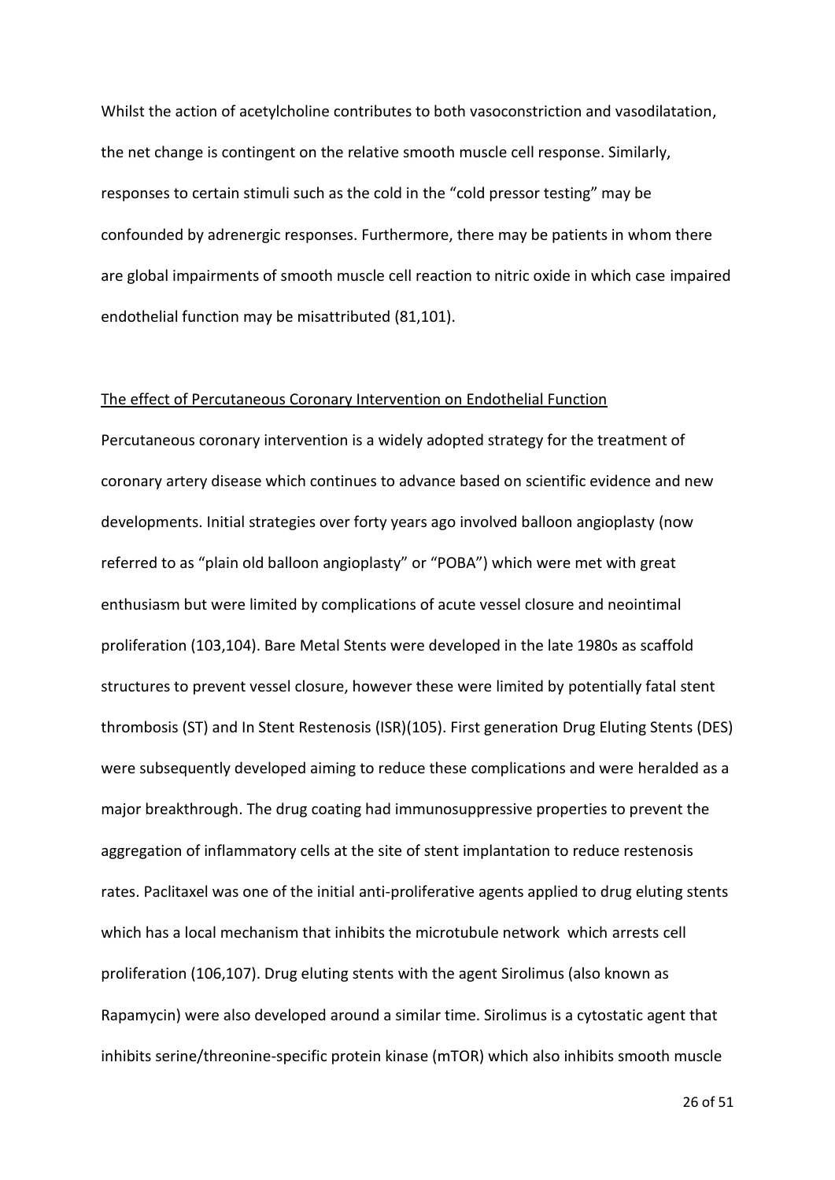Whilst the action of acetylcholine contributes to both vasoconstriction and vasodilatation, the net change is contingent on the relative smooth muscle cell response. Similarly, responses to certain stimuli such as the cold in the "cold pressor testing" may be confounded by adrenergic responses. Furthermore, there may be patients in whom there are global impairments of smooth muscle cell reaction to nitric oxide in which case impaired endothelial function may be misattributed (81,101).

## The effect of Percutaneous Coronary Intervention on Endothelial Function

Percutaneous coronary intervention is a widely adopted strategy for the treatment of coronary artery disease which continues to advance based on scientific evidence and new developments. Initial strategies over forty years ago involved balloon angioplasty (now referred to as "plain old balloon angioplasty" or "POBA") which were met with great enthusiasm but were limited by complications of acute vessel closure and neointimal proliferation (103,104). Bare Metal Stents were developed in the late 1980s as scaffold structures to prevent vessel closure, however these were limited by potentially fatal stent thrombosis (ST) and In Stent Restenosis (ISR)(105). First generation Drug Eluting Stents (DES) were subsequently developed aiming to reduce these complications and were heralded as a major breakthrough. The drug coating had immunosuppressive properties to prevent the aggregation of inflammatory cells at the site of stent implantation to reduce restenosis rates. Paclitaxel was one of the initial anti-proliferative agents applied to drug eluting stents which has a local mechanism that inhibits the microtubule network which arrests cell proliferation (106,107). Drug eluting stents with the agent Sirolimus (also known as Rapamycin) were also developed around a similar time. Sirolimus is a cytostatic agent that inhibits serine/threonine-specific protein kinase (mTOR) which also inhibits smooth muscle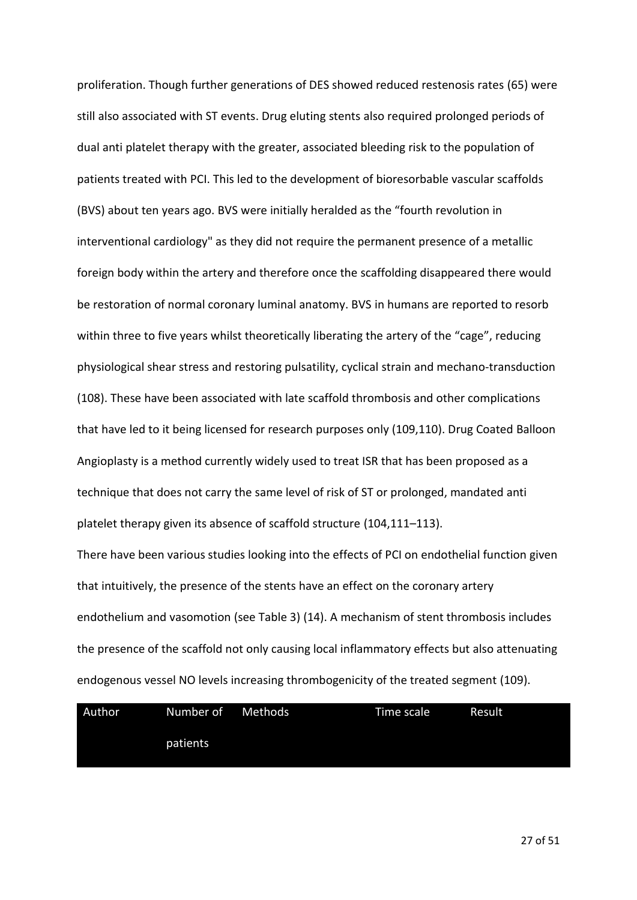proliferation. Though further generations of DES showed reduced restenosis rates (65) were still also associated with ST events. Drug eluting stents also required prolonged periods of dual anti platelet therapy with the greater, associated bleeding risk to the population of patients treated with PCI. This led to the development of bioresorbable vascular scaffolds (BVS) about ten years ago. BVS were initially heralded as the "fourth revolution in interventional cardiology" as they did not require the permanent presence of a metallic foreign body within the artery and therefore once the scaffolding disappeared there would be restoration of normal coronary luminal anatomy. BVS in humans are reported to resorb within three to five years whilst theoretically liberating the artery of the "cage", reducing physiological shear stress and restoring pulsatility, cyclical strain and mechano-transduction (108). These have been associated with late scaffold thrombosis and other complications that have led to it being licensed for research purposes only (109,110). Drug Coated Balloon Angioplasty is a method currently widely used to treat ISR that has been proposed as a technique that does not carry the same level of risk of ST or prolonged, mandated anti platelet therapy given its absence of scaffold structure (104,111–113).

There have been various studies looking into the effects of PCI on endothelial function given that intuitively, the presence of the stents have an effect on the coronary artery endothelium and vasomotion (see Table 3) (14). A mechanism of stent thrombosis includes the presence of the scaffold not only causing local inflammatory effects but also attenuating endogenous vessel NO levels increasing thrombogenicity of the treated segment (109).

| Author | Number of patients | Methods | Time scale | Result |
| --- | --- | --- | --- | --- |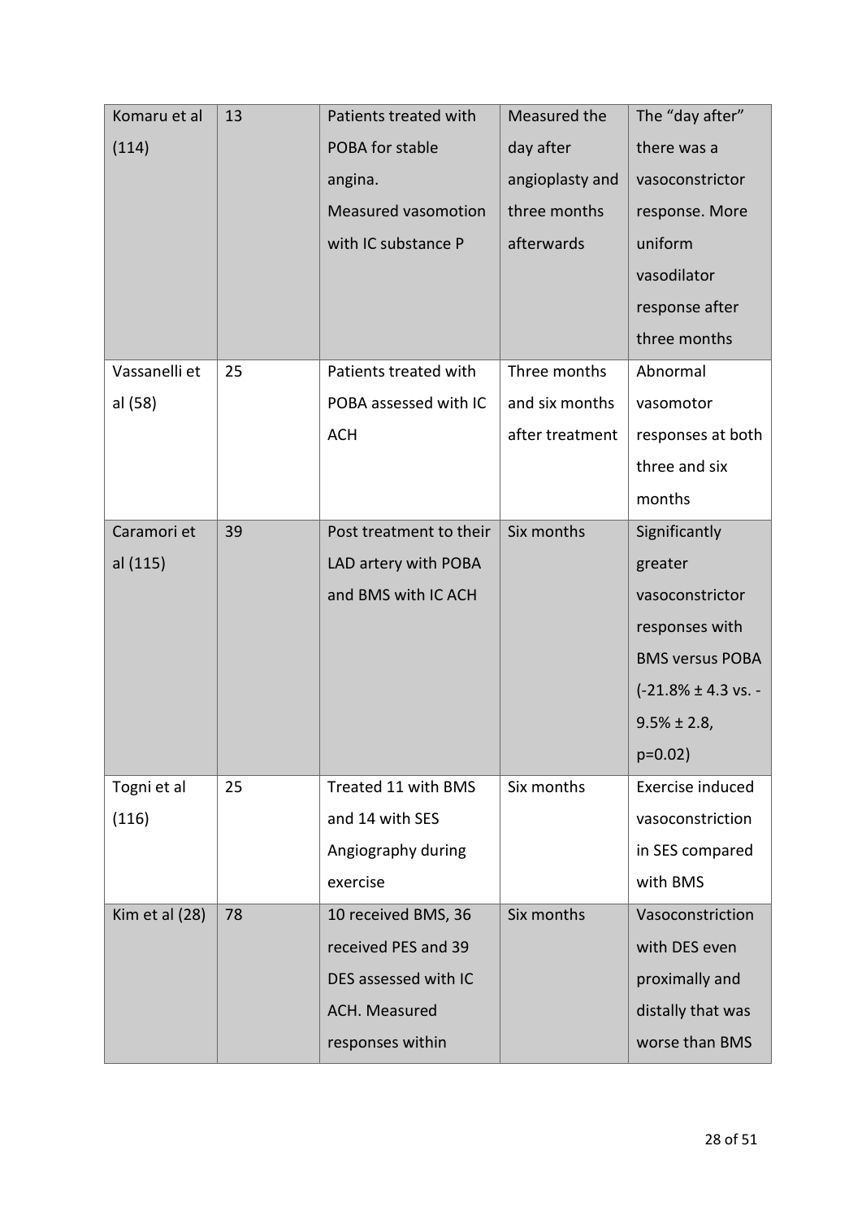| Komaru et al (114) | 13 | Patients treated with POBA for stable angina. Measured vasomotion with IC substance P | Measured the day after angioplasty and three months afterwards | The "day after" there was a vasoconstrictor response. More uniform vasodilator response after three months |
|---|---|---|---|---|
| Vassanelli et al (58) | 25 | Patients treated with POBA assessed with IC ACH | Three months and six months after treatment | Abnormal vasomotor responses at both three and six months |
| Caramori et al (115) | 39 | Post treatment to their LAD artery with POBA and BMS with IC ACH | Six months | Significantly greater vasoconstrictor responses with BMS versus POBA (-21.8% ± 4.3 vs. -9.5% ± 2.8, p=0.02) |
| Togni et al (116) | 25 | Treated 11 with BMS and 14 with SES Angiography during exercise | Six months | Exercise induced vasoconstriction in SES compared with BMS |
| Kim et al (28) | 78 | 10 received BMS, 36 received PES and 39 DES assessed with IC ACH. Measured responses within | Six months | Vasoconstriction with DES even proximally and distally that was worse than BMS |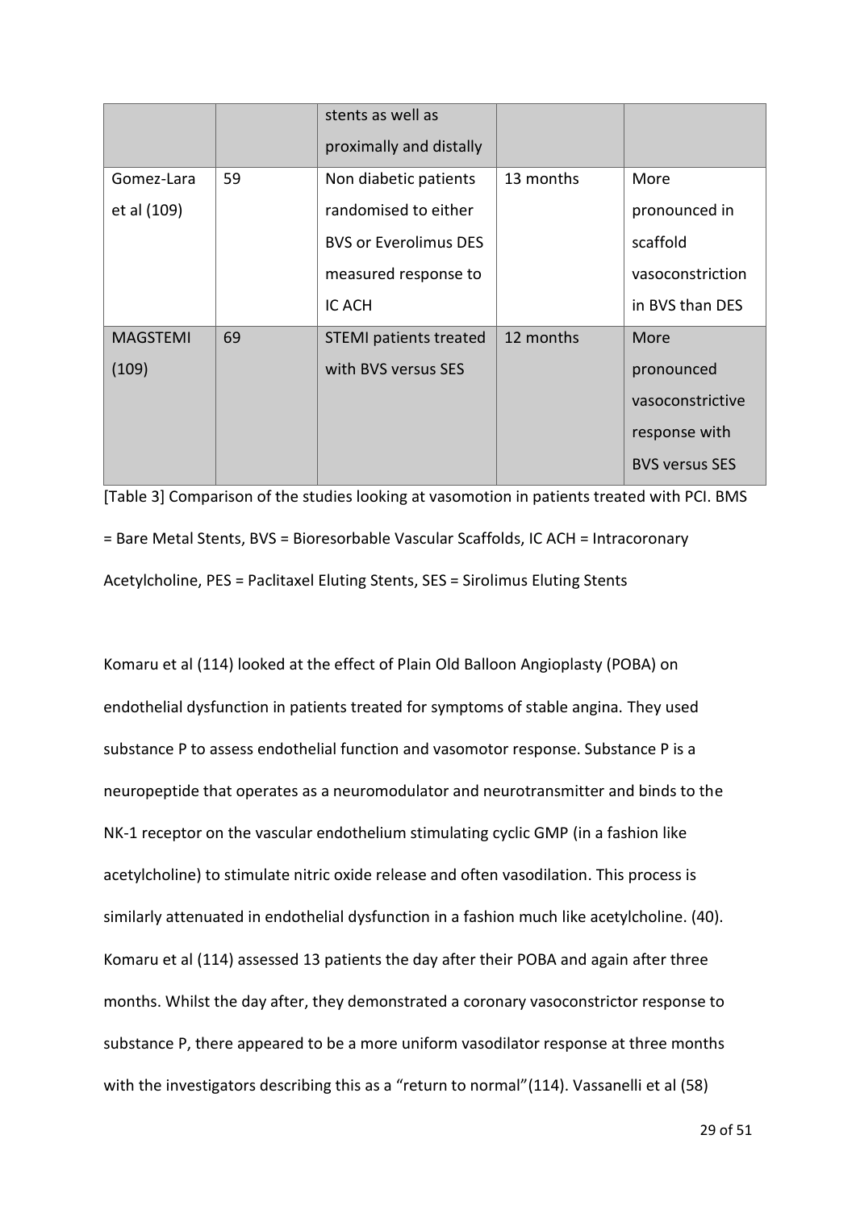| | | stents as well as proximally and distally | | |
|---|---|---|---|---|
| Gomez-Lara et al (109) | 59 | Non diabetic patients randomised to either BVS or Everolimus DES measured response to IC ACH | 13 months | More pronounced in scaffold vasoconstriction in BVS than DES |
| MAGSTEMI (109) | 69 | STEMI patients treated with BVS versus SES | 12 months | More pronounced vasoconstrictive response with BVS versus SES |

[Table 3] Comparison of the studies looking at vasomotion in patients treated with PCI. BMS = Bare Metal Stents, BVS = Bioresorbable Vascular Scaffolds, IC ACH = Intracoronary Acetylcholine, PES = Paclitaxel Eluting Stents, SES = Sirolimus Eluting Stents

Komaru et al (114) looked at the effect of Plain Old Balloon Angioplasty (POBA) on endothelial dysfunction in patients treated for symptoms of stable angina. They used substance P to assess endothelial function and vasomotor response. Substance P is a neuropeptide that operates as a neuromodulator and neurotransmitter and binds to the NK-1 receptor on the vascular endothelium stimulating cyclic GMP (in a fashion like acetylcholine) to stimulate nitric oxide release and often vasodilation. This process is similarly attenuated in endothelial dysfunction in a fashion much like acetylcholine. (40). Komaru et al (114) assessed 13 patients the day after their POBA and again after three months. Whilst the day after, they demonstrated a coronary vasoconstrictor response to substance P, there appeared to be a more uniform vasodilator response at three months with the investigators describing this as a "return to normal"(114). Vassanelli et al (58)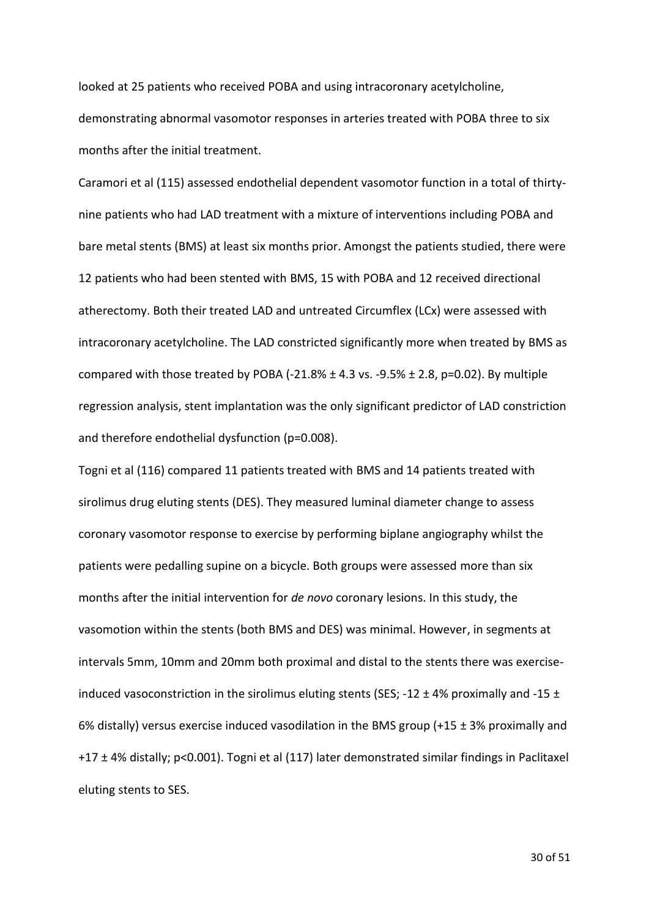looked at 25 patients who received POBA and using intracoronary acetylcholine, demonstrating abnormal vasomotor responses in arteries treated with POBA three to six months after the initial treatment.

Caramori et al (115) assessed endothelial dependent vasomotor function in a total of thirty-nine patients who had LAD treatment with a mixture of interventions including POBA and bare metal stents (BMS) at least six months prior. Amongst the patients studied, there were 12 patients who had been stented with BMS, 15 with POBA and 12 received directional atherectomy. Both their treated LAD and untreated Circumflex (LCx) were assessed with intracoronary acetylcholine. The LAD constricted significantly more when treated by BMS as compared with those treated by POBA (-21.8% ± 4.3 vs. -9.5% ± 2.8, p=0.02). By multiple regression analysis, stent implantation was the only significant predictor of LAD constriction and therefore endothelial dysfunction (p=0.008).

Togni et al (116) compared 11 patients treated with BMS and 14 patients treated with sirolimus drug eluting stents (DES). They measured luminal diameter change to assess coronary vasomotor response to exercise by performing biplane angiography whilst the patients were pedalling supine on a bicycle. Both groups were assessed more than six months after the initial intervention for *de novo* coronary lesions. In this study, the vasomotion within the stents (both BMS and DES) was minimal. However, in segments at intervals 5mm, 10mm and 20mm both proximal and distal to the stents there was exercise-induced vasoconstriction in the sirolimus eluting stents (SES; -12 ± 4% proximally and -15 ± 6% distally) versus exercise induced vasodilation in the BMS group (+15 ± 3% proximally and +17 ± 4% distally; p<0.001). Togni et al (117) later demonstrated similar findings in Paclitaxel eluting stents to SES.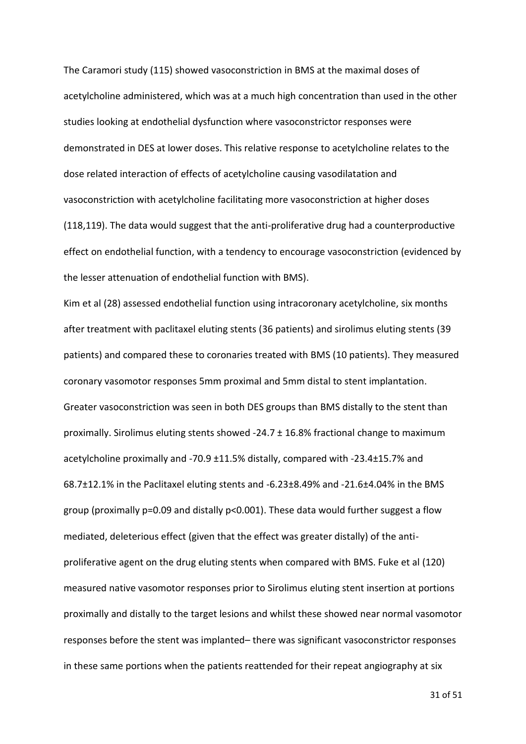The Caramori study (115) showed vasoconstriction in BMS at the maximal doses of acetylcholine administered, which was at a much high concentration than used in the other studies looking at endothelial dysfunction where vasoconstrictor responses were demonstrated in DES at lower doses. This relative response to acetylcholine relates to the dose related interaction of effects of acetylcholine causing vasodilatation and vasoconstriction with acetylcholine facilitating more vasoconstriction at higher doses (118,119). The data would suggest that the anti-proliferative drug had a counterproductive effect on endothelial function, with a tendency to encourage vasoconstriction (evidenced by the lesser attenuation of endothelial function with BMS).

Kim et al (28) assessed endothelial function using intracoronary acetylcholine, six months after treatment with paclitaxel eluting stents (36 patients) and sirolimus eluting stents (39 patients) and compared these to coronaries treated with BMS (10 patients). They measured coronary vasomotor responses 5mm proximal and 5mm distal to stent implantation. Greater vasoconstriction was seen in both DES groups than BMS distally to the stent than proximally. Sirolimus eluting stents showed -24.7 ± 16.8% fractional change to maximum acetylcholine proximally and -70.9 ±11.5% distally, compared with -23.4±15.7% and 68.7±12.1% in the Paclitaxel eluting stents and -6.23±8.49% and -21.6±4.04% in the BMS group (proximally p=0.09 and distally p<0.001). These data would further suggest a flow mediated, deleterious effect (given that the effect was greater distally) of the anti-proliferative agent on the drug eluting stents when compared with BMS. Fuke et al (120) measured native vasomotor responses prior to Sirolimus eluting stent insertion at portions proximally and distally to the target lesions and whilst these showed near normal vasomotor responses before the stent was implanted– there was significant vasoconstrictor responses in these same portions when the patients reattended for their repeat angiography at six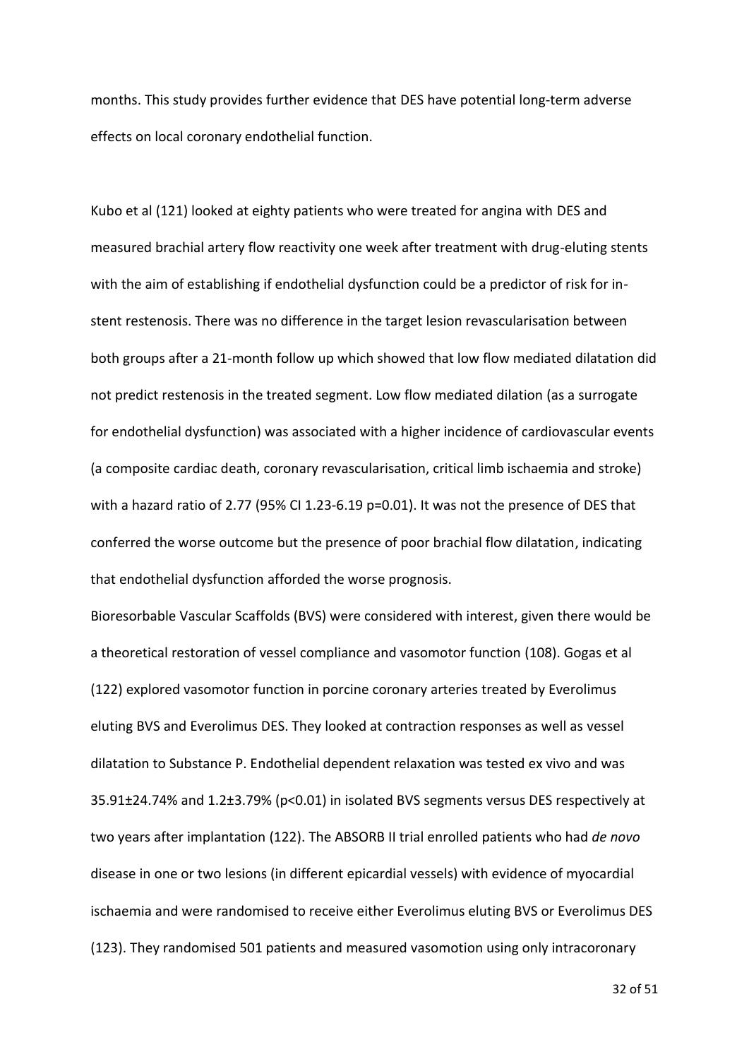months. This study provides further evidence that DES have potential long-term adverse effects on local coronary endothelial function.

Kubo et al (121) looked at eighty patients who were treated for angina with DES and measured brachial artery flow reactivity one week after treatment with drug-eluting stents with the aim of establishing if endothelial dysfunction could be a predictor of risk for in-stent restenosis. There was no difference in the target lesion revascularisation between both groups after a 21-month follow up which showed that low flow mediated dilatation did not predict restenosis in the treated segment. Low flow mediated dilation (as a surrogate for endothelial dysfunction) was associated with a higher incidence of cardiovascular events (a composite cardiac death, coronary revascularisation, critical limb ischaemia and stroke) with a hazard ratio of 2.77 (95% CI 1.23-6.19 $p=0.01$). It was not the presence of DES that conferred the worse outcome but the presence of poor brachial flow dilatation, indicating that endothelial dysfunction afforded the worse prognosis.

Bioresorbable Vascular Scaffolds (BVS) were considered with interest, given there would be a theoretical restoration of vessel compliance and vasomotor function (108). Gogas et al (122) explored vasomotor function in porcine coronary arteries treated by Everolimus eluting BVS and Everolimus DES. They looked at contraction responses as well as vessel dilatation to Substance P. Endothelial dependent relaxation was tested ex vivo and was $35.91 \pm 24.74\%$ and $1.2 \pm 3.79\%$ ($p<0.01$) in isolated BVS segments versus DES respectively at two years after implantation (122). The ABSORB II trial enrolled patients who had *de novo* disease in one or two lesions (in different epicardial vessels) with evidence of myocardial ischaemia and were randomised to receive either Everolimus eluting BVS or Everolimus DES (123). They randomised 501 patients and measured vasomotion using only intracoronary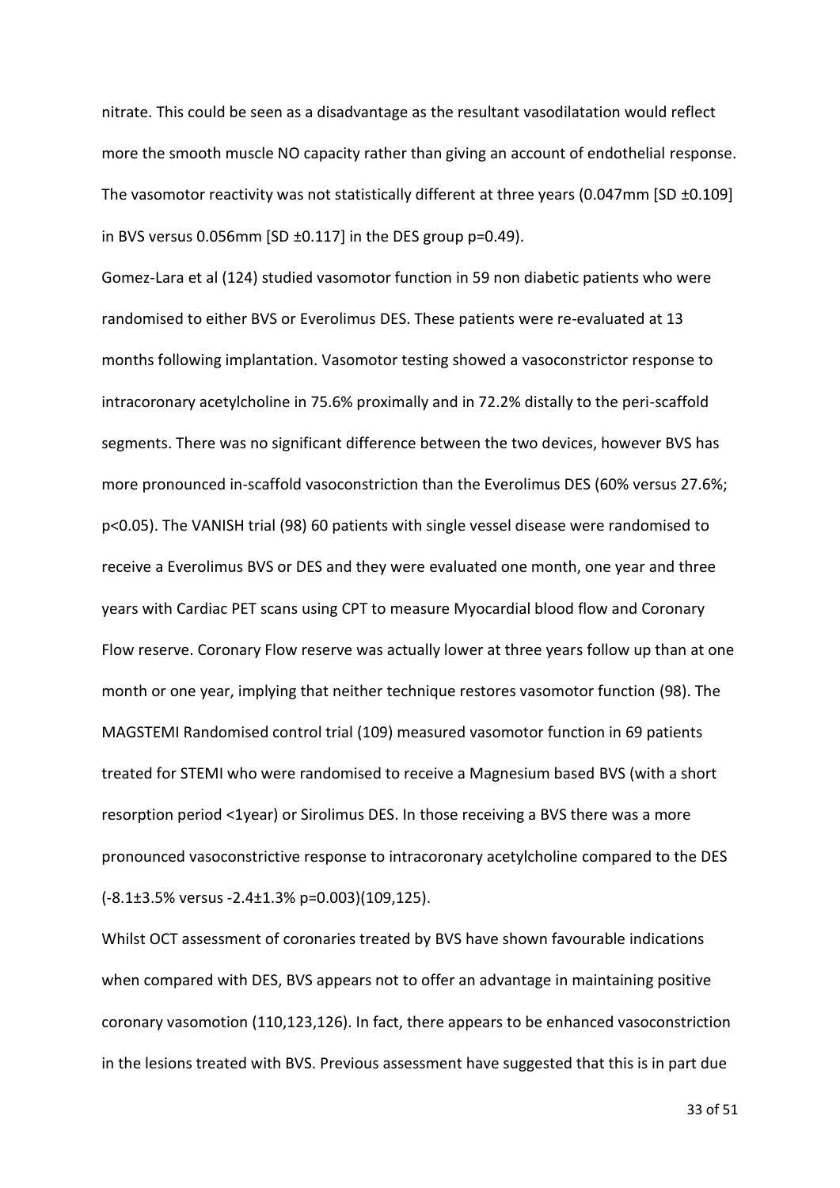nitrate. This could be seen as a disadvantage as the resultant vasodilatation would reflect more the smooth muscle NO capacity rather than giving an account of endothelial response. The vasomotor reactivity was not statistically different at three years (0.047mm [SD ±0.109] in BVS versus 0.056mm [SD ±0.117] in the DES group p=0.49).

Gomez-Lara et al (124) studied vasomotor function in 59 non diabetic patients who were randomised to either BVS or Everolimus DES. These patients were re-evaluated at 13 months following implantation. Vasomotor testing showed a vasoconstrictor response to intracoronary acetylcholine in 75.6% proximally and in 72.2% distally to the peri-scaffold segments. There was no significant difference between the two devices, however BVS has more pronounced in-scaffold vasoconstriction than the Everolimus DES (60% versus 27.6%; p<0.05). The VANISH trial (98) 60 patients with single vessel disease were randomised to receive a Everolimus BVS or DES and they were evaluated one month, one year and three years with Cardiac PET scans using CPT to measure Myocardial blood flow and Coronary Flow reserve. Coronary Flow reserve was actually lower at three years follow up than at one month or one year, implying that neither technique restores vasomotor function (98). The MAGSTEMI Randomised control trial (109) measured vasomotor function in 69 patients treated for STEMI who were randomised to receive a Magnesium based BVS (with a short resorption period <1year) or Sirolimus DES. In those receiving a BVS there was a more pronounced vasoconstrictive response to intracoronary acetylcholine compared to the DES (-8.1±3.5% versus -2.4±1.3% p=0.003)(109,125).

Whilst OCT assessment of coronaries treated by BVS have shown favourable indications when compared with DES, BVS appears not to offer an advantage in maintaining positive coronary vasomotion (110,123,126). In fact, there appears to be enhanced vasoconstriction in the lesions treated with BVS. Previous assessment have suggested that this is in part due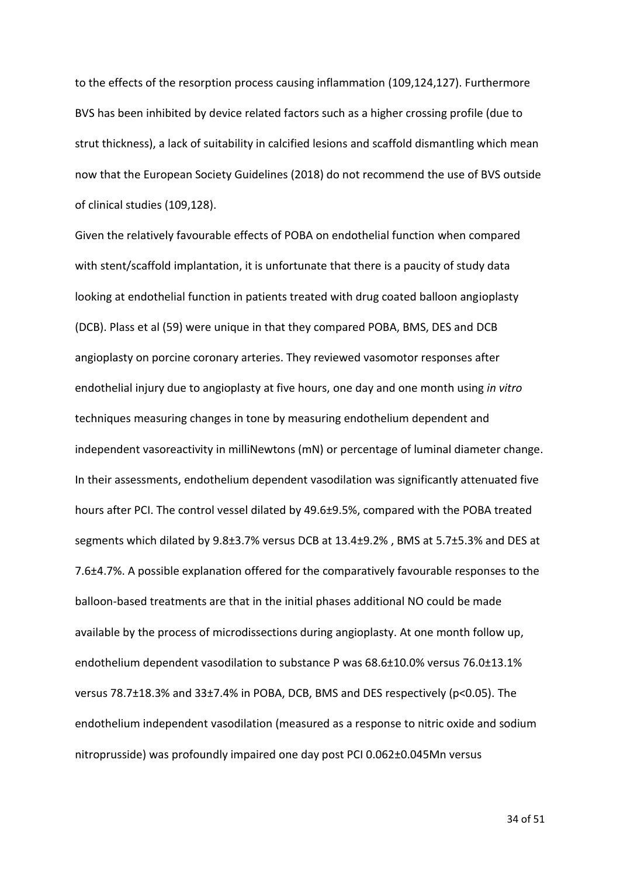to the effects of the resorption process causing inflammation (109,124,127). Furthermore BVS has been inhibited by device related factors such as a higher crossing profile (due to strut thickness), a lack of suitability in calcified lesions and scaffold dismantling which mean now that the European Society Guidelines (2018) do not recommend the use of BVS outside of clinical studies (109,128).

Given the relatively favourable effects of POBA on endothelial function when compared with stent/scaffold implantation, it is unfortunate that there is a paucity of study data looking at endothelial function in patients treated with drug coated balloon angioplasty (DCB). Plass et al (59) were unique in that they compared POBA, BMS, DES and DCB angioplasty on porcine coronary arteries. They reviewed vasomotor responses after endothelial injury due to angioplasty at five hours, one day and one month using *in vitro* techniques measuring changes in tone by measuring endothelium dependent and independent vasoreactivity in milliNewtons (mN) or percentage of luminal diameter change. In their assessments, endothelium dependent vasodilation was significantly attenuated five hours after PCI. The control vessel dilated by 49.6±9.5%, compared with the POBA treated segments which dilated by 9.8±3.7% versus DCB at 13.4±9.2% , BMS at 5.7±5.3% and DES at 7.6±4.7%. A possible explanation offered for the comparatively favourable responses to the balloon-based treatments are that in the initial phases additional NO could be made available by the process of microdissections during angioplasty. At one month follow up, endothelium dependent vasodilation to substance P was 68.6±10.0% versus 76.0±13.1% versus 78.7±18.3% and 33±7.4% in POBA, DCB, BMS and DES respectively ($p<0.05$). The endothelium independent vasodilation (measured as a response to nitric oxide and sodium nitroprusside) was profoundly impaired one day post PCI 0.062±0.045Mn versus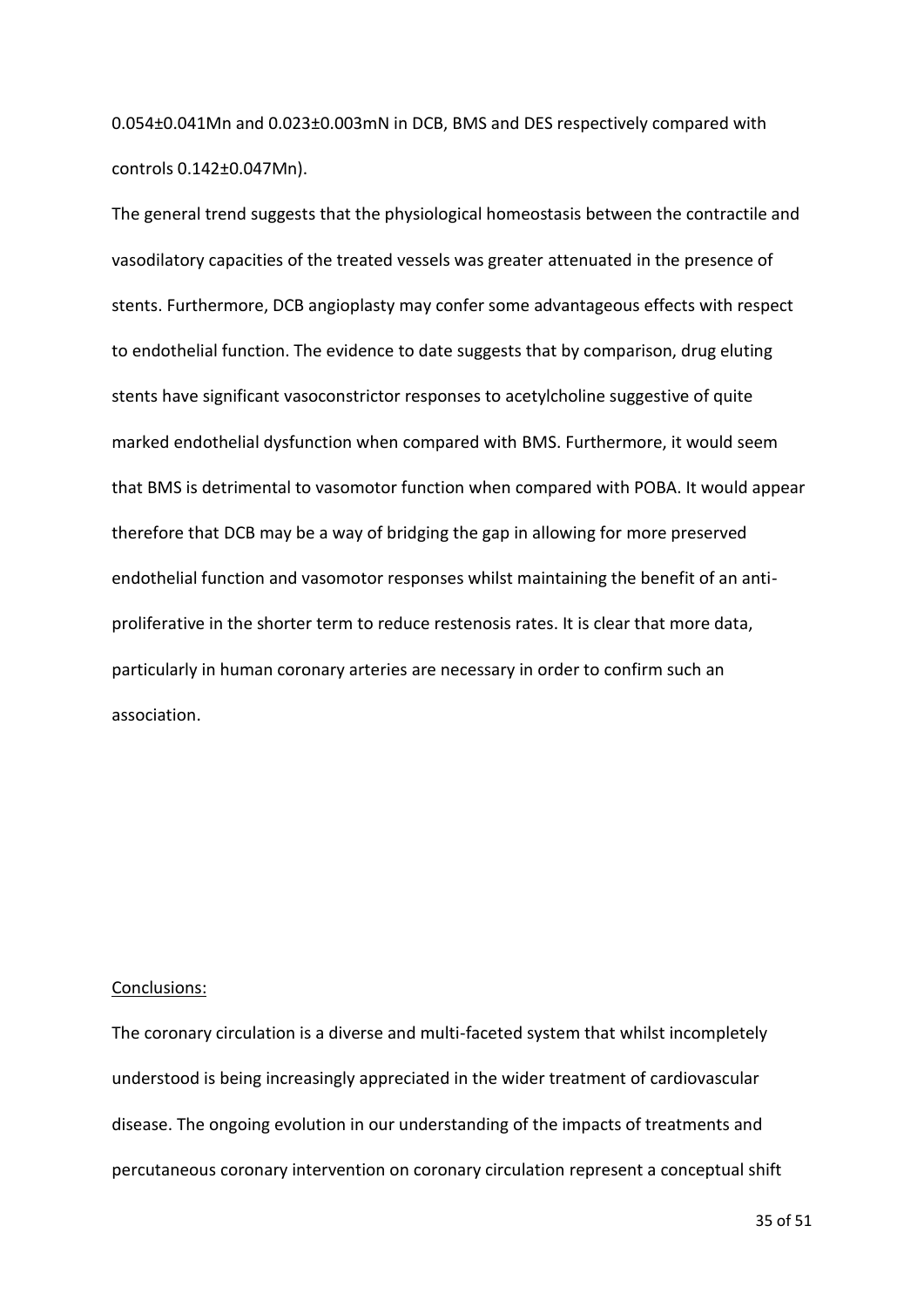0.054±0.041Mn and 0.023±0.003mN in DCB, BMS and DES respectively compared with controls 0.142±0.047Mn).

The general trend suggests that the physiological homeostasis between the contractile and vasodilatory capacities of the treated vessels was greater attenuated in the presence of stents. Furthermore, DCB angioplasty may confer some advantageous effects with respect to endothelial function. The evidence to date suggests that by comparison, drug eluting stents have significant vasoconstrictor responses to acetylcholine suggestive of quite marked endothelial dysfunction when compared with BMS. Furthermore, it would seem that BMS is detrimental to vasomotor function when compared with POBA. It would appear therefore that DCB may be a way of bridging the gap in allowing for more preserved endothelial function and vasomotor responses whilst maintaining the benefit of an anti-proliferative in the shorter term to reduce restenosis rates. It is clear that more data, particularly in human coronary arteries are necessary in order to confirm such an association.

## Conclusions:

The coronary circulation is a diverse and multi-faceted system that whilst incompletely understood is being increasingly appreciated in the wider treatment of cardiovascular disease. The ongoing evolution in our understanding of the impacts of treatments and percutaneous coronary intervention on coronary circulation represent a conceptual shift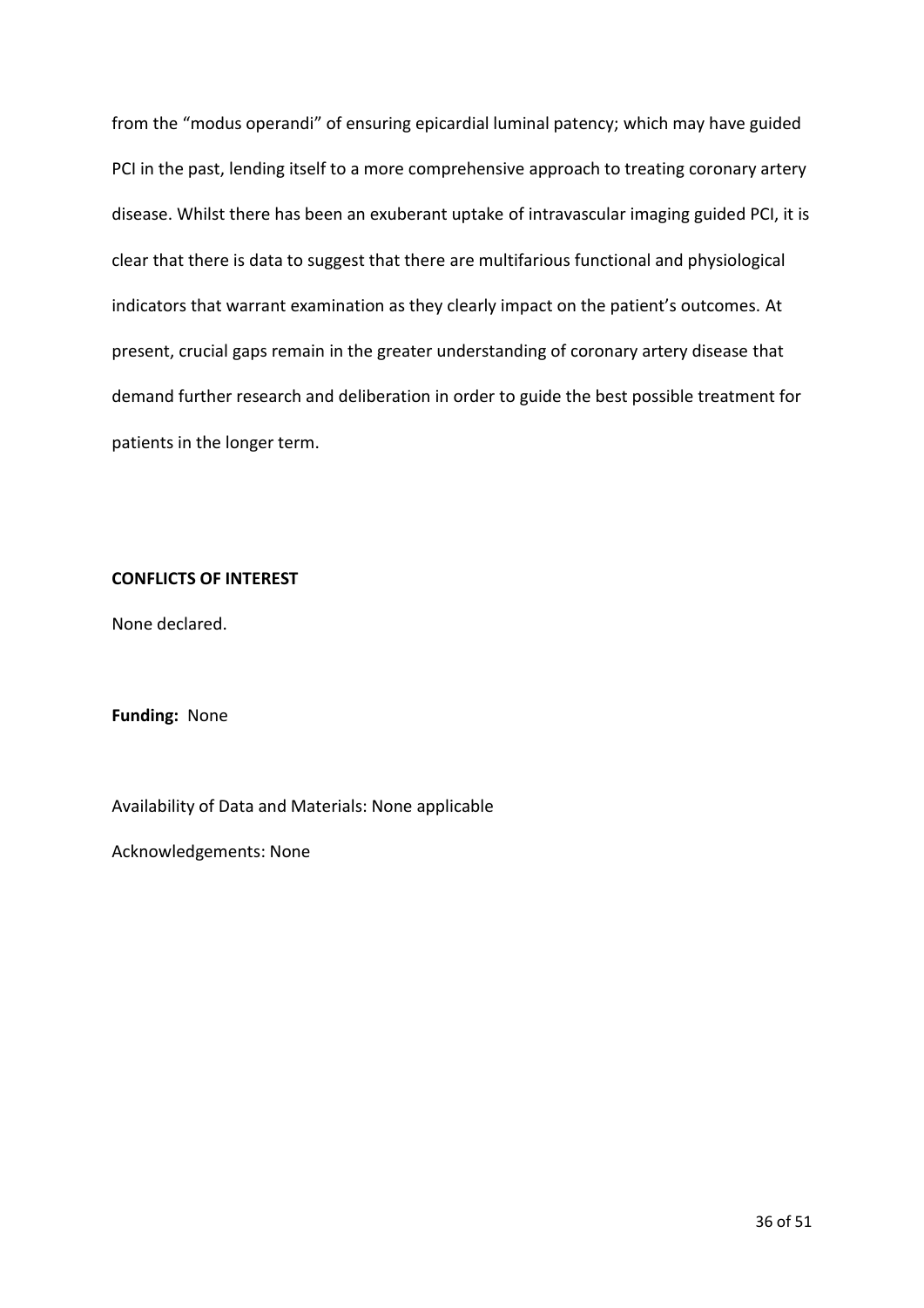from the "modus operandi" of ensuring epicardial luminal patency; which may have guided PCI in the past, lending itself to a more comprehensive approach to treating coronary artery disease. Whilst there has been an exuberant uptake of intravascular imaging guided PCI, it is clear that there is data to suggest that there are multifarious functional and physiological indicators that warrant examination as they clearly impact on the patient's outcomes. At present, crucial gaps remain in the greater understanding of coronary artery disease that demand further research and deliberation in order to guide the best possible treatment for patients in the longer term.

**CONFLICTS OF INTEREST**

None declared.

**Funding:** None

Availability of Data and Materials: None applicable

Acknowledgements: None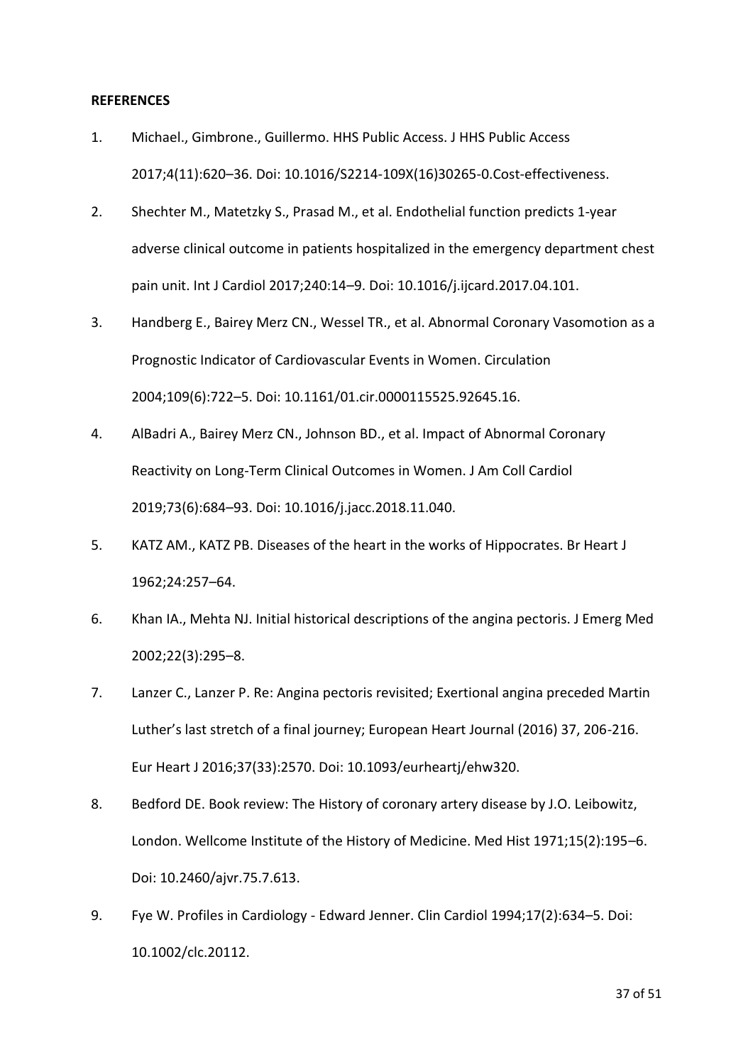**REFERENCES**

1. Michael., Gimbrone., Guillermo. HHS Public Access. J HHS Public Access 2017;4(11):620–36. Doi: 10.1016/S2214-109X(16)30265-0.Cost-effectiveness.
2. Shechter M., Matetzky S., Prasad M., et al. Endothelial function predicts 1-year adverse clinical outcome in patients hospitalized in the emergency department chest pain unit. Int J Cardiol 2017;240:14–9. Doi: 10.1016/j.ijcard.2017.04.101.
3. Handberg E., Bairey Merz CN., Wessel TR., et al. Abnormal Coronary Vasomotion as a Prognostic Indicator of Cardiovascular Events in Women. Circulation 2004;109(6):722–5. Doi: 10.1161/01.cir.0000115525.92645.16.
4. AlBadri A., Bairey Merz CN., Johnson BD., et al. Impact of Abnormal Coronary Reactivity on Long-Term Clinical Outcomes in Women. J Am Coll Cardiol 2019;73(6):684–93. Doi: 10.1016/j.jacc.2018.11.040.
5. KATZ AM., KATZ PB. Diseases of the heart in the works of Hippocrates. Br Heart J 1962;24:257–64.
6. Khan IA., Mehta NJ. Initial historical descriptions of the angina pectoris. J Emerg Med 2002;22(3):295–8.
7. Lanzer C., Lanzer P. Re: Angina pectoris revisited; Exertional angina preceded Martin Luther's last stretch of a final journey; European Heart Journal (2016) 37, 206-216. Eur Heart J 2016;37(33):2570. Doi: 10.1093/eurheartj/ehw320.
8. Bedford DE. Book review: The History of coronary artery disease by J.O. Leibowitz, London. Wellcome Institute of the History of Medicine. Med Hist 1971;15(2):195–6. Doi: 10.2460/ajvr.75.7.613.
9. Fye W. Profiles in Cardiology - Edward Jenner. Clin Cardiol 1994;17(2):634–5. Doi: 10.1002/clc.20112.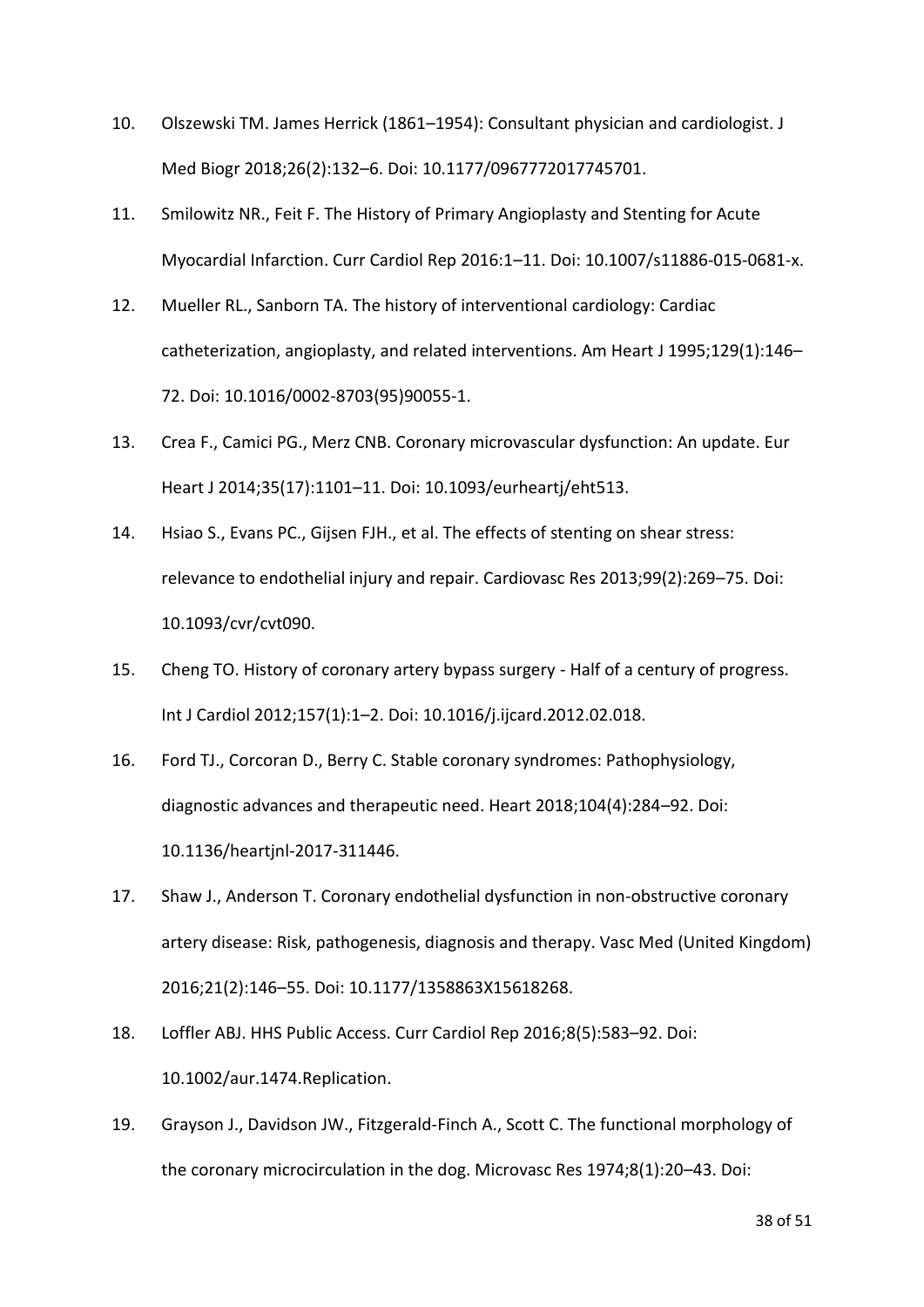10. Olszewski TM. James Herrick (1861–1954): Consultant physician and cardiologist. J Med Biogr 2018;26(2):132–6. Doi: 10.1177/0967772017745701.
11. Smilowitz NR., Feit F. The History of Primary Angioplasty and Stenting for Acute Myocardial Infarction. Curr Cardiol Rep 2016:1–11. Doi: 10.1007/s11886-015-0681-x.
12. Mueller RL., Sanborn TA. The history of interventional cardiology: Cardiac catheterization, angioplasty, and related interventions. Am Heart J 1995;129(1):146–72. Doi: 10.1016/0002-8703(95)90055-1.
13. Crea F., Camici PG., Merz CNB. Coronary microvascular dysfunction: An update. Eur Heart J 2014;35(17):1101–11. Doi: 10.1093/eurheartj/eht513.
14. Hsiao S., Evans PC., Gijsen FJH., et al. The effects of stenting on shear stress: relevance to endothelial injury and repair. Cardiovasc Res 2013;99(2):269–75. Doi: 10.1093/cvr/cvt090.
15. Cheng TO. History of coronary artery bypass surgery - Half of a century of progress. Int J Cardiol 2012;157(1):1–2. Doi: 10.1016/j.ijcard.2012.02.018.
16. Ford TJ., Corcoran D., Berry C. Stable coronary syndromes: Pathophysiology, diagnostic advances and therapeutic need. Heart 2018;104(4):284–92. Doi: 10.1136/heartjnl-2017-311446.
17. Shaw J., Anderson T. Coronary endothelial dysfunction in non-obstructive coronary artery disease: Risk, pathogenesis, diagnosis and therapy. Vasc Med (United Kingdom) 2016;21(2):146–55. Doi: 10.1177/1358863X15618268.
18. Loffler ABJ. HHS Public Access. Curr Cardiol Rep 2016;8(5):583–92. Doi: 10.1002/aur.1474.Replication.
19. Grayson J., Davidson JW., Fitzgerald-Finch A., Scott C. The functional morphology of the coronary microcirculation in the dog. Microvasc Res 1974;8(1):20–43. Doi: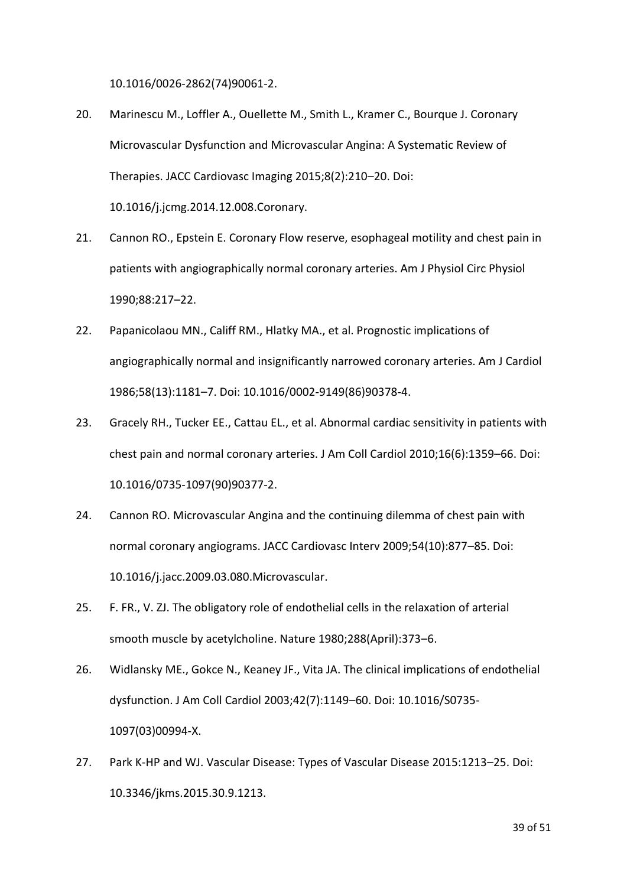10.1016/0026-2862(74)90061-2.

20. Marinescu M., Loffler A., Ouellette M., Smith L., Kramer C., Bourque J. Coronary Microvascular Dysfunction and Microvascular Angina: A Systematic Review of Therapies. JACC Cardiovasc Imaging 2015;8(2):210–20. Doi: 10.1016/j.jcmg.2014.12.008.Coronary.

21. Cannon RO., Epstein E. Coronary Flow reserve, esophageal motility and chest pain in patients with angiographically normal coronary arteries. Am J Physiol Circ Physiol 1990;88:217–22.

22. Papanicolaou MN., Califf RM., Hlatky MA., et al. Prognostic implications of angiographically normal and insignificantly narrowed coronary arteries. Am J Cardiol 1986;58(13):1181–7. Doi: 10.1016/0002-9149(86)90378-4.

23. Gracely RH., Tucker EE., Cattau EL., et al. Abnormal cardiac sensitivity in patients with chest pain and normal coronary arteries. J Am Coll Cardiol 2010;16(6):1359–66. Doi: 10.1016/0735-1097(90)90377-2.

24. Cannon RO. Microvascular Angina and the continuing dilemma of chest pain with normal coronary angiograms. JACC Cardiovasc Interv 2009;54(10):877–85. Doi: 10.1016/j.jacc.2009.03.080.Microvascular.

25. F. FR., V. ZJ. The obligatory role of endothelial cells in the relaxation of arterial smooth muscle by acetylcholine. Nature 1980;288(April):373–6.

26. Widlansky ME., Gokce N., Keaney JF., Vita JA. The clinical implications of endothelial dysfunction. J Am Coll Cardiol 2003;42(7):1149–60. Doi: 10.1016/S0735-1097(03)00994-X.

27. Park K-HP and WJ. Vascular Disease: Types of Vascular Disease 2015:1213–25. Doi: 10.3346/jkms.2015.30.9.1213.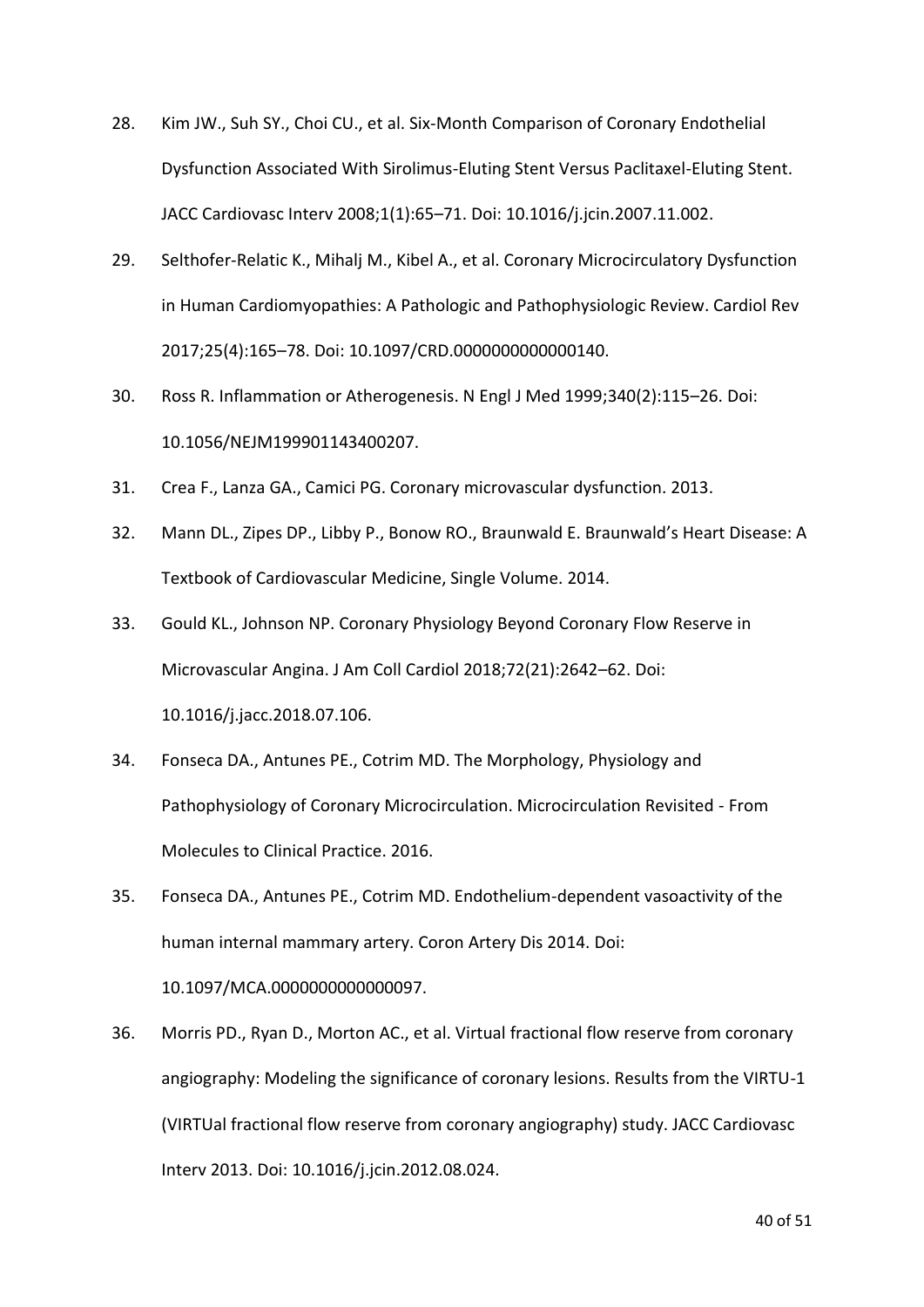28. Kim JW., Suh SY., Choi CU., et al. Six-Month Comparison of Coronary Endothelial Dysfunction Associated With Sirolimus-Eluting Stent Versus Paclitaxel-Eluting Stent. JACC Cardiovasc Interv 2008;1(1):65–71. Doi: 10.1016/j.jcin.2007.11.002.

29. Selthofer-Relatic K., Mihalj M., Kibel A., et al. Coronary Microcirculatory Dysfunction in Human Cardiomyopathies: A Pathologic and Pathophysiologic Review. Cardiol Rev 2017;25(4):165–78. Doi: 10.1097/CRD.0000000000000140.

30. Ross R. Inflammation or Atherogenesis. N Engl J Med 1999;340(2):115–26. Doi: 10.1056/NEJM199901143400207.

31. Crea F., Lanza GA., Camici PG. Coronary microvascular dysfunction. 2013.

32. Mann DL., Zipes DP., Libby P., Bonow RO., Braunwald E. Braunwald's Heart Disease: A Textbook of Cardiovascular Medicine, Single Volume. 2014.

33. Gould KL., Johnson NP. Coronary Physiology Beyond Coronary Flow Reserve in Microvascular Angina. J Am Coll Cardiol 2018;72(21):2642–62. Doi: 10.1016/j.jacc.2018.07.106.

34. Fonseca DA., Antunes PE., Cotrim MD. The Morphology, Physiology and Pathophysiology of Coronary Microcirculation. Microcirculation Revisited - From Molecules to Clinical Practice. 2016.

35. Fonseca DA., Antunes PE., Cotrim MD. Endothelium-dependent vasoactivity of the human internal mammary artery. Coron Artery Dis 2014. Doi: 10.1097/MCA.0000000000000097.

36. Morris PD., Ryan D., Morton AC., et al. Virtual fractional flow reserve from coronary angiography: Modeling the significance of coronary lesions. Results from the VIRTU-1 (VIRTUal fractional flow reserve from coronary angiography) study. JACC Cardiovasc Interv 2013. Doi: 10.1016/j.jcin.2012.08.024.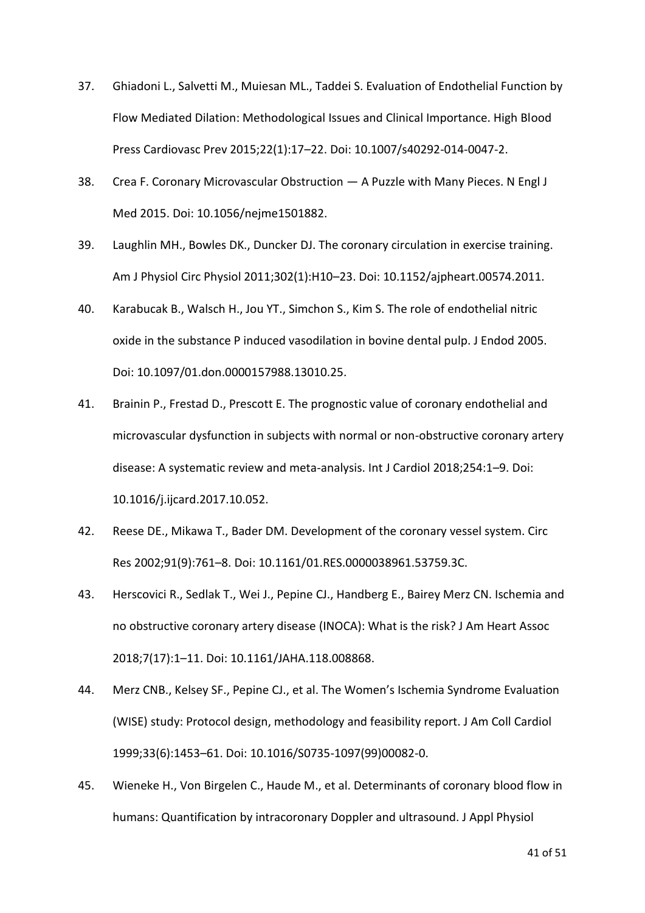37. Ghiadoni L., Salvetti M., Muiesan ML., Taddei S. Evaluation of Endothelial Function by Flow Mediated Dilation: Methodological Issues and Clinical Importance. High Blood Press Cardiovasc Prev 2015;22(1):17–22. Doi: 10.1007/s40292-014-0047-2.
38. Crea F. Coronary Microvascular Obstruction — A Puzzle with Many Pieces. N Engl J Med 2015. Doi: 10.1056/nejme1501882.
39. Laughlin MH., Bowles DK., Duncker DJ. The coronary circulation in exercise training. Am J Physiol Circ Physiol 2011;302(1):H10–23. Doi: 10.1152/ajpheart.00574.2011.
40. Karabucak B., Walsch H., Jou YT., Simchon S., Kim S. The role of endothelial nitric oxide in the substance P induced vasodilation in bovine dental pulp. J Endod 2005. Doi: 10.1097/01.don.0000157988.13010.25.
41. Brainin P., Frestad D., Prescott E. The prognostic value of coronary endothelial and microvascular dysfunction in subjects with normal or non-obstructive coronary artery disease: A systematic review and meta-analysis. Int J Cardiol 2018;254:1–9. Doi: 10.1016/j.ijcard.2017.10.052.
42. Reese DE., Mikawa T., Bader DM. Development of the coronary vessel system. Circ Res 2002;91(9):761–8. Doi: 10.1161/01.RES.0000038961.53759.3C.
43. Herscovici R., Sedlak T., Wei J., Pepine CJ., Handberg E., Bairey Merz CN. Ischemia and no obstructive coronary artery disease (INOCA): What is the risk? J Am Heart Assoc 2018;7(17):1–11. Doi: 10.1161/JAHA.118.008868.
44. Merz CNB., Kelsey SF., Pepine CJ., et al. The Women's Ischemia Syndrome Evaluation (WISE) study: Protocol design, methodology and feasibility report. J Am Coll Cardiol 1999;33(6):1453–61. Doi: 10.1016/S0735-1097(99)00082-0.
45. Wieneke H., Von Birgelen C., Haude M., et al. Determinants of coronary blood flow in humans: Quantification by intracoronary Doppler and ultrasound. J Appl Physiol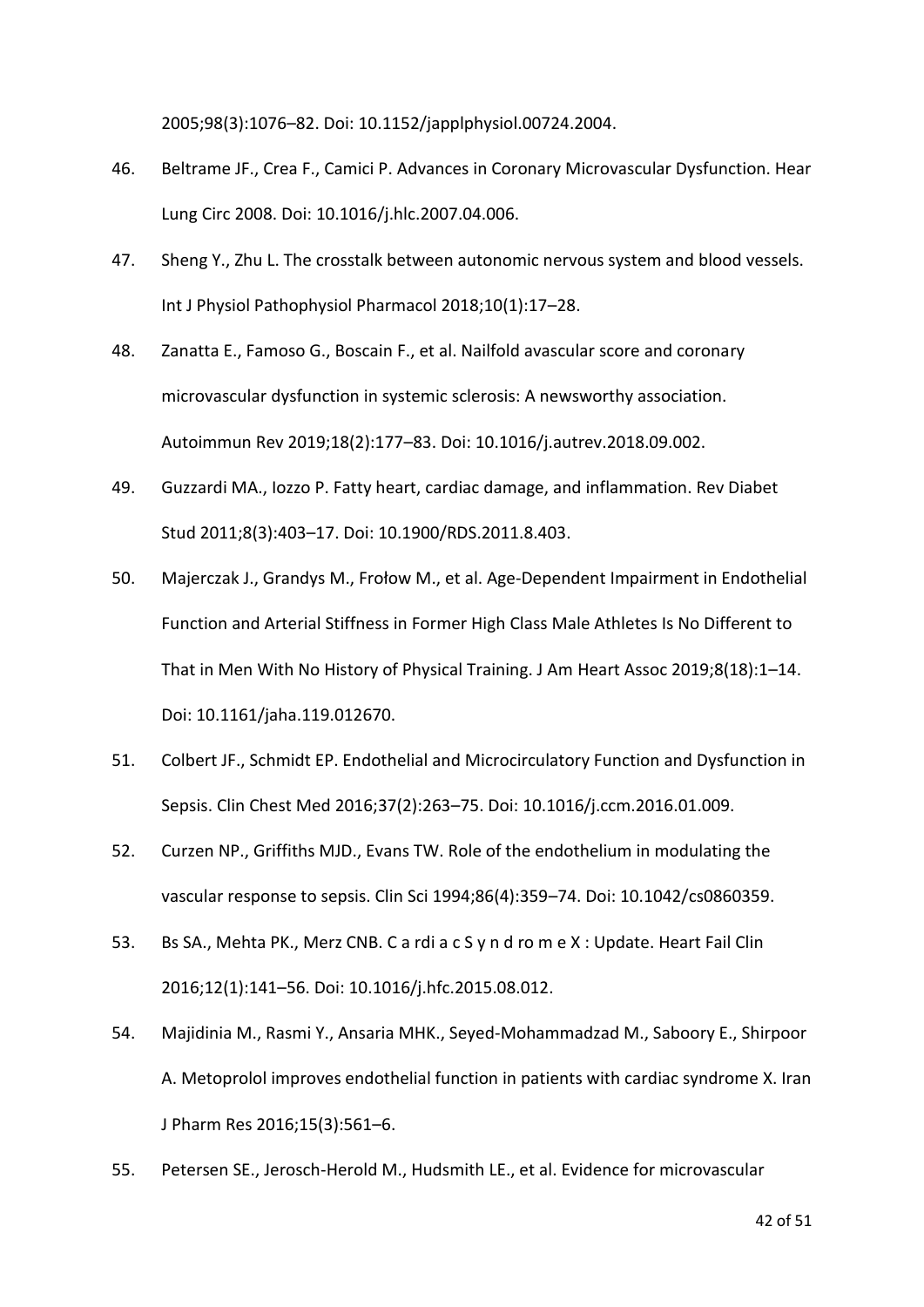2005;98(3):1076–82. Doi: 10.1152/japplphysiol.00724.2004.

46. Beltrame JF., Crea F., Camici P. Advances in Coronary Microvascular Dysfunction. Hear Lung Circ 2008. Doi: 10.1016/j.hlc.2007.04.006.

47. Sheng Y., Zhu L. The crosstalk between autonomic nervous system and blood vessels. Int J Physiol Pathophysiol Pharmacol 2018;10(1):17–28.

48. Zanatta E., Famoso G., Boscain F., et al. Nailfold avascular score and coronary microvascular dysfunction in systemic sclerosis: A newsworthy association. Autoimmun Rev 2019;18(2):177–83. Doi: 10.1016/j.autrev.2018.09.002.

49. Guzzardi MA., Iozzo P. Fatty heart, cardiac damage, and inflammation. Rev Diabet Stud 2011;8(3):403–17. Doi: 10.1900/RDS.2011.8.403.

50. Majerczak J., Grandys M., Frołow M., et al. Age-Dependent Impairment in Endothelial Function and Arterial Stiffness in Former High Class Male Athletes Is No Different to That in Men With No History of Physical Training. J Am Heart Assoc 2019;8(18):1–14. Doi: 10.1161/jaha.119.012670.

51. Colbert JF., Schmidt EP. Endothelial and Microcirculatory Function and Dysfunction in Sepsis. Clin Chest Med 2016;37(2):263–75. Doi: 10.1016/j.ccm.2016.01.009.

52. Curzen NP., Griffiths MJD., Evans TW. Role of the endothelium in modulating the vascular response to sepsis. Clin Sci 1994;86(4):359–74. Doi: 10.1042/cs0860359.

53. Bs SA., Mehta PK., Merz CNB. C a rdi a c S y n d ro m e X : Update. Heart Fail Clin 2016;12(1):141–56. Doi: 10.1016/j.hfc.2015.08.012.

54. Majidinia M., Rasmi Y., Ansaria MHK., Seyed-Mohammadzad M., Saboory E., Shirpoor A. Metoprolol improves endothelial function in patients with cardiac syndrome X. Iran J Pharm Res 2016;15(3):561–6.

55. Petersen SE., Jerosch-Herold M., Hudsmith LE., et al. Evidence for microvascular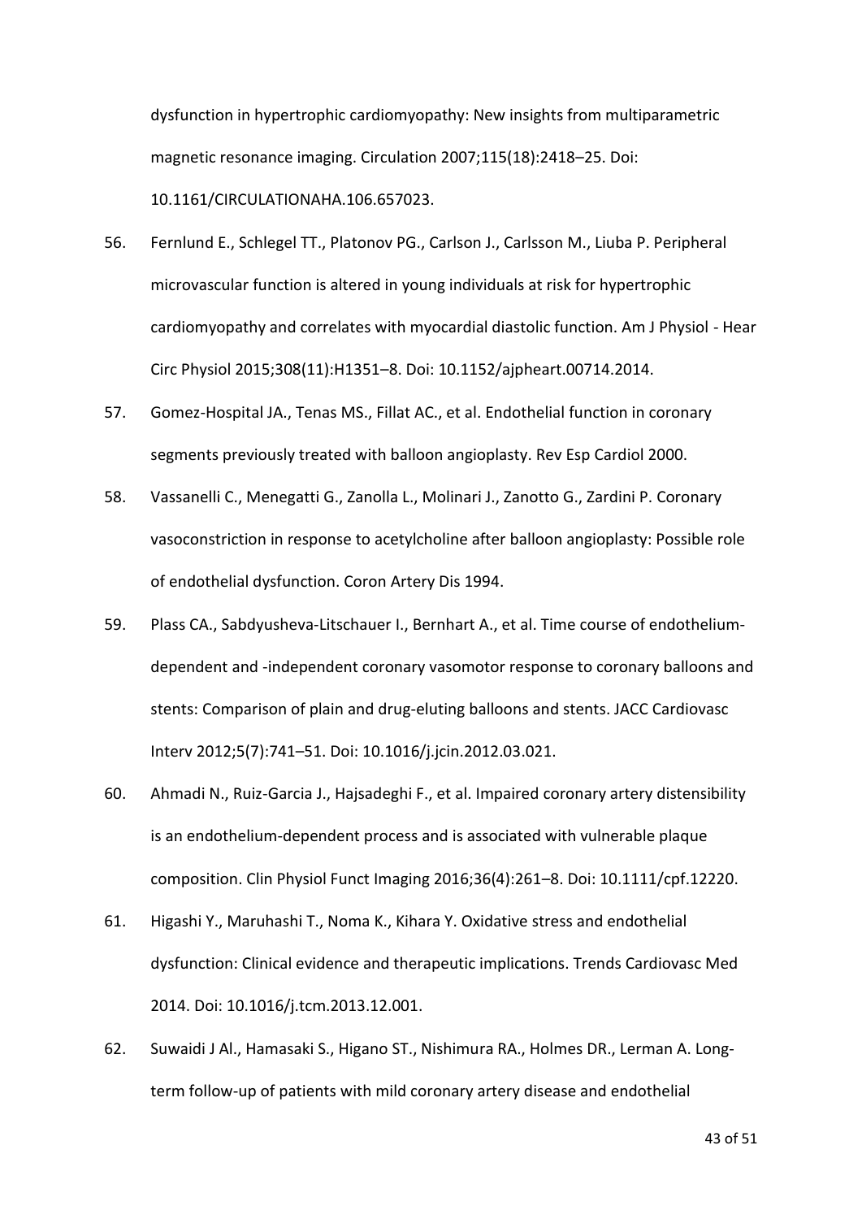dysfunction in hypertrophic cardiomyopathy: New insights from multiparametric magnetic resonance imaging. Circulation 2007;115(18):2418–25. Doi: 10.1161/CIRCULATIONAHA.106.657023.

56. Fernlund E., Schlegel TT., Platonov PG., Carlson J., Carlsson M., Liuba P. Peripheral microvascular function is altered in young individuals at risk for hypertrophic cardiomyopathy and correlates with myocardial diastolic function. Am J Physiol - Hear Circ Physiol 2015;308(11):H1351–8. Doi: 10.1152/ajpheart.00714.2014.
57. Gomez-Hospital JA., Tenas MS., Fillat AC., et al. Endothelial function in coronary segments previously treated with balloon angioplasty. Rev Esp Cardiol 2000.
58. Vassanelli C., Menegatti G., Zanolla L., Molinari J., Zanotto G., Zardini P. Coronary vasoconstriction in response to acetylcholine after balloon angioplasty: Possible role of endothelial dysfunction. Coron Artery Dis 1994.
59. Plass CA., Sabdyusheva-Litschauer I., Bernhart A., et al. Time course of endothelium-dependent and -independent coronary vasomotor response to coronary balloons and stents: Comparison of plain and drug-eluting balloons and stents. JACC Cardiovasc Interv 2012;5(7):741–51. Doi: 10.1016/j.jcin.2012.03.021.
60. Ahmadi N., Ruiz-Garcia J., Hajsadeghi F., et al. Impaired coronary artery distensibility is an endothelium-dependent process and is associated with vulnerable plaque composition. Clin Physiol Funct Imaging 2016;36(4):261–8. Doi: 10.1111/cpf.12220.
61. Higashi Y., Maruhashi T., Noma K., Kihara Y. Oxidative stress and endothelial dysfunction: Clinical evidence and therapeutic implications. Trends Cardiovasc Med 2014. Doi: 10.1016/j.tcm.2013.12.001.
62. Suwaidi J Al., Hamasaki S., Higano ST., Nishimura RA., Holmes DR., Lerman A. Long-term follow-up of patients with mild coronary artery disease and endothelial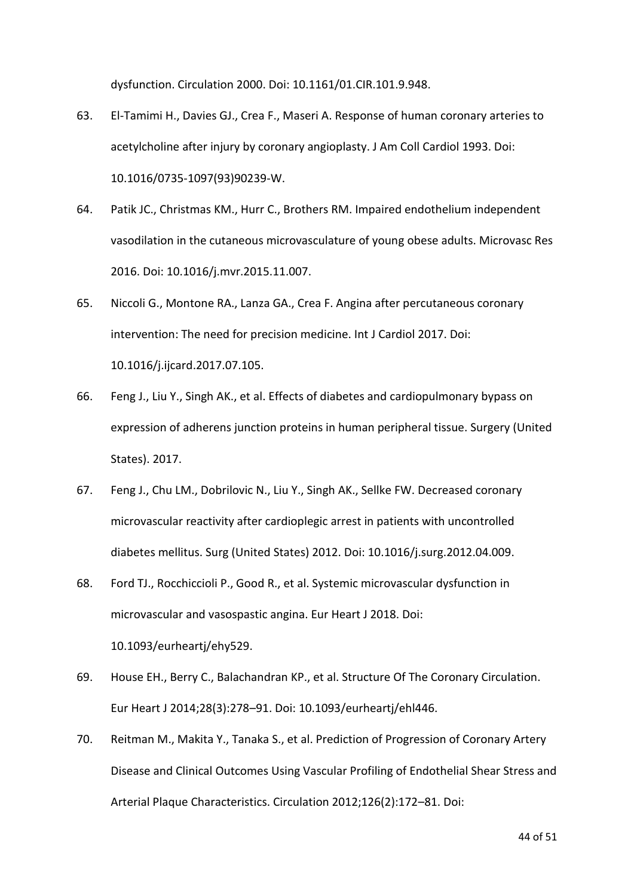dysfunction. Circulation 2000. Doi: 10.1161/01.CIR.101.9.948.

63. El-Tamimi H., Davies GJ., Crea F., Maseri A. Response of human coronary arteries to acetylcholine after injury by coronary angioplasty. J Am Coll Cardiol 1993. Doi: 10.1016/0735-1097(93)90239-W.

64. Patik JC., Christmas KM., Hurr C., Brothers RM. Impaired endothelium independent vasodilation in the cutaneous microvasculature of young obese adults. Microvasc Res 2016. Doi: 10.1016/j.mvr.2015.11.007.

65. Niccoli G., Montone RA., Lanza GA., Crea F. Angina after percutaneous coronary intervention: The need for precision medicine. Int J Cardiol 2017. Doi: 10.1016/j.ijcard.2017.07.105.

66. Feng J., Liu Y., Singh AK., et al. Effects of diabetes and cardiopulmonary bypass on expression of adherens junction proteins in human peripheral tissue. Surgery (United States). 2017.

67. Feng J., Chu LM., Dobrilovic N., Liu Y., Singh AK., Sellke FW. Decreased coronary microvascular reactivity after cardioplegic arrest in patients with uncontrolled diabetes mellitus. Surg (United States) 2012. Doi: 10.1016/j.surg.2012.04.009.

68. Ford TJ., Rocchiccioli P., Good R., et al. Systemic microvascular dysfunction in microvascular and vasospastic angina. Eur Heart J 2018. Doi: 10.1093/eurheartj/ehy529.

69. House EH., Berry C., Balachandran KP., et al. Structure Of The Coronary Circulation. Eur Heart J 2014;28(3):278–91. Doi: 10.1093/eurheartj/ehl446.

70. Reitman M., Makita Y., Tanaka S., et al. Prediction of Progression of Coronary Artery Disease and Clinical Outcomes Using Vascular Profiling of Endothelial Shear Stress and Arterial Plaque Characteristics. Circulation 2012;126(2):172–81. Doi: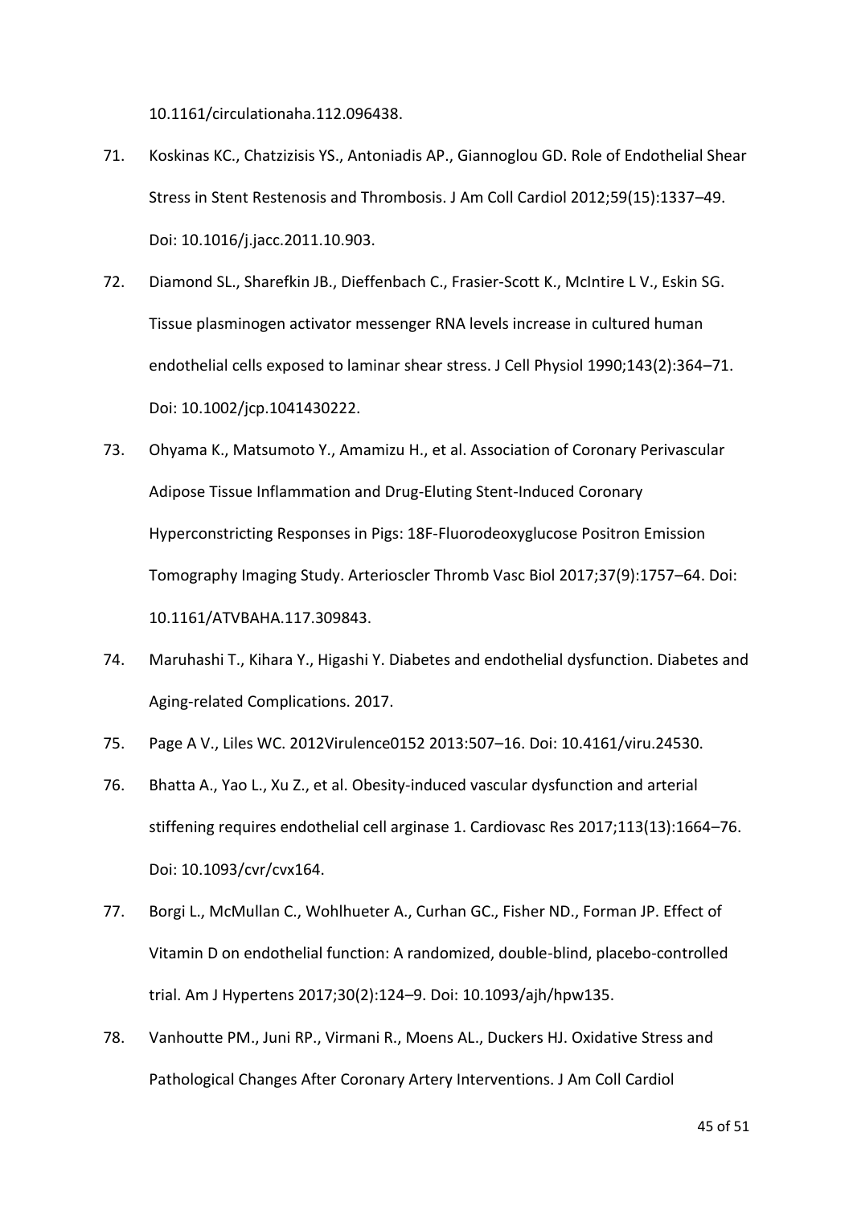10.1161/circulationaha.112.096438.

71. Koskinas KC., Chatzizisis YS., Antoniadis AP., Giannoglou GD. Role of Endothelial Shear Stress in Stent Restenosis and Thrombosis. J Am Coll Cardiol 2012;59(15):1337–49. Doi: 10.1016/j.jacc.2011.10.903.

72. Diamond SL., Sharefkin JB., Dieffenbach C., Frasier-Scott K., McIntire L V., Eskin SG. Tissue plasminogen activator messenger RNA levels increase in cultured human endothelial cells exposed to laminar shear stress. J Cell Physiol 1990;143(2):364–71. Doi: 10.1002/jcp.1041430222.

73. Ohyama K., Matsumoto Y., Amamizu H., et al. Association of Coronary Perivascular Adipose Tissue Inflammation and Drug-Eluting Stent-Induced Coronary Hyperconstricting Responses in Pigs: 18F-Fluorodeoxyglucose Positron Emission Tomography Imaging Study. Arterioscler Thromb Vasc Biol 2017;37(9):1757–64. Doi: 10.1161/ATVBAHA.117.309843.

74. Maruhashi T., Kihara Y., Higashi Y. Diabetes and endothelial dysfunction. Diabetes and Aging-related Complications. 2017.

75. Page A V., Liles WC. 2012Virulence0152 2013:507–16. Doi: 10.4161/viru.24530.

76. Bhatta A., Yao L., Xu Z., et al. Obesity-induced vascular dysfunction and arterial stiffening requires endothelial cell arginase 1. Cardiovasc Res 2017;113(13):1664–76. Doi: 10.1093/cvr/cvx164.

77. Borgi L., McMullan C., Wohlhueter A., Curhan GC., Fisher ND., Forman JP. Effect of Vitamin D on endothelial function: A randomized, double-blind, placebo-controlled trial. Am J Hypertens 2017;30(2):124–9. Doi: 10.1093/ajh/hpw135.

78. Vanhoutte PM., Juni RP., Virmani R., Moens AL., Duckers HJ. Oxidative Stress and Pathological Changes After Coronary Artery Interventions. J Am Coll Cardiol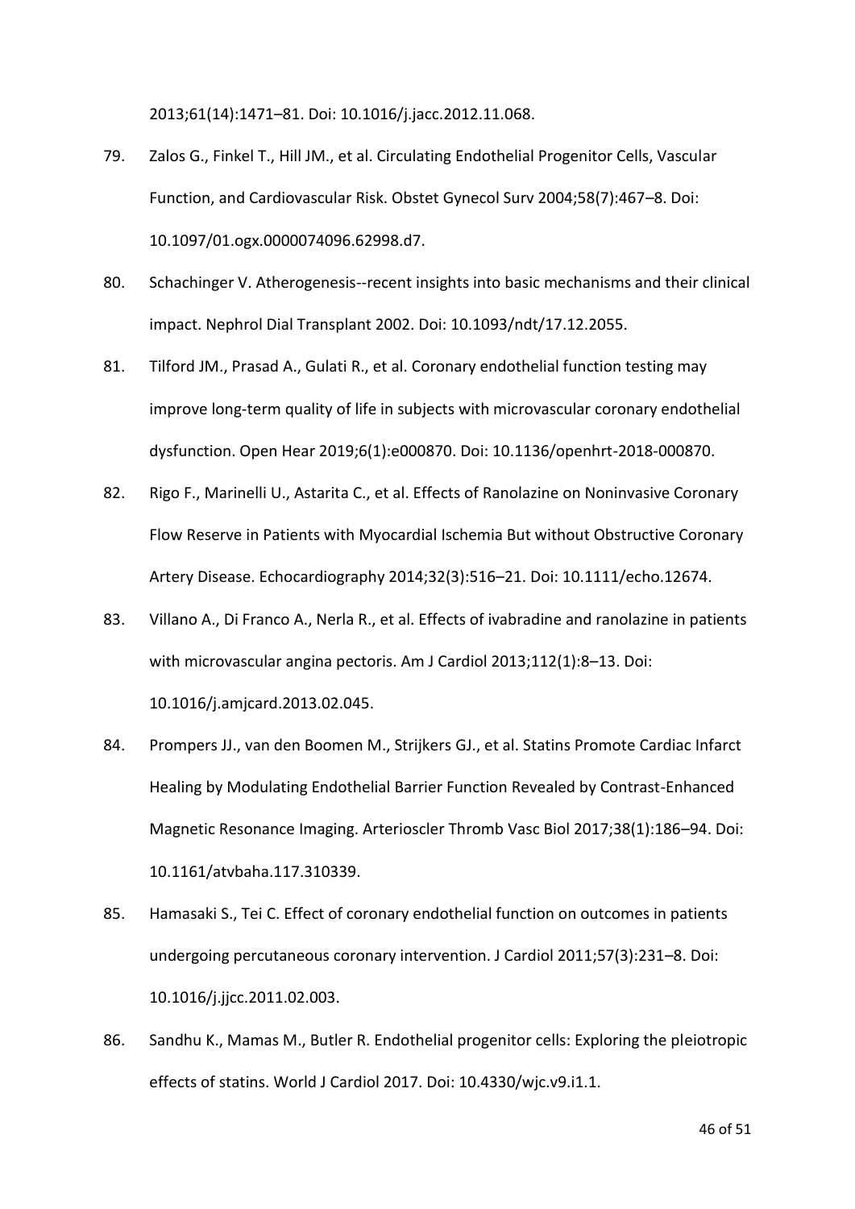2013;61(14):1471–81. Doi: 10.1016/j.jacc.2012.11.068.

79. Zalos G., Finkel T., Hill JM., et al. Circulating Endothelial Progenitor Cells, Vascular Function, and Cardiovascular Risk. Obstet Gynecol Surv 2004;58(7):467–8. Doi: 10.1097/01.ogx.0000074096.62998.d7.

80. Schachinger V. Atherogenesis--recent insights into basic mechanisms and their clinical impact. Nephrol Dial Transplant 2002. Doi: 10.1093/ndt/17.12.2055.

81. Tilford JM., Prasad A., Gulati R., et al. Coronary endothelial function testing may improve long-term quality of life in subjects with microvascular coronary endothelial dysfunction. Open Hear 2019;6(1):e000870. Doi: 10.1136/openhrt-2018-000870.

82. Rigo F., Marinelli U., Astarita C., et al. Effects of Ranolazine on Noninvasive Coronary Flow Reserve in Patients with Myocardial Ischemia But without Obstructive Coronary Artery Disease. Echocardiography 2014;32(3):516–21. Doi: 10.1111/echo.12674.

83. Villano A., Di Franco A., Nerla R., et al. Effects of ivabradine and ranolazine in patients with microvascular angina pectoris. Am J Cardiol 2013;112(1):8–13. Doi: 10.1016/j.amjcard.2013.02.045.

84. Prompers JJ., van den Boomen M., Strijkers GJ., et al. Statins Promote Cardiac Infarct Healing by Modulating Endothelial Barrier Function Revealed by Contrast-Enhanced Magnetic Resonance Imaging. Arterioscler Thromb Vasc Biol 2017;38(1):186–94. Doi: 10.1161/atvbaha.117.310339.

85. Hamasaki S., Tei C. Effect of coronary endothelial function on outcomes in patients undergoing percutaneous coronary intervention. J Cardiol 2011;57(3):231–8. Doi: 10.1016/j.jjcc.2011.02.003.

86. Sandhu K., Mamas M., Butler R. Endothelial progenitor cells: Exploring the pleiotropic effects of statins. World J Cardiol 2017. Doi: 10.4330/wjc.v9.i1.1.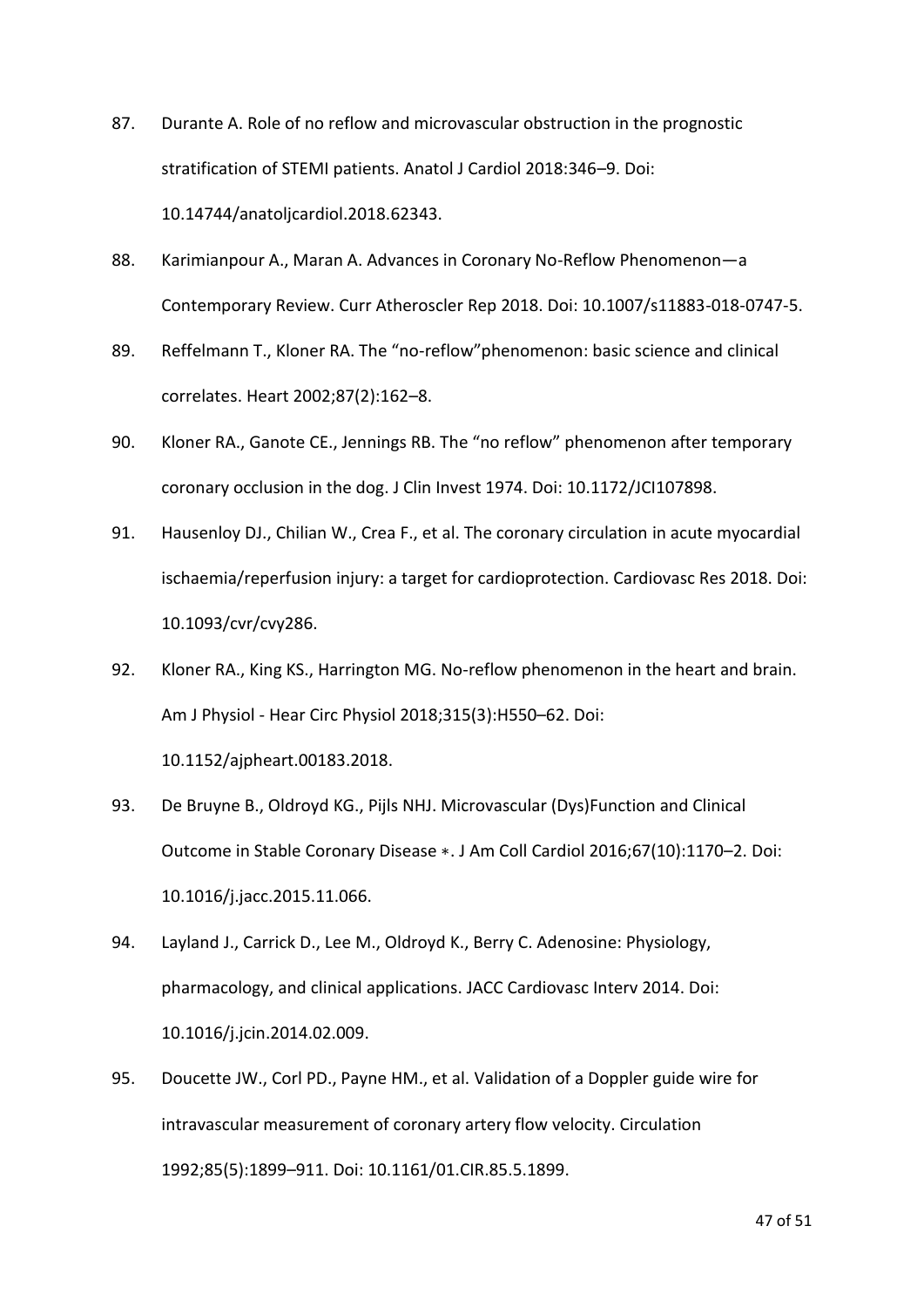87. Durante A. Role of no reflow and microvascular obstruction in the prognostic stratification of STEMI patients. Anatol J Cardiol 2018:346–9. Doi: 10.14744/anatoljcardiol.2018.62343.

88. Karimianpour A., Maran A. Advances in Coronary No-Reflow Phenomenon—a Contemporary Review. Curr Atheroscler Rep 2018. Doi: 10.1007/s11883-018-0747-5.

89. Reffelmann T., Kloner RA. The "no-reflow"phenomenon: basic science and clinical correlates. Heart 2002;87(2):162–8.

90. Kloner RA., Ganote CE., Jennings RB. The "no reflow" phenomenon after temporary coronary occlusion in the dog. J Clin Invest 1974. Doi: 10.1172/JCI107898.

91. Hausenloy DJ., Chilian W., Crea F., et al. The coronary circulation in acute myocardial ischaemia/reperfusion injury: a target for cardioprotection. Cardiovasc Res 2018. Doi: 10.1093/cvr/cvy286.

92. Kloner RA., King KS., Harrington MG. No-reflow phenomenon in the heart and brain. Am J Physiol - Hear Circ Physiol 2018;315(3):H550–62. Doi: 10.1152/ajpheart.00183.2018.

93. De Bruyne B., Oldroyd KG., Pijls NHJ. Microvascular (Dys)Function and Clinical Outcome in Stable Coronary Disease ∗. J Am Coll Cardiol 2016;67(10):1170–2. Doi: 10.1016/j.jacc.2015.11.066.

94. Layland J., Carrick D., Lee M., Oldroyd K., Berry C. Adenosine: Physiology, pharmacology, and clinical applications. JACC Cardiovasc Interv 2014. Doi: 10.1016/j.jcin.2014.02.009.

95. Doucette JW., Corl PD., Payne HM., et al. Validation of a Doppler guide wire for intravascular measurement of coronary artery flow velocity. Circulation 1992;85(5):1899–911. Doi: 10.1161/01.CIR.85.5.1899.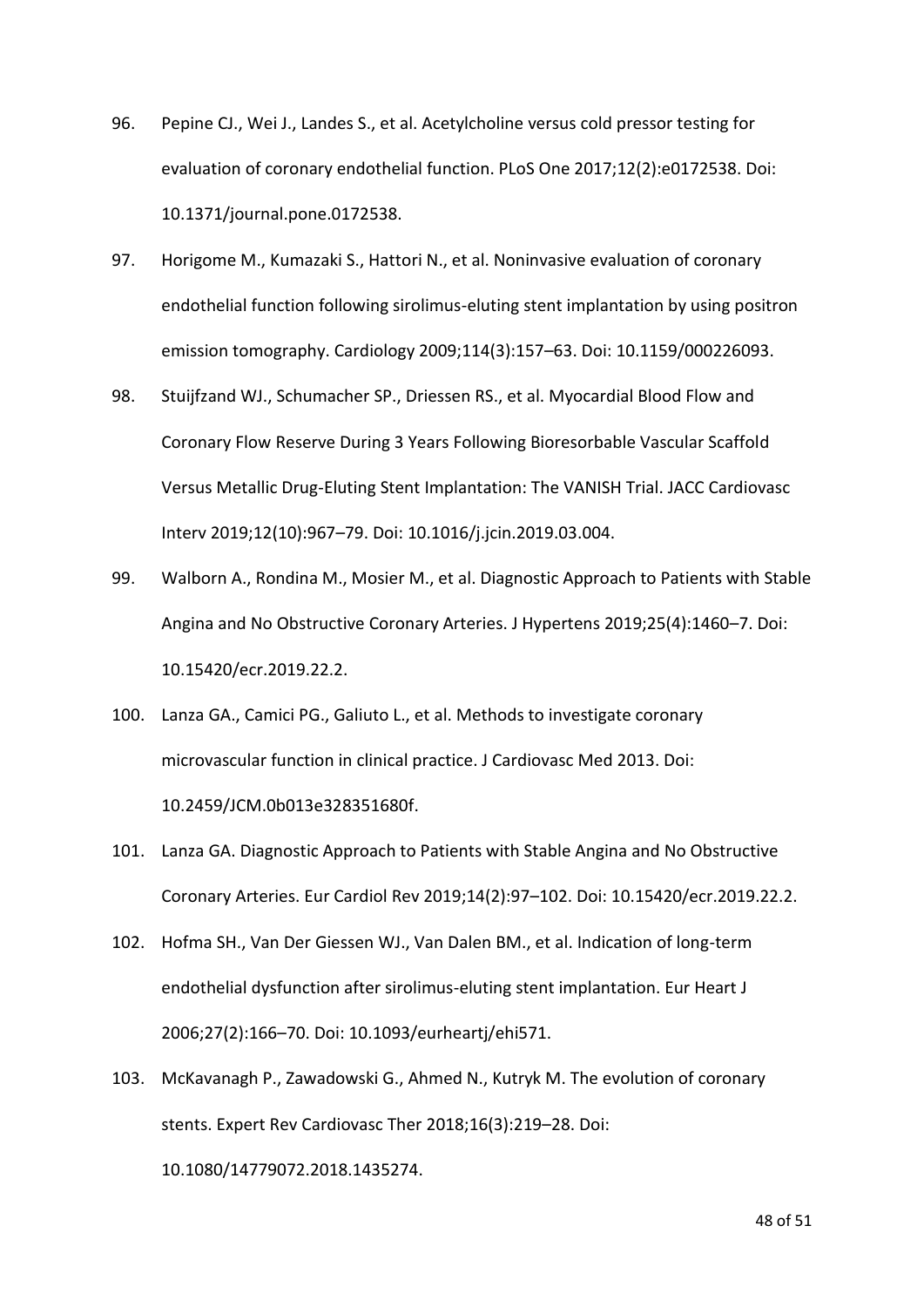96. Pepine CJ., Wei J., Landes S., et al. Acetylcholine versus cold pressor testing for evaluation of coronary endothelial function. PLoS One 2017;12(2):e0172538. Doi: 10.1371/journal.pone.0172538.

97. Horigome M., Kumazaki S., Hattori N., et al. Noninvasive evaluation of coronary endothelial function following sirolimus-eluting stent implantation by using positron emission tomography. Cardiology 2009;114(3):157–63. Doi: 10.1159/000226093.

98. Stuijfzand WJ., Schumacher SP., Driessen RS., et al. Myocardial Blood Flow and Coronary Flow Reserve During 3 Years Following Bioresorbable Vascular Scaffold Versus Metallic Drug-Eluting Stent Implantation: The VANISH Trial. JACC Cardiovasc Interv 2019;12(10):967–79. Doi: 10.1016/j.jcin.2019.03.004.

99. Walborn A., Rondina M., Mosier M., et al. Diagnostic Approach to Patients with Stable Angina and No Obstructive Coronary Arteries. J Hypertens 2019;25(4):1460–7. Doi: 10.15420/ecr.2019.22.2.

100. Lanza GA., Camici PG., Galiuto L., et al. Methods to investigate coronary microvascular function in clinical practice. J Cardiovasc Med 2013. Doi: 10.2459/JCM.0b013e328351680f.

101. Lanza GA. Diagnostic Approach to Patients with Stable Angina and No Obstructive Coronary Arteries. Eur Cardiol Rev 2019;14(2):97–102. Doi: 10.15420/ecr.2019.22.2.

102. Hofma SH., Van Der Giessen WJ., Van Dalen BM., et al. Indication of long-term endothelial dysfunction after sirolimus-eluting stent implantation. Eur Heart J 2006;27(2):166–70. Doi: 10.1093/eurheartj/ehi571.

103. McKavanagh P., Zawadowski G., Ahmed N., Kutryk M. The evolution of coronary stents. Expert Rev Cardiovasc Ther 2018;16(3):219–28. Doi: 10.1080/14779072.2018.1435274.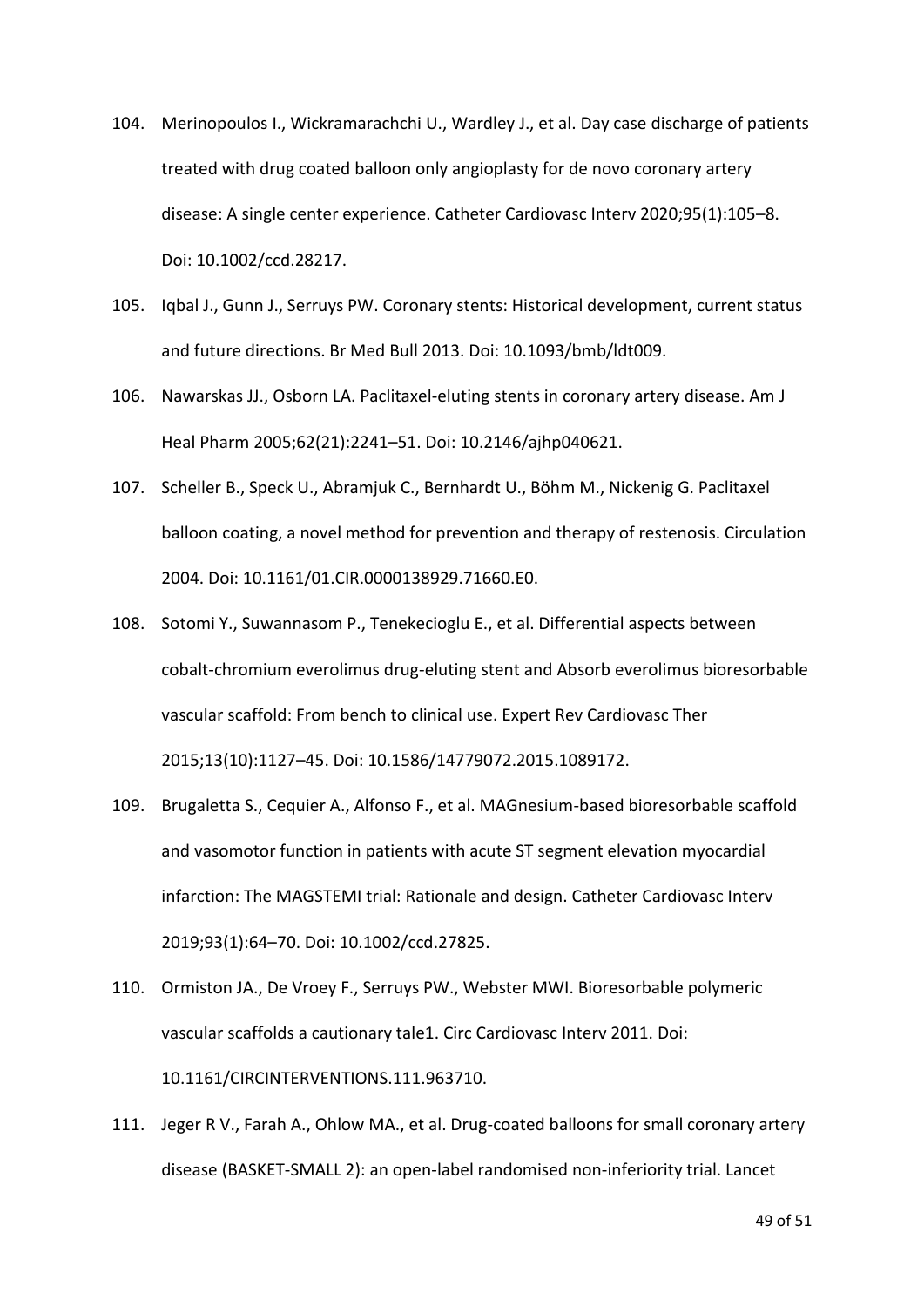104. Merinopoulos I., Wickramarachchi U., Wardley J., et al. Day case discharge of patients treated with drug coated balloon only angioplasty for de novo coronary artery disease: A single center experience. Catheter Cardiovasc Interv 2020;95(1):105–8. Doi: 10.1002/ccd.28217.

105. Iqbal J., Gunn J., Serruys PW. Coronary stents: Historical development, current status and future directions. Br Med Bull 2013. Doi: 10.1093/bmb/ldt009.

106. Nawarskas JJ., Osborn LA. Paclitaxel-eluting stents in coronary artery disease. Am J Heal Pharm 2005;62(21):2241–51. Doi: 10.2146/ajhp040621.

107. Scheller B., Speck U., Abramjuk C., Bernhardt U., Böhm M., Nickenig G. Paclitaxel balloon coating, a novel method for prevention and therapy of restenosis. Circulation 2004. Doi: 10.1161/01.CIR.0000138929.71660.E0.

108. Sotomi Y., Suwannasom P., Tenekecioglu E., et al. Differential aspects between cobalt-chromium everolimus drug-eluting stent and Absorb everolimus bioresorbable vascular scaffold: From bench to clinical use. Expert Rev Cardiovasc Ther 2015;13(10):1127–45. Doi: 10.1586/14779072.2015.1089172.

109. Brugaletta S., Cequier A., Alfonso F., et al. MAGnesium-based bioresorbable scaffold and vasomotor function in patients with acute ST segment elevation myocardial infarction: The MAGSTEMI trial: Rationale and design. Catheter Cardiovasc Interv 2019;93(1):64–70. Doi: 10.1002/ccd.27825.

110. Ormiston JA., De Vroey F., Serruys PW., Webster MWI. Bioresorbable polymeric vascular scaffolds a cautionary tale1. Circ Cardiovasc Interv 2011. Doi: 10.1161/CIRCINTERVENTIONS.111.963710.

111. Jeger R V., Farah A., Ohlow MA., et al. Drug-coated balloons for small coronary artery disease (BASKET-SMALL 2): an open-label randomised non-inferiority trial. Lancet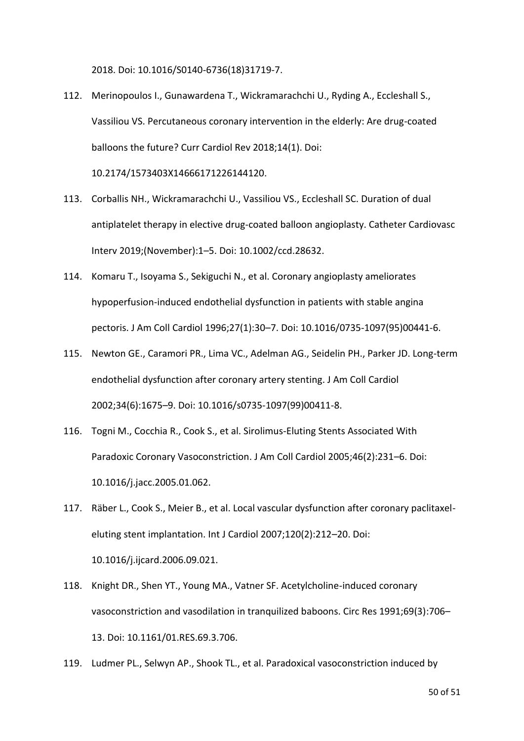2018. Doi: 10.1016/S0140-6736(18)31719-7.

112. Merinopoulos I., Gunawardena T., Wickramarachchi U., Ryding A., Eccleshall S., Vassiliou VS. Percutaneous coronary intervention in the elderly: Are drug-coated balloons the future? Curr Cardiol Rev 2018;14(1). Doi: 10.2174/1573403X14666171226144120.

113. Corballis NH., Wickramarachchi U., Vassiliou VS., Eccleshall SC. Duration of dual antiplatelet therapy in elective drug-coated balloon angioplasty. Catheter Cardiovasc Interv 2019;(November):1–5. Doi: 10.1002/ccd.28632.

114. Komaru T., Isoyama S., Sekiguchi N., et al. Coronary angioplasty ameliorates hypoperfusion-induced endothelial dysfunction in patients with stable angina pectoris. J Am Coll Cardiol 1996;27(1):30–7. Doi: 10.1016/0735-1097(95)00441-6.

115. Newton GE., Caramori PR., Lima VC., Adelman AG., Seidelin PH., Parker JD. Long-term endothelial dysfunction after coronary artery stenting. J Am Coll Cardiol 2002;34(6):1675–9. Doi: 10.1016/s0735-1097(99)00411-8.

116. Togni M., Cocchia R., Cook S., et al. Sirolimus-Eluting Stents Associated With Paradoxic Coronary Vasoconstriction. J Am Coll Cardiol 2005;46(2):231–6. Doi: 10.1016/j.jacc.2005.01.062.

117. Räber L., Cook S., Meier B., et al. Local vascular dysfunction after coronary paclitaxel-eluting stent implantation. Int J Cardiol 2007;120(2):212–20. Doi: 10.1016/j.ijcard.2006.09.021.

118. Knight DR., Shen YT., Young MA., Vatner SF. Acetylcholine-induced coronary vasoconstriction and vasodilation in tranquilized baboons. Circ Res 1991;69(3):706–13. Doi: 10.1161/01.RES.69.3.706.

119. Ludmer PL., Selwyn AP., Shook TL., et al. Paradoxical vasoconstriction induced by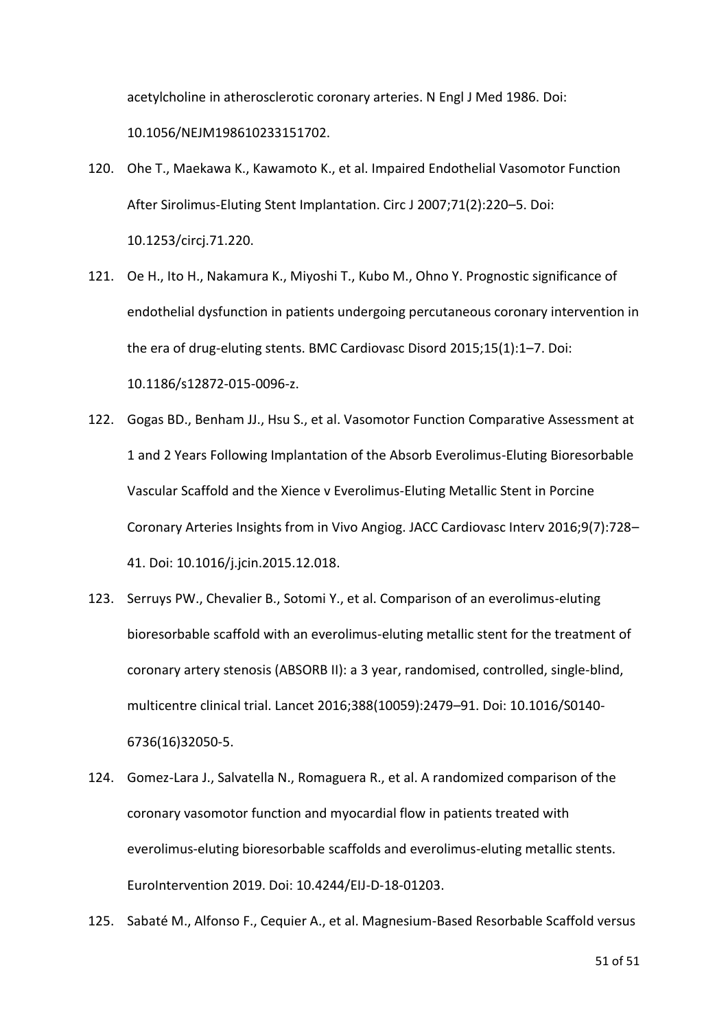acetylcholine in atherosclerotic coronary arteries. N Engl J Med 1986. Doi: 10.1056/NEJM198610233151702.

120. Ohe T., Maekawa K., Kawamoto K., et al. Impaired Endothelial Vasomotor Function After Sirolimus-Eluting Stent Implantation. Circ J 2007;71(2):220–5. Doi: 10.1253/circj.71.220.

121. Oe H., Ito H., Nakamura K., Miyoshi T., Kubo M., Ohno Y. Prognostic significance of endothelial dysfunction in patients undergoing percutaneous coronary intervention in the era of drug-eluting stents. BMC Cardiovasc Disord 2015;15(1):1–7. Doi: 10.1186/s12872-015-0096-z.

122. Gogas BD., Benham JJ., Hsu S., et al. Vasomotor Function Comparative Assessment at 1 and 2 Years Following Implantation of the Absorb Everolimus-Eluting Bioresorbable Vascular Scaffold and the Xience v Everolimus-Eluting Metallic Stent in Porcine Coronary Arteries Insights from in Vivo Angiog. JACC Cardiovasc Interv 2016;9(7):728–41. Doi: 10.1016/j.jcin.2015.12.018.

123. Serruys PW., Chevalier B., Sotomi Y., et al. Comparison of an everolimus-eluting bioresorbable scaffold with an everolimus-eluting metallic stent for the treatment of coronary artery stenosis (ABSORB II): a 3 year, randomised, controlled, single-blind, multicentre clinical trial. Lancet 2016;388(10059):2479–91. Doi: 10.1016/S0140-6736(16)32050-5.

124. Gomez-Lara J., Salvatella N., Romaguera R., et al. A randomized comparison of the coronary vasomotor function and myocardial flow in patients treated with everolimus-eluting bioresorbable scaffolds and everolimus-eluting metallic stents. EuroIntervention 2019. Doi: 10.4244/EIJ-D-18-01203.

125. Sabaté M., Alfonso F., Cequier A., et al. Magnesium-Based Resorbable Scaffold versus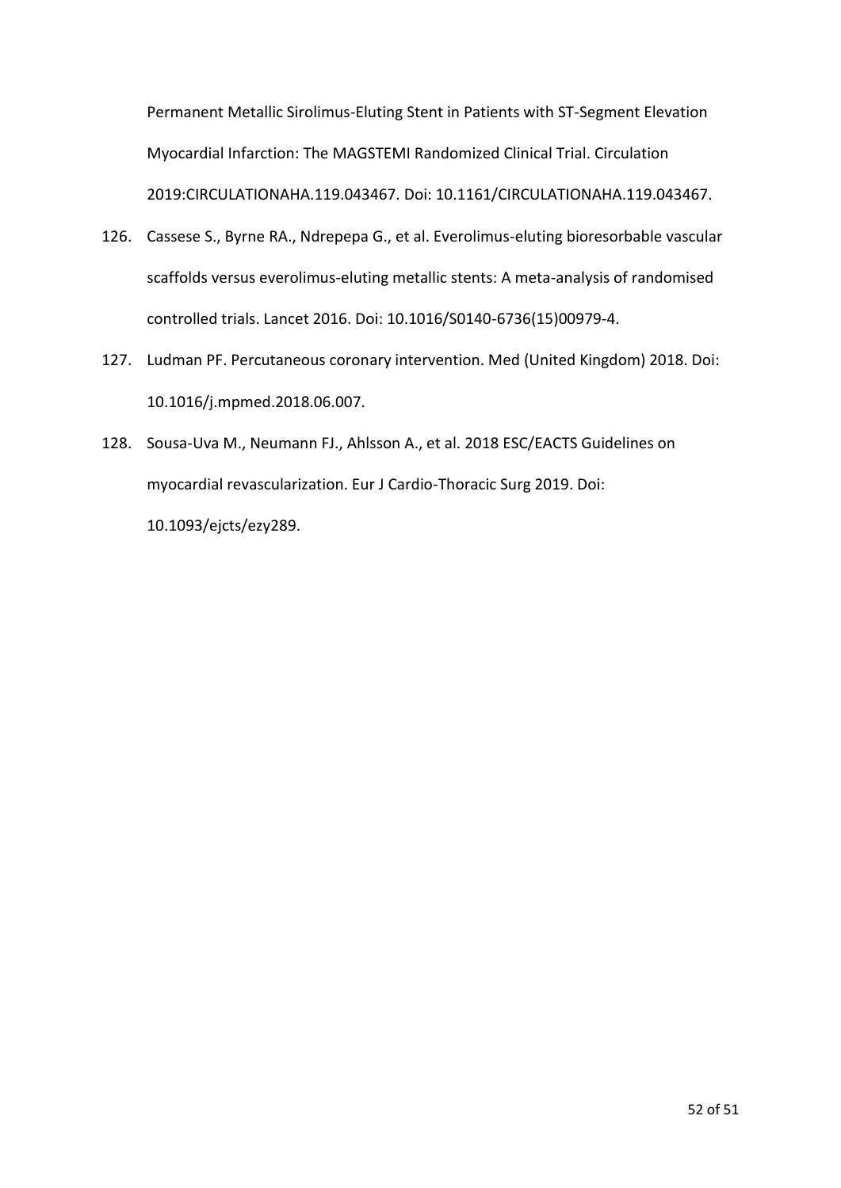Permanent Metallic Sirolimus-Eluting Stent in Patients with ST-Segment Elevation Myocardial Infarction: The MAGSTEMI Randomized Clinical Trial. Circulation 2019:CIRCULATIONAHA.119.043467. Doi: 10.1161/CIRCULATIONAHA.119.043467.

126. Cassese S., Byrne RA., Ndrepepa G., et al. Everolimus-eluting bioresorbable vascular scaffolds versus everolimus-eluting metallic stents: A meta-analysis of randomised controlled trials. Lancet 2016. Doi: 10.1016/S0140-6736(15)00979-4.

127. Ludman PF. Percutaneous coronary intervention. Med (United Kingdom) 2018. Doi: 10.1016/j.mpmed.2018.06.007.

128. Sousa-Uva M., Neumann FJ., Ahlsson A., et al. 2018 ESC/EACTS Guidelines on myocardial revascularization. Eur J Cardio-Thoracic Surg 2019. Doi: 10.1093/ejcts/ezy289.